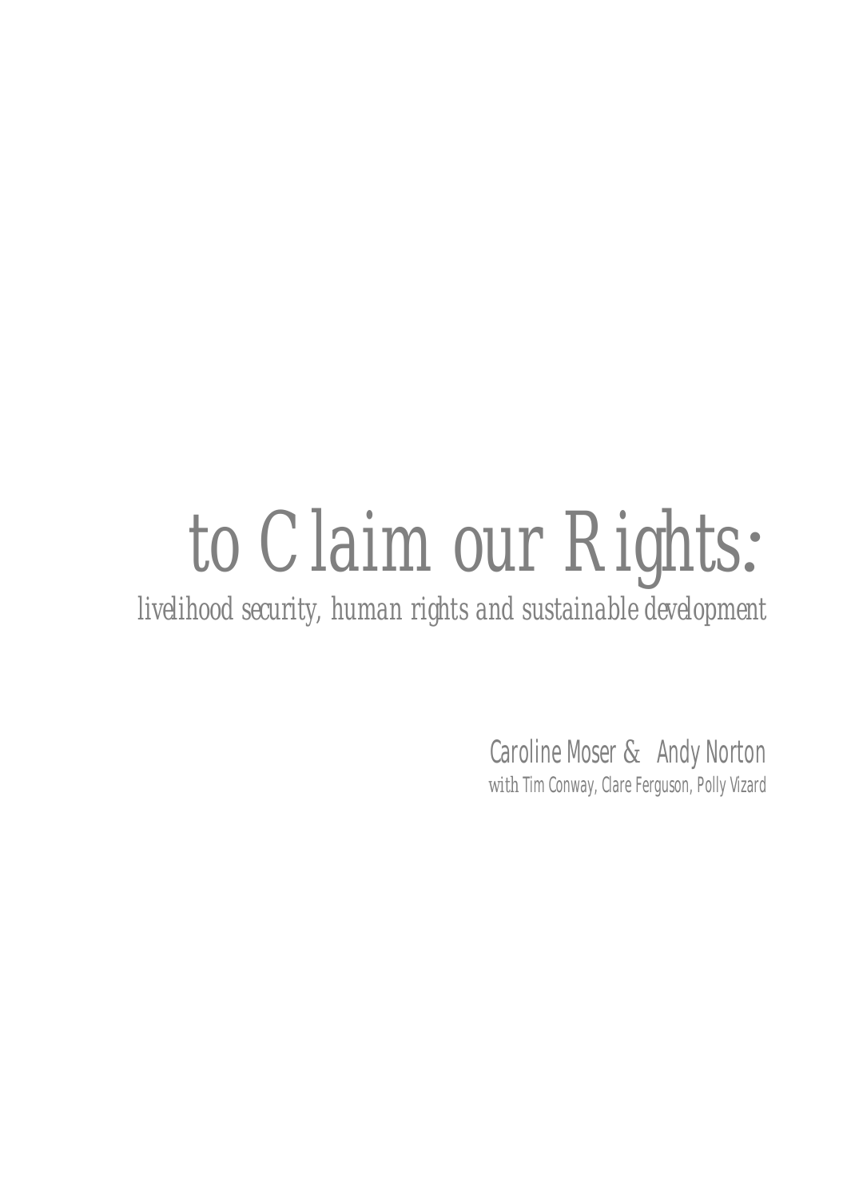# *to Claim our Rights:*

*livelihood security, human rights and sustainable development*

Caroline Moser & Andy Norton

with Tim Conway, Clare Ferguson, Polly Vizard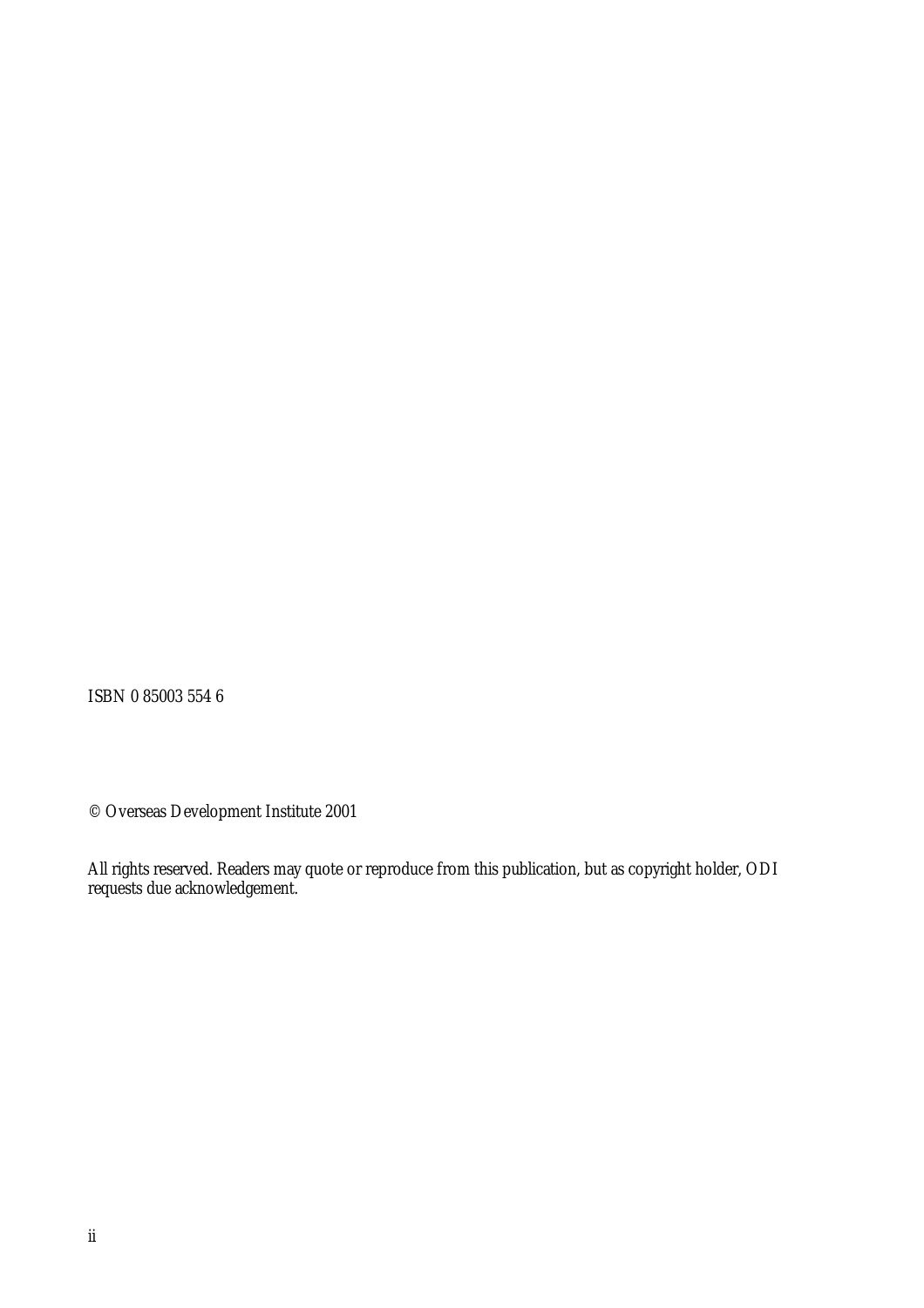ISBN 0 85003 554 6

© Overseas Development Institute 2001

All rights reserved. Readers may quote or reproduce from this publication, but as copyright holder, ODI requests due acknowledgement.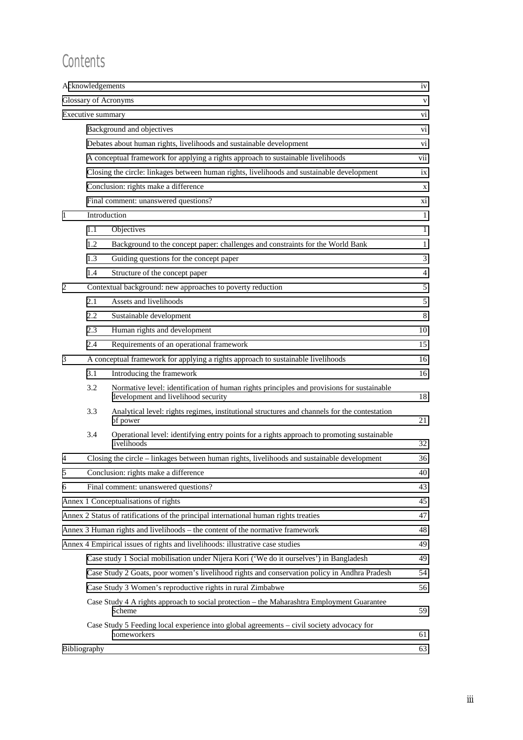# Contents

| | | |
|---|---|---|
| Acknowledgements | | iv |
| Glossary of Acronyms | | v |
| Executive summary | | vi |
| | Background and objectives | vi |
| | Debates about human rights, livelihoods and sustainable development | vi |
| | A conceptual framework for applying a rights approach to sustainable livelihoods | vii |
| | Closing the circle: linkages between human rights, livelihoods and sustainable development | ix |
| | Conclusion: rights make a difference | x |
| | Final comment: unanswered questions? | xi |
| 1 | Introduction | 1 |
| 1.1 | Objectives | 1 |
| 1.2 | Background to the concept paper: challenges and constraints for the World Bank | 1 |
| 1.3 | Guiding questions for the concept paper | 3 |
| 1.4 | Structure of the concept paper | 4 |
| 2 | Contextual background: new approaches to poverty reduction | 5 |
| 2.1 | Assets and livelihoods | 5 |
| 2.2 | Sustainable development | 8 |
| 2.3 | Human rights and development | 10 |
| 2.4 | Requirements of an operational framework | 15 |
| 3 | A conceptual framework for applying a rights approach to sustainable livelihoods | 16 |
| 3.1 | Introducing the framework | 16 |
| 3.2 | Normative level: identification of human rights principles and provisions for sustainable development and livelihood security | 18 |
| 3.3 | Analytical level: rights regimes, institutional structures and channels for the contestation of power | 21 |
| 3.4 | Operational level: identifying entry points for a rights approach to promoting sustainable livelihoods | 32 |
| 4 | Closing the circle – linkages between human rights, livelihoods and sustainable development | 36 |
| 5 | Conclusion: rights make a difference | 40 |
| 6 | Final comment: unanswered questions? | 43 |
| Annex 1 Conceptualisations of rights | | 45 |
| Annex 2 Status of ratifications of the principal international human rights treaties | | 47 |
| Annex 3 Human rights and livelihoods – the content of the normative framework | | 48 |
| Annex 4 Empirical issues of rights and livelihoods: illustrative case studies | | 49 |
| | Case study 1 Social mobilisation under Nijera Kori ('We do it ourselves') in Bangladesh | 49 |
| | Case Study 2 Goats, poor women's livelihood rights and conservation policy in Andhra Pradesh | 54 |
| | Case Study 3 Women's reproductive rights in rural Zimbabwe | 56 |
| | Case Study 4 A rights approach to social protection – the Maharashtra Employment Guarantee Scheme | 59 |
| | Case Study 5 Feeding local experience into global agreements – civil society advocacy for homeworkers | 61 |
| Bibliography | | 63 |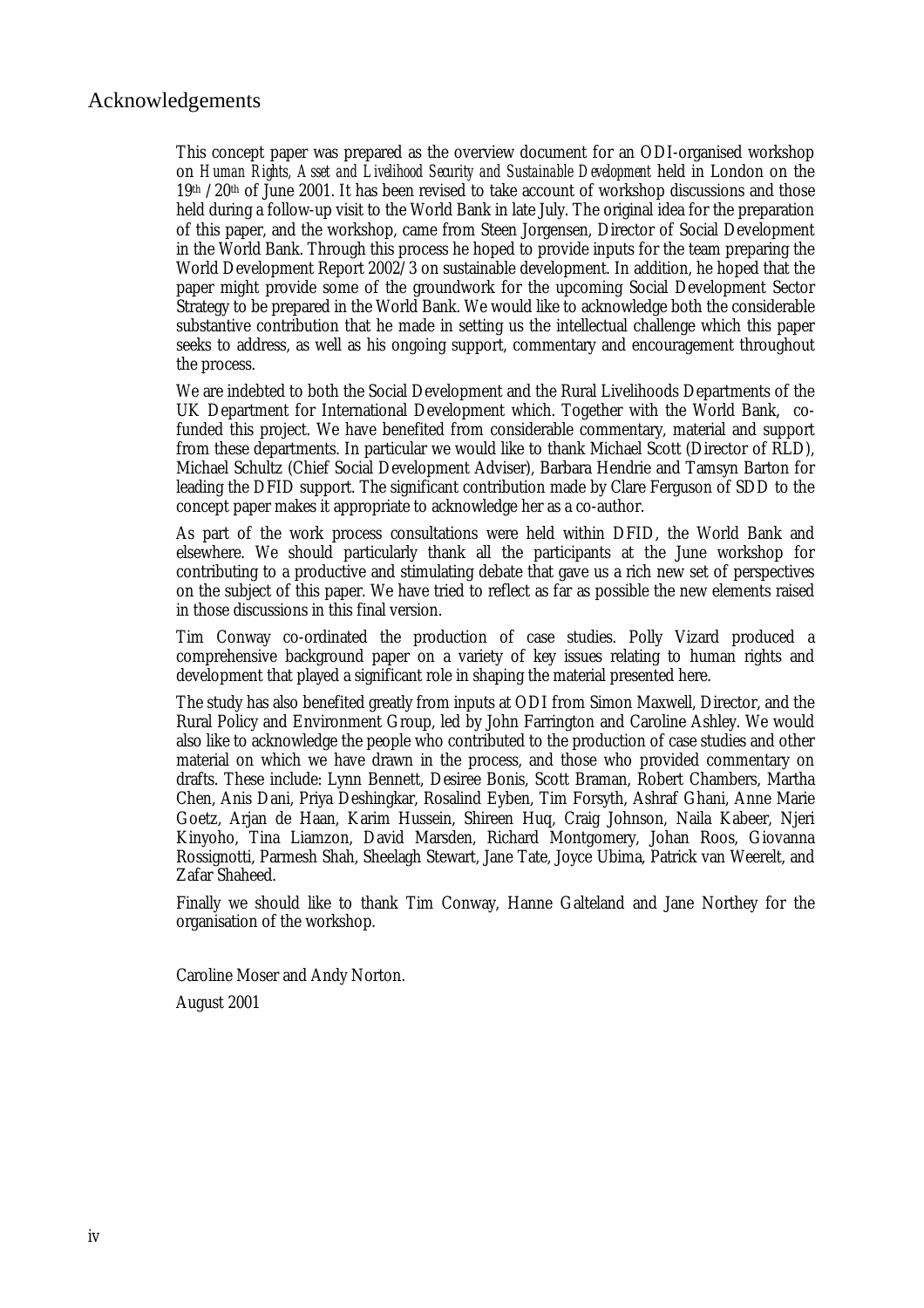# Acknowledgements

This concept paper was prepared as the overview document for an ODI-organised workshop on *Human Rights, Asset and Livelihood Security and Sustainable Development* held in London on the 19th /20th of June 2001. It has been revised to take account of workshop discussions and those held during a follow-up visit to the World Bank in late July. The original idea for the preparation of this paper, and the workshop, came from Steen Jorgensen, Director of Social Development in the World Bank. Through this process he hoped to provide inputs for the team preparing the World Development Report 2002/3 on sustainable development. In addition, he hoped that the paper might provide some of the groundwork for the upcoming Social Development Sector Strategy to be prepared in the World Bank. We would like to acknowledge both the considerable substantive contribution that he made in setting us the intellectual challenge which this paper seeks to address, as well as his ongoing support, commentary and encouragement throughout the process.

We are indebted to both the Social Development and the Rural Livelihoods Departments of the UK Department for International Development which. Together with the World Bank, co-funded this project. We have benefited from considerable commentary, material and support from these departments. In particular we would like to thank Michael Scott (Director of RLD), Michael Schultz (Chief Social Development Adviser), Barbara Hendrie and Tamsyn Barton for leading the DFID support. The significant contribution made by Clare Ferguson of SDD to the concept paper makes it appropriate to acknowledge her as a co-author.

As part of the work process consultations were held within DFID, the World Bank and elsewhere. We should particularly thank all the participants at the June workshop for contributing to a productive and stimulating debate that gave us a rich new set of perspectives on the subject of this paper. We have tried to reflect as far as possible the new elements raised in those discussions in this final version.

Tim Conway co-ordinated the production of case studies. Polly Vizard produced a comprehensive background paper on a variety of key issues relating to human rights and development that played a significant role in shaping the material presented here.

The study has also benefited greatly from inputs at ODI from Simon Maxwell, Director, and the Rural Policy and Environment Group, led by John Farrington and Caroline Ashley. We would also like to acknowledge the people who contributed to the production of case studies and other material on which we have drawn in the process, and those who provided commentary on drafts. These include: Lynn Bennett, Desiree Bonis, Scott Braman, Robert Chambers, Martha Chen, Anis Dani, Priya Deshingkar, Rosalind Eyben, Tim Forsyth, Ashraf Ghani, Anne Marie Goetz, Arjan de Haan, Karim Hussein, Shireen Huq, Craig Johnson, Naila Kabeer, Njeri Kinyoho, Tina Liamzon, David Marsden, Richard Montgomery, Johan Roos, Giovanna Rossignotti, Parmesh Shah, Sheelagh Stewart, Jane Tate, Joyce Ubima, Patrick van Weerelt, and Zafar Shaheed.

Finally we should like to thank Tim Conway, Hanne Galteland and Jane Northey for the organisation of the workshop.

Caroline Moser and Andy Norton.

August 2001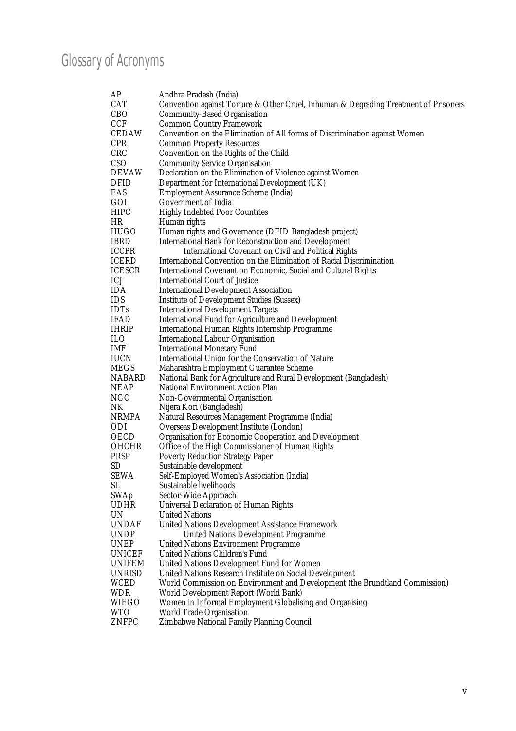# Glossary of Acronyms

| | |
|---|---|
| AP | Andhra Pradesh (India) |
| CAT | Convention against Torture & Other Cruel, Inhuman & Degrading Treatment of Prisoners |
| CBO | Community-Based Organisation |
| CCF | Common Country Framework |
| CEDAW | Convention on the Elimination of All forms of Discrimination against Women |
| CPR | Common Property Resources |
| CRC | Convention on the Rights of the Child |
| CSO | Community Service Organisation |
| DEVAW | Declaration on the Elimination of Violence against Women |
| DFID | Department for International Development (UK) |
| EAS | Employment Assurance Scheme (India) |
| GOI | Government of India |
| HIPC | Highly Indebted Poor Countries |
| HR | Human rights |
| HUGO | Human rights and Governance (DFID Bangladesh project) |
| IBRD | International Bank for Reconstruction and Development |
| ICCPR | International Covenant on Civil and Political Rights |
| ICERD | International Convention on the Elimination of Racial Discrimination |
| ICESCR | International Covenant on Economic, Social and Cultural Rights |
| ICJ | International Court of Justice |
| IDA | International Development Association |
| IDS | Institute of Development Studies (Sussex) |
| IDTs | International Development Targets |
| IFAD | International Fund for Agriculture and Development |
| IHRIP | International Human Rights Internship Programme |
| ILO | International Labour Organisation |
| IMF | International Monetary Fund |
| IUCN | International Union for the Conservation of Nature |
| MEGS | Maharashtra Employment Guarantee Scheme |
| NABARD | National Bank for Agriculture and Rural Development (Bangladesh) |
| NEAP | National Environment Action Plan |
| NGO | Non-Governmental Organisation |
| NK | Nijera Kori (Bangladesh) |
| NRMPA | Natural Resources Management Programme (India) |
| ODI | Overseas Development Institute (London) |
| OECD | Organisation for Economic Cooperation and Development |
| OHCHR | Office of the High Commissioner of Human Rights |
| PRSP | Poverty Reduction Strategy Paper |
| SD | Sustainable development |
| SEWA | Self-Employed Women's Association (India) |
| SL | Sustainable livelihoods |
| SWAp | Sector-Wide Approach |
| UDHR | Universal Declaration of Human Rights |
| UN | United Nations |
| UNDAF | United Nations Development Assistance Framework |
| UNDP | United Nations Development Programme |
| UNEP | United Nations Environment Programme |
| UNICEF | United Nations Children's Fund |
| UNIFEM | United Nations Development Fund for Women |
| UNRISD | United Nations Research Institute on Social Development |
| WCED | World Commission on Environment and Development (the Brundtland Commission) |
| WDR | World Development Report (World Bank) |
| WIEGO | Women in Informal Employment Globalising and Organising |
| WTO | World Trade Organisation |
| ZNFPC | Zimbabwe National Family Planning Council |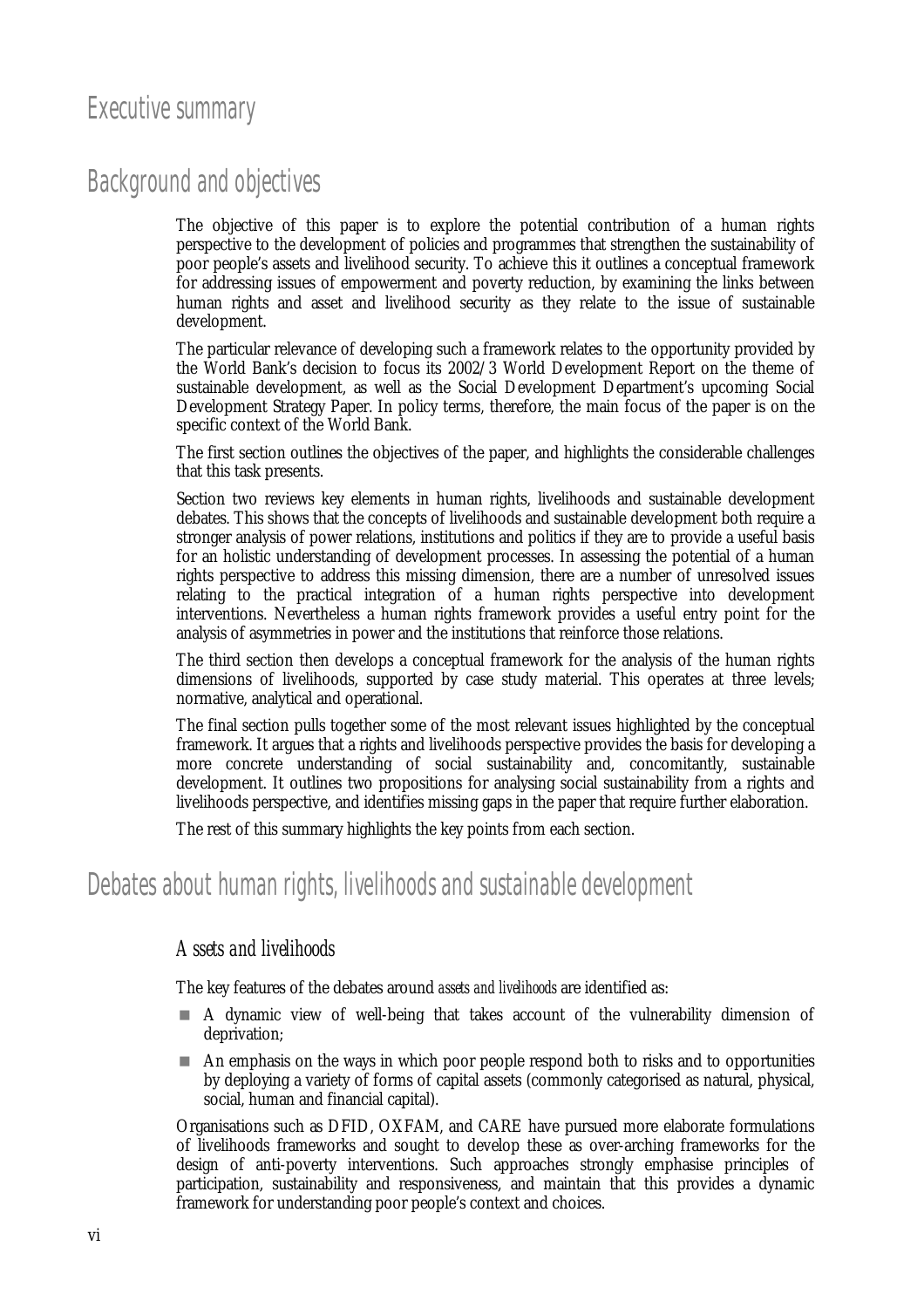# Executive summary

## Background and objectives

The objective of this paper is to explore the potential contribution of a human rights perspective to the development of policies and programmes that strengthen the sustainability of poor people's assets and livelihood security. To achieve this it outlines a conceptual framework for addressing issues of empowerment and poverty reduction, by examining the links between human rights and asset and livelihood security as they relate to the issue of sustainable development.

The particular relevance of developing such a framework relates to the opportunity provided by the World Bank's decision to focus its 2002/3 World Development Report on the theme of sustainable development, as well as the Social Development Department's upcoming Social Development Strategy Paper. In policy terms, therefore, the main focus of the paper is on the specific context of the World Bank.

The first section outlines the objectives of the paper, and highlights the considerable challenges that this task presents.

Section two reviews key elements in human rights, livelihoods and sustainable development debates. This shows that the concepts of livelihoods and sustainable development both require a stronger analysis of power relations, institutions and politics if they are to provide a useful basis for an holistic understanding of development processes. In assessing the potential of a human rights perspective to address this missing dimension, there are a number of unresolved issues relating to the practical integration of a human rights perspective into development interventions. Nevertheless a human rights framework provides a useful entry point for the analysis of asymmetries in power and the institutions that reinforce those relations.

The third section then develops a conceptual framework for the analysis of the human rights dimensions of livelihoods, supported by case study material. This operates at three levels; normative, analytical and operational.

The final section pulls together some of the most relevant issues highlighted by the conceptual framework. It argues that a rights and livelihoods perspective provides the basis for developing a more concrete understanding of social sustainability and, concomitantly, sustainable development. It outlines two propositions for analysing social sustainability from a rights and livelihoods perspective, and identifies missing gaps in the paper that require further elaboration.

The rest of this summary highlights the key points from each section.

## Debates about human rights, livelihoods and sustainable development

### *Assets and livelihoods*

The key features of the debates around *assets and livelihoods* are identified as:

- A dynamic view of well-being that takes account of the vulnerability dimension of deprivation;
- An emphasis on the ways in which poor people respond both to risks and to opportunities by deploying a variety of forms of capital assets (commonly categorised as natural, physical, social, human and financial capital).

Organisations such as DFID, OXFAM, and CARE have pursued more elaborate formulations of livelihoods frameworks and sought to develop these as over-arching frameworks for the design of anti-poverty interventions. Such approaches strongly emphasise principles of participation, sustainability and responsiveness, and maintain that this provides a dynamic framework for understanding poor people's context and choices.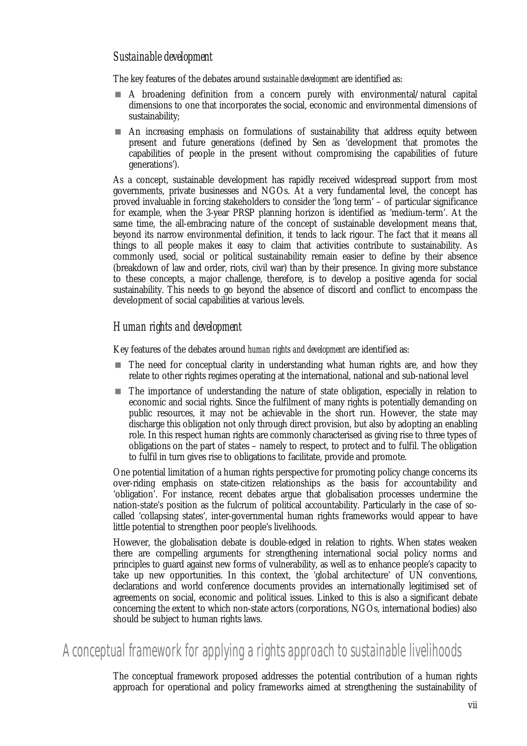### *Sustainable development*

The key features of the debates around *sustainable development* are identified as:

- A broadening definition from a concern purely with environmental/natural capital dimensions to one that incorporates the social, economic and environmental dimensions of sustainability;
- An increasing emphasis on formulations of sustainability that address equity between present and future generations (defined by Sen as 'development that promotes the capabilities of people in the present without compromising the capabilities of future generations').

As a concept, sustainable development has rapidly received widespread support from most governments, private businesses and NGOs. At a very fundamental level, the concept has proved invaluable in forcing stakeholders to consider the 'long term' – of particular significance for example, when the 3-year PRSP planning horizon is identified as 'medium-term'. At the same time, the all-embracing nature of the concept of sustainable development means that, beyond its narrow environmental definition, it tends to lack rigour. The fact that it means all things to all people makes it easy to claim that activities contribute to sustainability. As commonly used, social or political sustainability remain easier to define by their absence (breakdown of law and order, riots, civil war) than by their presence. In giving more substance to these concepts, a major challenge, therefore, is to develop a positive agenda for social sustainability. This needs to go beyond the absence of discord and conflict to encompass the development of social capabilities at various levels.

### *Human rights and development*

Key features of the debates around *human rights and development* are identified as:

- The need for conceptual clarity in understanding what human rights are, and how they relate to other rights regimes operating at the international, national and sub-national level
- The importance of understanding the nature of state obligation, especially in relation to economic and social rights. Since the fulfilment of many rights is potentially demanding on public resources, it may not be achievable in the short run. However, the state may discharge this obligation not only through direct provision, but also by adopting an enabling role. In this respect human rights are commonly characterised as giving rise to three types of obligations on the part of states – namely to respect, to protect and to fulfil. The obligation to fulfil in turn gives rise to obligations to facilitate, provide and promote.

One potential limitation of a human rights perspective for promoting policy change concerns its over-riding emphasis on state-citizen relationships as the basis for accountability and 'obligation'. For instance, recent debates argue that globalisation processes undermine the nation-state's position as the fulcrum of political accountability. Particularly in the case of so-called 'collapsing states', inter-governmental human rights frameworks would appear to have little potential to strengthen poor people's livelihoods.

However, the globalisation debate is double-edged in relation to rights. When states weaken there are compelling arguments for strengthening international social policy norms and principles to guard against new forms of vulnerability, as well as to enhance people's capacity to take up new opportunities. In this context, the 'global architecture' of UN conventions, declarations and world conference documents provides an internationally legitimised set of agreements on social, economic and political issues. Linked to this is also a significant debate concerning the extent to which non-state actors (corporations, NGOs, international bodies) also should be subject to human rights laws.

## A conceptual framework for applying a rights approach to sustainable livelihoods

The conceptual framework proposed addresses the potential contribution of a human rights approach for operational and policy frameworks aimed at strengthening the sustainability of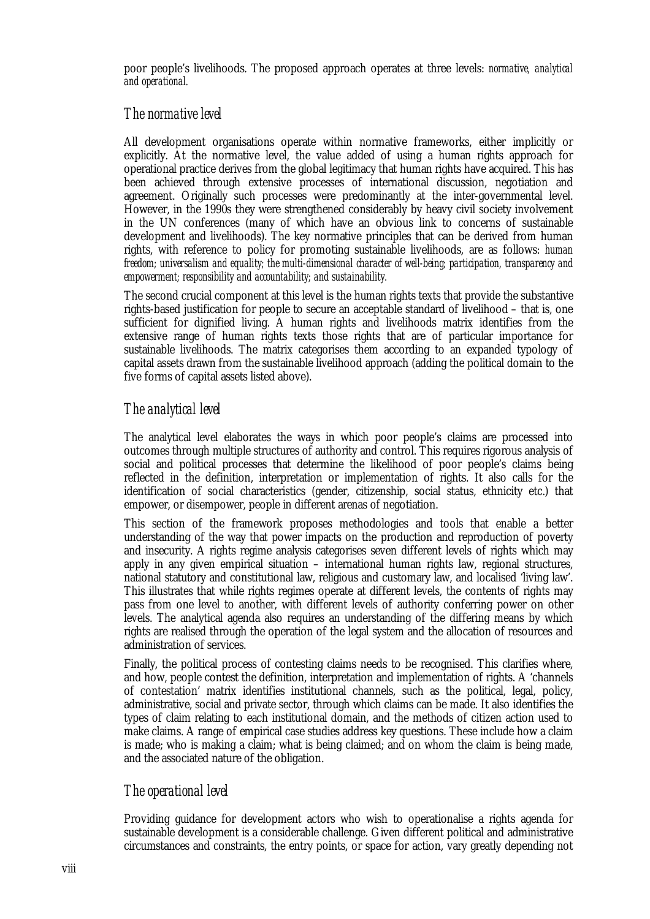poor people's livelihoods. The proposed approach operates at three levels: *normative, analytical and operational.*

### *The normative level*

All development organisations operate within normative frameworks, either implicitly or explicitly. At the normative level, the value added of using a human rights approach for operational practice derives from the global legitimacy that human rights have acquired. This has been achieved through extensive processes of international discussion, negotiation and agreement. Originally such processes were predominantly at the inter-governmental level. However, in the 1990s they were strengthened considerably by heavy civil society involvement in the UN conferences (many of which have an obvious link to concerns of sustainable development and livelihoods). The key normative principles that can be derived from human rights, with reference to policy for promoting sustainable livelihoods, are as follows: *human freedom; universalism and equality; the multi-dimensional character of well-being; participation, transparency and empowerment; responsibility and accountability; and sustainability.*

The second crucial component at this level is the human rights texts that provide the substantive rights-based justification for people to secure an acceptable standard of livelihood – that is, one sufficient for dignified living. A human rights and livelihoods matrix identifies from the extensive range of human rights texts those rights that are of particular importance for sustainable livelihoods. The matrix categorises them according to an expanded typology of capital assets drawn from the sustainable livelihood approach (adding the political domain to the five forms of capital assets listed above).

### *The analytical level*

The analytical level elaborates the ways in which poor people's claims are processed into outcomes through multiple structures of authority and control. This requires rigorous analysis of social and political processes that determine the likelihood of poor people's claims being reflected in the definition, interpretation or implementation of rights. It also calls for the identification of social characteristics (gender, citizenship, social status, ethnicity etc.) that empower, or disempower, people in different arenas of negotiation.

This section of the framework proposes methodologies and tools that enable a better understanding of the way that power impacts on the production and reproduction of poverty and insecurity. A rights regime analysis categorises seven different levels of rights which may apply in any given empirical situation – international human rights law, regional structures, national statutory and constitutional law, religious and customary law, and localised 'living law'. This illustrates that while rights regimes operate at different levels, the contents of rights may pass from one level to another, with different levels of authority conferring power on other levels. The analytical agenda also requires an understanding of the differing means by which rights are realised through the operation of the legal system and the allocation of resources and administration of services.

Finally, the political process of contesting claims needs to be recognised. This clarifies where, and how, people contest the definition, interpretation and implementation of rights. A 'channels of contestation' matrix identifies institutional channels, such as the political, legal, policy, administrative, social and private sector, through which claims can be made. It also identifies the types of claim relating to each institutional domain, and the methods of citizen action used to make claims. A range of empirical case studies address key questions. These include how a claim is made; who is making a claim; what is being claimed; and on whom the claim is being made, and the associated nature of the obligation.

### *The operational level*

Providing guidance for development actors who wish to operationalise a rights agenda for sustainable development is a considerable challenge. Given different political and administrative circumstances and constraints, the entry points, or space for action, vary greatly depending not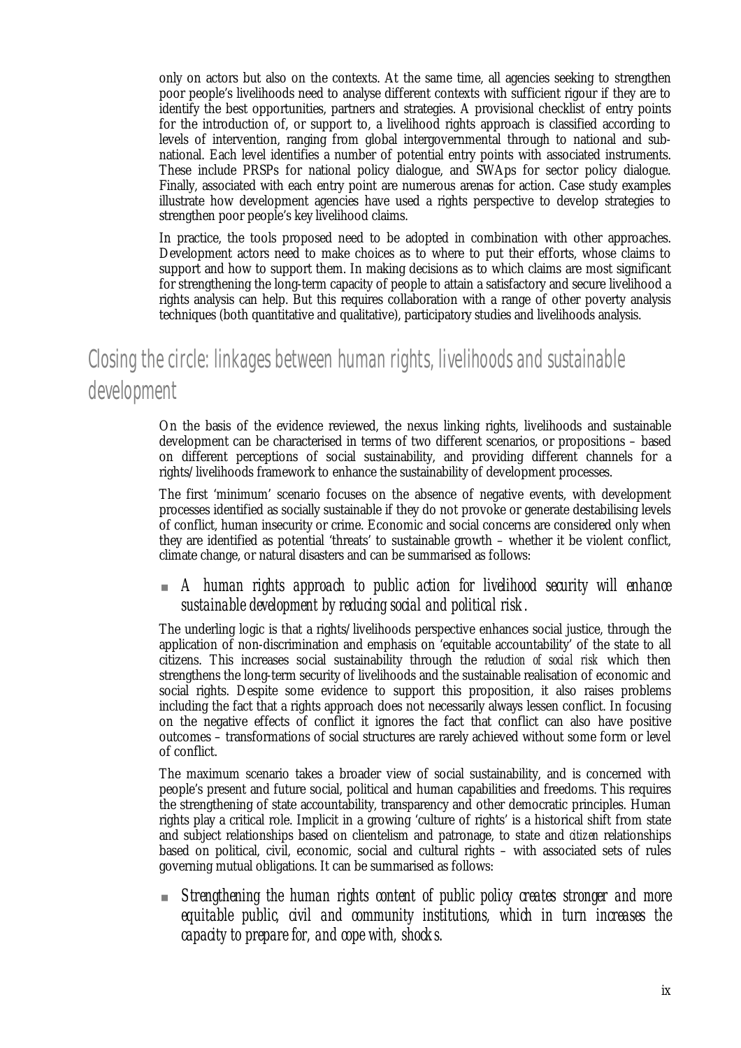only on actors but also on the contexts. At the same time, all agencies seeking to strengthen poor people's livelihoods need to analyse different contexts with sufficient rigour if they are to identify the best opportunities, partners and strategies. A provisional checklist of entry points for the introduction of, or support to, a livelihood rights approach is classified according to levels of intervention, ranging from global intergovernmental through to national and sub-national. Each level identifies a number of potential entry points with associated instruments. These include PRSPs for national policy dialogue, and SWAps for sector policy dialogue. Finally, associated with each entry point are numerous arenas for action. Case study examples illustrate how development agencies have used a rights perspective to develop strategies to strengthen poor people's key livelihood claims.

In practice, the tools proposed need to be adopted in combination with other approaches. Development actors need to make choices as to where to put their efforts, whose claims to support and how to support them. In making decisions as to which claims are most significant for strengthening the long-term capacity of people to attain a satisfactory and secure livelihood a rights analysis can help. But this requires collaboration with a range of other poverty analysis techniques (both quantitative and qualitative), participatory studies and livelihoods analysis.

## Closing the circle: linkages between human rights, livelihoods and sustainable development

On the basis of the evidence reviewed, the nexus linking rights, livelihoods and sustainable development can be characterised in terms of two different scenarios, or propositions – based on different perceptions of social sustainability, and providing different channels for a rights/livelihoods framework to enhance the sustainability of development processes.

The first 'minimum' scenario focuses on the absence of negative events, with development processes identified as socially sustainable if they do not provoke or generate destabilising levels of conflict, human insecurity or crime. Economic and social concerns are considered only when they are identified as potential 'threats' to sustainable growth – whether it be violent conflict, climate change, or natural disasters and can be summarised as follows:

- *A human rights approach to public action for livelihood security will enhance sustainable development by reducing social and political risk.*

The underling logic is that a rights/livelihoods perspective enhances social justice, through the application of non-discrimination and emphasis on 'equitable accountability' of the state to all citizens. This increases social sustainability through the *reduction of social risk* which then strengthens the long-term security of livelihoods and the sustainable realisation of economic and social rights. Despite some evidence to support this proposition, it also raises problems including the fact that a rights approach does not necessarily always lessen conflict. In focusing on the negative effects of conflict it ignores the fact that conflict can also have positive outcomes – transformations of social structures are rarely achieved without some form or level of conflict.

The maximum scenario takes a broader view of social sustainability, and is concerned with people's present and future social, political and human capabilities and freedoms. This requires the strengthening of state accountability, transparency and other democratic principles. Human rights play a critical role. Implicit in a growing 'culture of rights' is a historical shift from state and subject relationships based on clientelism and patronage, to state and *citizen* relationships based on political, civil, economic, social and cultural rights – with associated sets of rules governing mutual obligations. It can be summarised as follows:

- *Strengthening the human rights content of public policy creates stronger and more equitable public, civil and community institutions, which in turn increases the capacity to prepare for, and cope with, shocks.*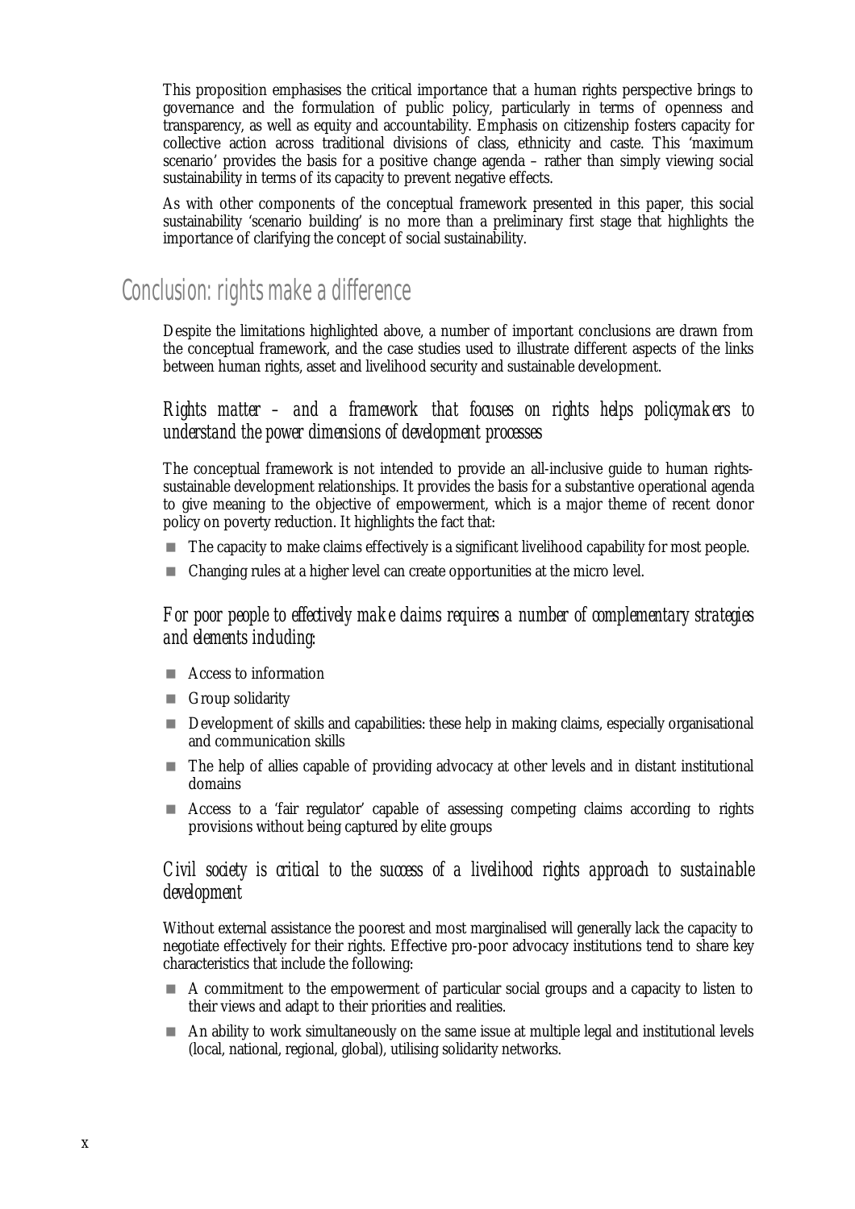This proposition emphasises the critical importance that a human rights perspective brings to governance and the formulation of public policy, particularly in terms of openness and transparency, as well as equity and accountability. Emphasis on citizenship fosters capacity for collective action across traditional divisions of class, ethnicity and caste. This 'maximum scenario' provides the basis for a positive change agenda – rather than simply viewing social sustainability in terms of its capacity to prevent negative effects.

As with other components of the conceptual framework presented in this paper, this social sustainability 'scenario building' is no more than a preliminary first stage that highlights the importance of clarifying the concept of social sustainability.

## Conclusion: rights make a difference

Despite the limitations highlighted above, a number of important conclusions are drawn from the conceptual framework, and the case studies used to illustrate different aspects of the links between human rights, asset and livelihood security and sustainable development.

### *Rights matter – and a framework that focuses on rights helps policymakers to understand the power dimensions of development processes*

The conceptual framework is not intended to provide an all-inclusive guide to human rights-sustainable development relationships. It provides the basis for a substantive operational agenda to give meaning to the objective of empowerment, which is a major theme of recent donor policy on poverty reduction. It highlights the fact that:

- The capacity to make claims effectively is a significant livelihood capability for most people.
- Changing rules at a higher level can create opportunities at the micro level.

### *For poor people to effectively make claims requires a number of complementary strategies and elements including:*

- Access to information
- Group solidarity
- Development of skills and capabilities: these help in making claims, especially organisational and communication skills
- The help of allies capable of providing advocacy at other levels and in distant institutional domains
- Access to a 'fair regulator' capable of assessing competing claims according to rights provisions without being captured by elite groups

### *Civil society is critical to the success of a livelihood rights approach to sustainable development*

Without external assistance the poorest and most marginalised will generally lack the capacity to negotiate effectively for their rights. Effective pro-poor advocacy institutions tend to share key characteristics that include the following:

- A commitment to the empowerment of particular social groups and a capacity to listen to their views and adapt to their priorities and realities.
- An ability to work simultaneously on the same issue at multiple legal and institutional levels (local, national, regional, global), utilising solidarity networks.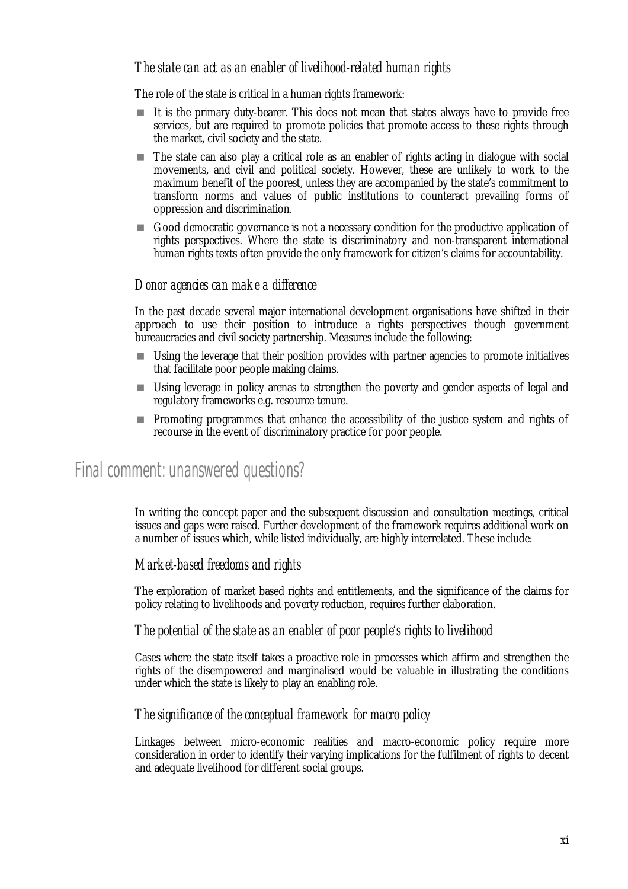### *The state can act as an enabler of livelihood-related human rights*

The role of the state is critical in a human rights framework:

- It is the primary duty-bearer. This does not mean that states always have to provide free services, but are required to promote policies that promote access to these rights through the market, civil society and the state.
- The state can also play a critical role as an enabler of rights acting in dialogue with social movements, and civil and political society. However, these are unlikely to work to the maximum benefit of the poorest, unless they are accompanied by the state's commitment to transform norms and values of public institutions to counteract prevailing forms of oppression and discrimination.
- Good democratic governance is not a necessary condition for the productive application of rights perspectives. Where the state is discriminatory and non-transparent international human rights texts often provide the only framework for citizen's claims for accountability.

### *Donor agencies can make a difference*

In the past decade several major international development organisations have shifted in their approach to use their position to introduce a rights perspectives though government bureaucracies and civil society partnership. Measures include the following:

- Using the leverage that their position provides with partner agencies to promote initiatives that facilitate poor people making claims.
- Using leverage in policy arenas to strengthen the poverty and gender aspects of legal and regulatory frameworks e.g. resource tenure.
- Promoting programmes that enhance the accessibility of the justice system and rights of recourse in the event of discriminatory practice for poor people.

## Final comment: unanswered questions?

In writing the concept paper and the subsequent discussion and consultation meetings, critical issues and gaps were raised. Further development of the framework requires additional work on a number of issues which, while listed individually, are highly interrelated. These include:

### *Market-based freedoms and rights*

The exploration of market based rights and entitlements, and the significance of the claims for policy relating to livelihoods and poverty reduction, requires further elaboration.

### *The potential of the state as an enabler of poor people's rights to livelihood*

Cases where the state itself takes a proactive role in processes which affirm and strengthen the rights of the disempowered and marginalised would be valuable in illustrating the conditions under which the state is likely to play an enabling role.

### *The significance of the conceptual framework for macro policy*

Linkages between micro-economic realities and macro-economic policy require more consideration in order to identify their varying implications for the fulfilment of rights to decent and adequate livelihood for different social groups.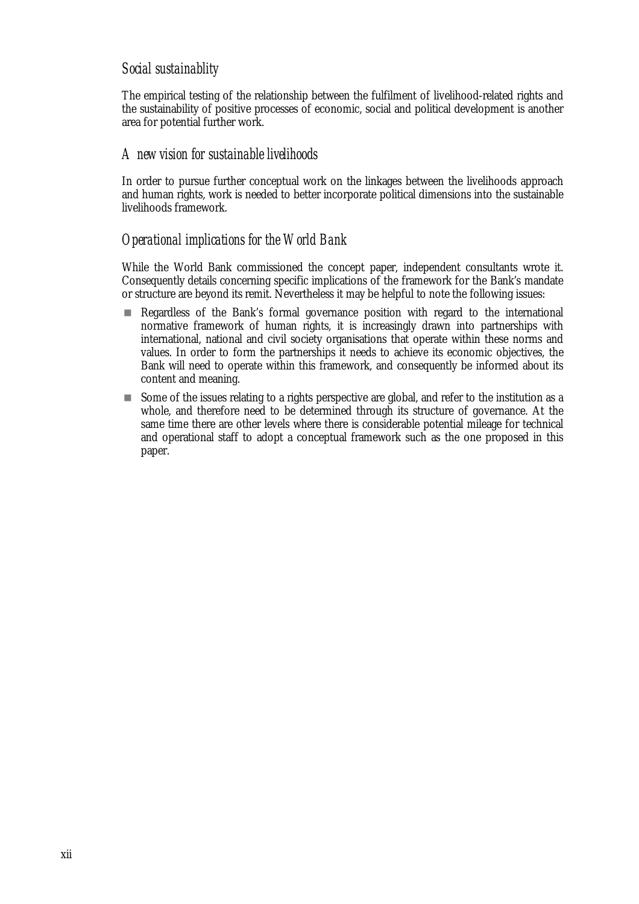### *Social sustainablity*

The empirical testing of the relationship between the fulfilment of livelihood-related rights and the sustainability of positive processes of economic, social and political development is another area for potential further work.

### *A new vision for sustainable livelihoods*

In order to pursue further conceptual work on the linkages between the livelihoods approach and human rights, work is needed to better incorporate political dimensions into the sustainable livelihoods framework.

### *Operational implications for the World Bank*

While the World Bank commissioned the concept paper, independent consultants wrote it. Consequently details concerning specific implications of the framework for the Bank's mandate or structure are beyond its remit. Nevertheless it may be helpful to note the following issues:

- Regardless of the Bank's formal governance position with regard to the international normative framework of human rights, it is increasingly drawn into partnerships with international, national and civil society organisations that operate within these norms and values. In order to form the partnerships it needs to achieve its economic objectives, the Bank will need to operate within this framework, and consequently be informed about its content and meaning.
- Some of the issues relating to a rights perspective are global, and refer to the institution as a whole, and therefore need to be determined through its structure of governance. At the same time there are other levels where there is considerable potential mileage for technical and operational staff to adopt a conceptual framework such as the one proposed in this paper.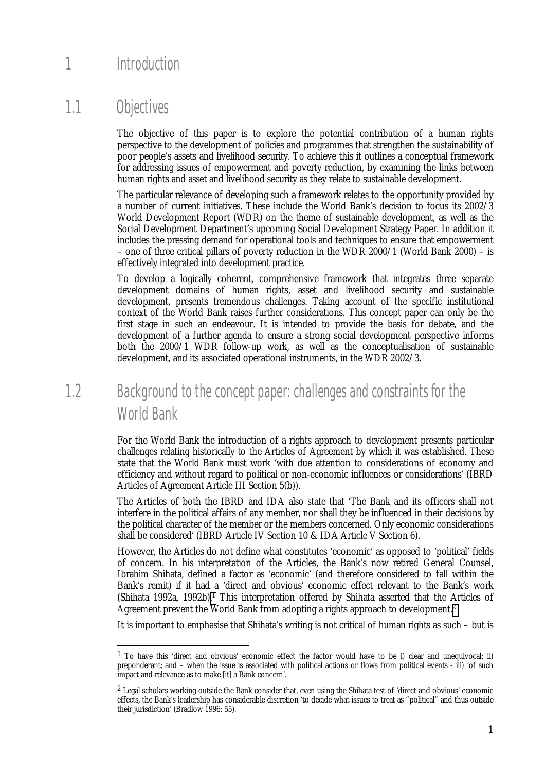# 1 Introduction

## 1.1 Objectives

The objective of this paper is to explore the potential contribution of a human rights perspective to the development of policies and programmes that strengthen the sustainability of poor people's assets and livelihood security. To achieve this it outlines a conceptual framework for addressing issues of empowerment and poverty reduction, by examining the links between human rights and asset and livelihood security as they relate to sustainable development.

The particular relevance of developing such a framework relates to the opportunity provided by a number of current initiatives. These include the World Bank's decision to focus its 2002/3 World Development Report (WDR) on the theme of sustainable development, as well as the Social Development Department's upcoming Social Development Strategy Paper. In addition it includes the pressing demand for operational tools and techniques to ensure that empowerment – one of three critical pillars of poverty reduction in the WDR 2000/1 (World Bank 2000) – is effectively integrated into development practice.

To develop a logically coherent, comprehensive framework that integrates three separate development domains of human rights, asset and livelihood security and sustainable development, presents tremendous challenges. Taking account of the specific institutional context of the World Bank raises further considerations. This concept paper can only be the first stage in such an endeavour. It is intended to provide the basis for debate, and the development of a further agenda to ensure a strong social development perspective informs both the 2000/1 WDR follow-up work, as well as the conceptualisation of sustainable development, and its associated operational instruments, in the WDR 2002/3.

## 1.2 Background to the concept paper: challenges and constraints for the World Bank

For the World Bank the introduction of a rights approach to development presents particular challenges relating historically to the Articles of Agreement by which it was established. These state that the World Bank must work 'with due attention to considerations of economy and efficiency and without regard to political or non-economic influences or considerations' (IBRD Articles of Agreement Article III Section 5(b)).

The Articles of both the IBRD and IDA also state that 'The Bank and its officers shall not interfere in the political affairs of any member, nor shall they be influenced in their decisions by the political character of the member or the members concerned. Only economic considerations shall be considered' (IBRD Article IV Section 10 & IDA Article V Section 6).

However, the Articles do not define what constitutes 'economic' as opposed to 'political' fields of concern. In his interpretation of the Articles, the Bank's now retired General Counsel, Ibrahim Shihata, defined a factor as 'economic' (and therefore considered to fall within the Bank's remit) if it had a 'direct and obvious' economic effect relevant to the Bank's work (Shihata 1992a, 1992b).[1] This interpretation offered by Shihata asserted that the Articles of Agreement prevent the World Bank from adopting a rights approach to development.[2]

It is important to emphasise that Shihata's writing is not critical of human rights as such – but is

---

[1] To have this 'direct and obvious' economic effect the factor would have to be i) clear and unequivocal; ii) preponderant; and – when the issue is associated with political actions or flows from political events - iii) 'of such impact and relevance as to make [it] a Bank concern'.

[2] Legal scholars working outside the Bank consider that, even using the Shihata test of 'direct and obvious' economic effects, the Bank's leadership has considerable discretion 'to decide what issues to treat as "political" and thus outside their jurisdiction' (Bradlow 1996: 55).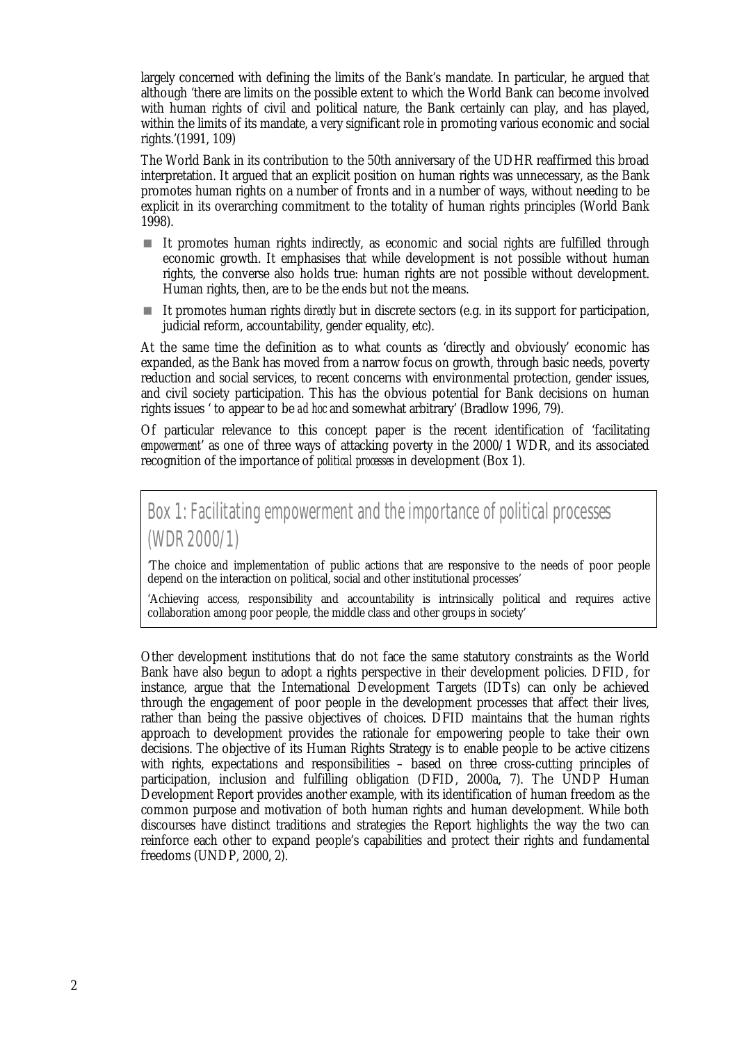largely concerned with defining the limits of the Bank's mandate. In particular, he argued that although 'there are limits on the possible extent to which the World Bank can become involved with human rights of civil and political nature, the Bank certainly can play, and has played, within the limits of its mandate, a very significant role in promoting various economic and social rights.'(1991, 109)

The World Bank in its contribution to the 50th anniversary of the UDHR reaffirmed this broad interpretation. It argued that an explicit position on human rights was unnecessary, as the Bank promotes human rights on a number of fronts and in a number of ways, without needing to be explicit in its overarching commitment to the totality of human rights principles (World Bank 1998).

- It promotes human rights indirectly, as economic and social rights are fulfilled through economic growth. It emphasises that while development is not possible without human rights, the converse also holds true: human rights are not possible without development. Human rights, then, are to be the ends but not the means.
- It promotes human rights *directly* but in discrete sectors (e.g. in its support for participation, judicial reform, accountability, gender equality, etc).

At the same time the definition as to what counts as 'directly and obviously' economic has expanded, as the Bank has moved from a narrow focus on growth, through basic needs, poverty reduction and social services, to recent concerns with environmental protection, gender issues, and civil society participation. This has the obvious potential for Bank decisions on human rights issues ' to appear to be *ad hoc* and somewhat arbitrary' (Bradlow 1996, 79).

Of particular relevance to this concept paper is the recent identification of 'facilitating *empowerment*' as one of three ways of attacking poverty in the 2000/1 WDR, and its associated recognition of the importance of *political processes* in development (Box 1).

## Box 1: Facilitating empowerment and the importance of political processes (WDR 2000/1)

'The choice and implementation of public actions that are responsive to the needs of poor people depend on the interaction on political, social and other institutional processes'

'Achieving access, responsibility and accountability is intrinsically political and requires active collaboration among poor people, the middle class and other groups in society'

Other development institutions that do not face the same statutory constraints as the World Bank have also begun to adopt a rights perspective in their development policies. DFID, for instance, argue that the International Development Targets (IDTs) can only be achieved through the engagement of poor people in the development processes that affect their lives, rather than being the passive objectives of choices. DFID maintains that the human rights approach to development provides the rationale for empowering people to take their own decisions. The objective of its Human Rights Strategy is to enable people to be active citizens with rights, expectations and responsibilities – based on three cross-cutting principles of participation, inclusion and fulfilling obligation (DFID, 2000a, 7). The UNDP Human Development Report provides another example, with its identification of human freedom as the common purpose and motivation of both human rights and human development. While both discourses have distinct traditions and strategies the Report highlights the way the two can reinforce each other to expand people's capabilities and protect their rights and fundamental freedoms (UNDP, 2000, 2).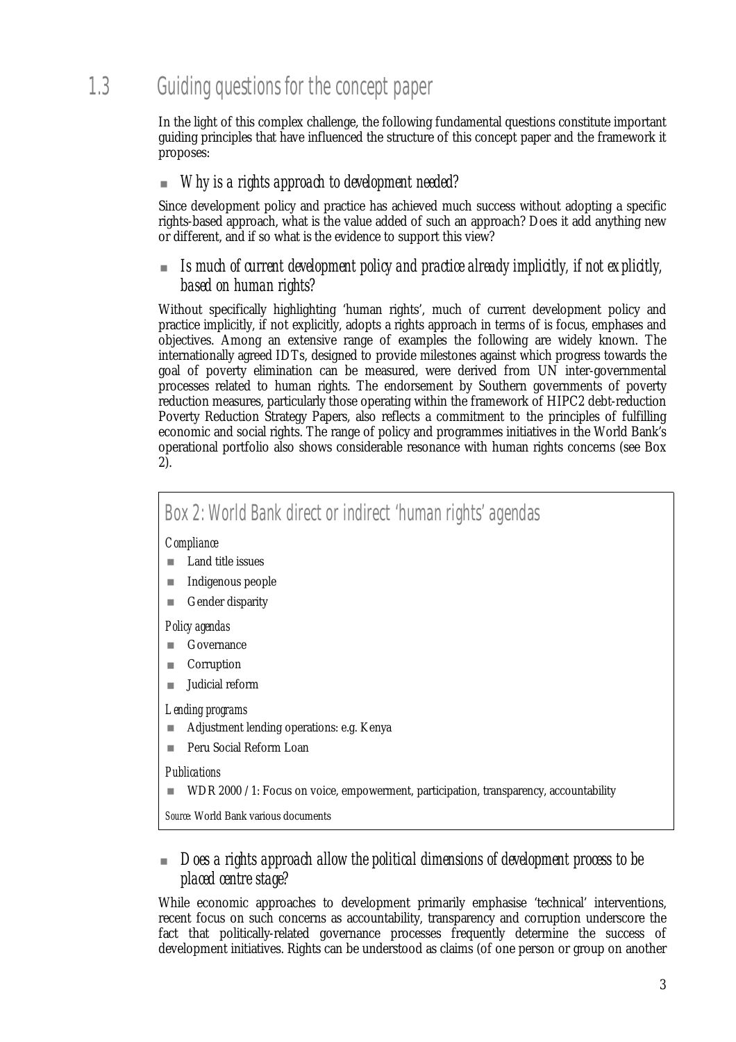## 1.3 Guiding questions for the concept paper

In the light of this complex challenge, the following fundamental questions constitute important guiding principles that have influenced the structure of this concept paper and the framework it proposes:

- *Why is a rights approach to development needed?*

Since development policy and practice has achieved much success without adopting a specific rights-based approach, what is the value added of such an approach? Does it add anything new or different, and if so what is the evidence to support this view?

- *Is much of current development policy and practice already implicitly, if not explicitly, based on human rights?*

Without specifically highlighting 'human rights', much of current development policy and practice implicitly, if not explicitly, adopts a rights approach in terms of is focus, emphases and objectives. Among an extensive range of examples the following are widely known. The internationally agreed IDTs, designed to provide milestones against which progress towards the goal of poverty elimination can be measured, were derived from UN inter-governmental processes related to human rights. The endorsement by Southern governments of poverty reduction measures, particularly those operating within the framework of HIPC2 debt-reduction Poverty Reduction Strategy Papers, also reflects a commitment to the principles of fulfilling economic and social rights. The range of policy and programmes initiatives in the World Bank's operational portfolio also shows considerable resonance with human rights concerns (see Box 2).

> ### Box 2: World Bank direct or indirect 'human rights' agendas
>
> *Compliance*
>
> - Land title issues
> - Indigenous people
> - Gender disparity
>
> *Policy agendas*
>
> - Governance
> - Corruption
> - Judicial reform
>
> *Lending programs*
>
> - Adjustment lending operations: e.g. Kenya
> - Peru Social Reform Loan
>
> *Publications*
>
> - WDR 2000 / 1: Focus on voice, empowerment, participation, transparency, accountability
>
> *Source:* World Bank various documents

- *Does a rights approach allow the political dimensions of development process to be placed centre stage?*

While economic approaches to development primarily emphasise 'technical' interventions, recent focus on such concerns as accountability, transparency and corruption underscore the fact that politically-related governance processes frequently determine the success of development initiatives. Rights can be understood as claims (of one person or group on another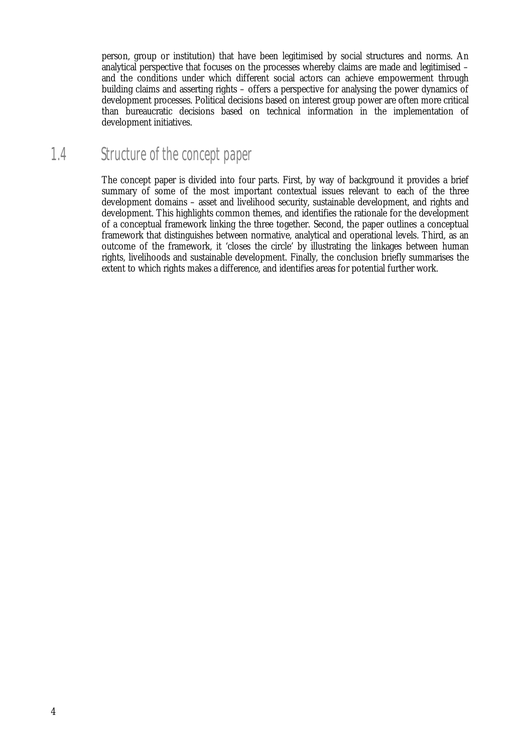person, group or institution) that have been legitimised by social structures and norms. An analytical perspective that focuses on the processes whereby claims are made and legitimised – and the conditions under which different social actors can achieve empowerment through building claims and asserting rights – offers a perspective for analysing the power dynamics of development processes. Political decisions based on interest group power are often more critical than bureaucratic decisions based on technical information in the implementation of development initiatives.

## 1.4 Structure of the concept paper

The concept paper is divided into four parts. First, by way of background it provides a brief summary of some of the most important contextual issues relevant to each of the three development domains – asset and livelihood security, sustainable development, and rights and development. This highlights common themes, and identifies the rationale for the development of a conceptual framework linking the three together. Second, the paper outlines a conceptual framework that distinguishes between normative, analytical and operational levels. Third, as an outcome of the framework, it 'closes the circle' by illustrating the linkages between human rights, livelihoods and sustainable development. Finally, the conclusion briefly summarises the extent to which rights makes a difference, and identifies areas for potential further work.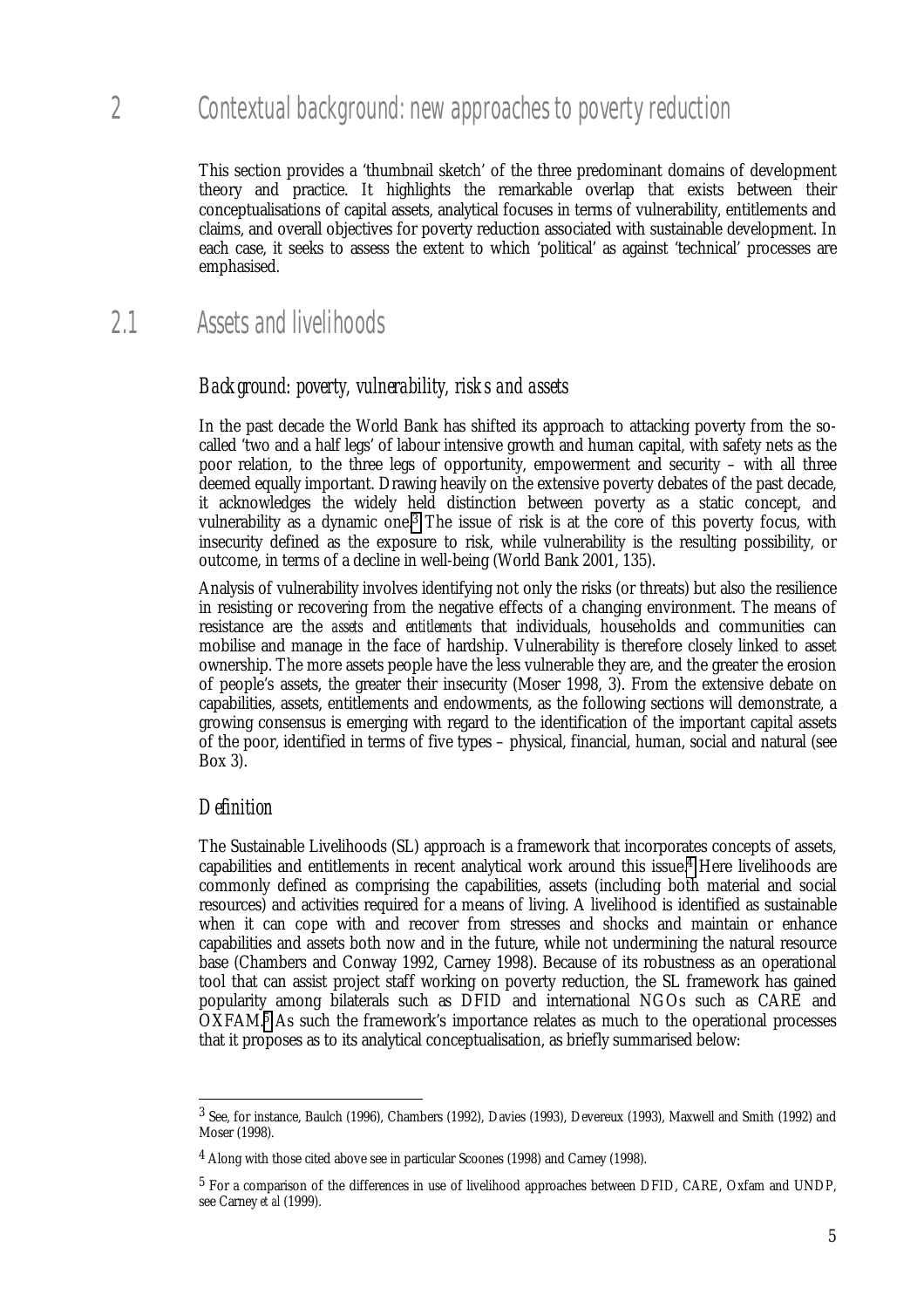# 2 Contextual background: new approaches to poverty reduction

This section provides a 'thumbnail sketch' of the three predominant domains of development theory and practice. It highlights the remarkable overlap that exists between their conceptualisations of capital assets, analytical focuses in terms of vulnerability, entitlements and claims, and overall objectives for poverty reduction associated with sustainable development. In each case, it seeks to assess the extent to which 'political' as against 'technical' processes are emphasised.

## 2.1 Assets and livelihoods

### *Background: poverty, vulnerability, risks and assets*

In the past decade the World Bank has shifted its approach to attacking poverty from the so-called 'two and a half legs' of labour intensive growth and human capital, with safety nets as the poor relation, to the three legs of opportunity, empowerment and security – with all three deemed equally important. Drawing heavily on the extensive poverty debates of the past decade, it acknowledges the widely held distinction between poverty as a static concept, and vulnerability as a dynamic one.[3] The issue of risk is at the core of this poverty focus, with insecurity defined as the exposure to risk, while vulnerability is the resulting possibility, or outcome, in terms of a decline in well-being (World Bank 2001, 135).

Analysis of vulnerability involves identifying not only the risks (or threats) but also the resilience in resisting or recovering from the negative effects of a changing environment. The means of resistance are the *assets* and *entitlements* that individuals, households and communities can mobilise and manage in the face of hardship. Vulnerability is therefore closely linked to asset ownership. The more assets people have the less vulnerable they are, and the greater the erosion of people's assets, the greater their insecurity (Moser 1998, 3). From the extensive debate on capabilities, assets, entitlements and endowments, as the following sections will demonstrate, a growing consensus is emerging with regard to the identification of the important capital assets of the poor, identified in terms of five types – physical, financial, human, social and natural (see Box 3).

### *Definition*

The Sustainable Livelihoods (SL) approach is a framework that incorporates concepts of assets, capabilities and entitlements in recent analytical work around this issue.[4] Here livelihoods are commonly defined as comprising the capabilities, assets (including both material and social resources) and activities required for a means of living. A livelihood is identified as sustainable when it can cope with and recover from stresses and shocks and maintain or enhance capabilities and assets both now and in the future, while not undermining the natural resource base (Chambers and Conway 1992, Carney 1998). Because of its robustness as an operational tool that can assist project staff working on poverty reduction, the SL framework has gained popularity among bilaterals such as DFID and international NGOs such as CARE and OXFAM.[5] As such the framework's importance relates as much to the operational processes that it proposes as to its analytical conceptualisation, as briefly summarised below:

---

[3] See, for instance, Baulch (1996), Chambers (1992), Davies (1993), Devereux (1993), Maxwell and Smith (1992) and Moser (1998).

[4] Along with those cited above see in particular Scoones (1998) and Carney (1998).

[5] For a comparison of the differences in use of livelihood approaches between DFID, CARE, Oxfam and UNDP, see Carney *et al* (1999).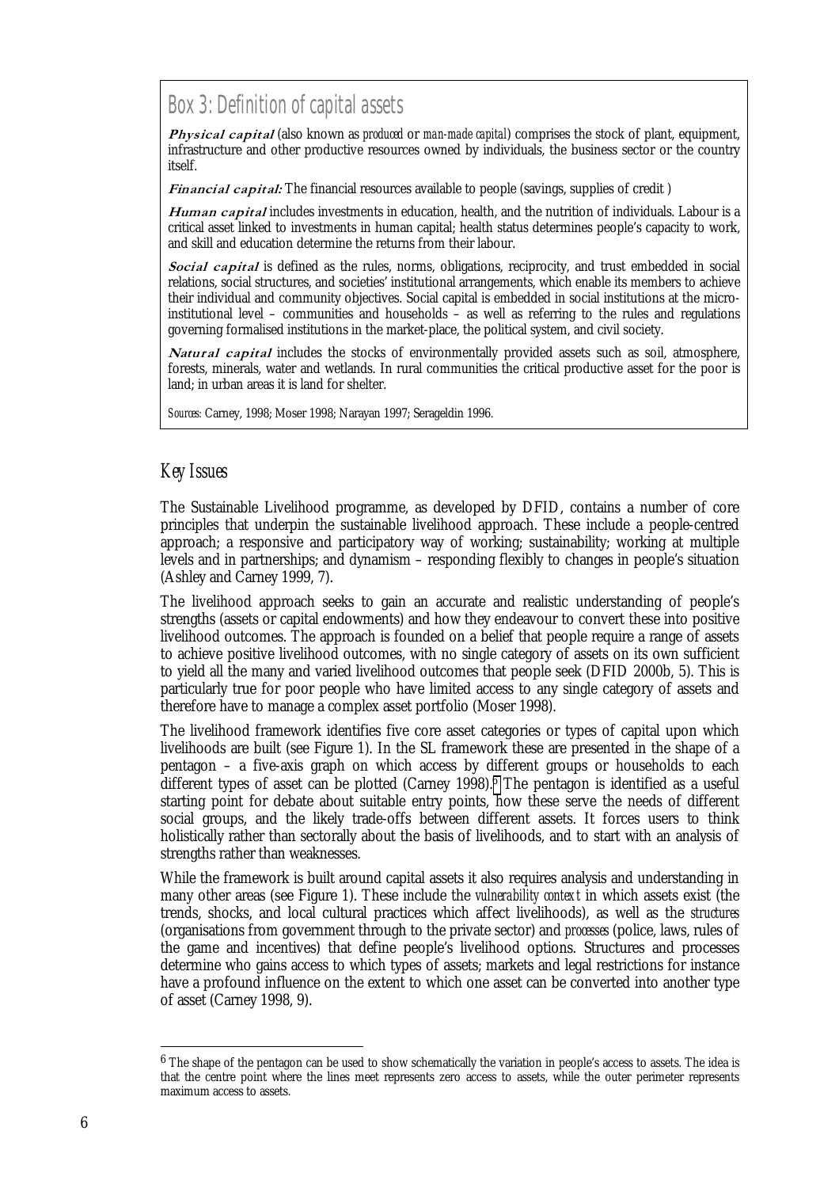## Box 3: Definition of capital assets

***Physical capital*** (also known as *produced* or *man-made capital*) comprises the stock of plant, equipment, infrastructure and other productive resources owned by individuals, the business sector or the country itself.

***Financial capital:*** The financial resources available to people (savings, supplies of credit )

***Human capital*** includes investments in education, health, and the nutrition of individuals. Labour is a critical asset linked to investments in human capital; health status determines people's capacity to work, and skill and education determine the returns from their labour.

***Social capital*** is defined as the rules, norms, obligations, reciprocity, and trust embedded in social relations, social structures, and societies' institutional arrangements, which enable its members to achieve their individual and community objectives. Social capital is embedded in social institutions at the micro-institutional level – communities and households – as well as referring to the rules and regulations governing formalised institutions in the market-place, the political system, and civil society.

***Natural capital*** includes the stocks of environmentally provided assets such as soil, atmosphere, forests, minerals, water and wetlands. In rural communities the critical productive asset for the poor is land; in urban areas it is land for shelter.

*Sources:* Carney, 1998; Moser 1998; Narayan 1997; Serageldin 1996.

### Key Issues

The Sustainable Livelihood programme, as developed by DFID, contains a number of core principles that underpin the sustainable livelihood approach. These include a people-centred approach; a responsive and participatory way of working; sustainability; working at multiple levels and in partnerships; and dynamism – responding flexibly to changes in people's situation (Ashley and Carney 1999, 7).

The livelihood approach seeks to gain an accurate and realistic understanding of people's strengths (assets or capital endowments) and how they endeavour to convert these into positive livelihood outcomes. The approach is founded on a belief that people require a range of assets to achieve positive livelihood outcomes, with no single category of assets on its own sufficient to yield all the many and varied livelihood outcomes that people seek (DFID 2000b, 5). This is particularly true for poor people who have limited access to any single category of assets and therefore have to manage a complex asset portfolio (Moser 1998).

The livelihood framework identifies five core asset categories or types of capital upon which livelihoods are built (see Figure 1). In the SL framework these are presented in the shape of a pentagon – a five-axis graph on which access by different groups or households to each different types of asset can be plotted (Carney 1998).[6] The pentagon is identified as a useful starting point for debate about suitable entry points, how these serve the needs of different social groups, and the likely trade-offs between different assets. It forces users to think holistically rather than sectorally about the basis of livelihoods, and to start with an analysis of strengths rather than weaknesses.

While the framework is built around capital assets it also requires analysis and understanding in many other areas (see Figure 1). These include the *vulnerability context* in which assets exist (the trends, shocks, and local cultural practices which affect livelihoods), as well as the *structures* (organisations from government through to the private sector) and *processes* (police, laws, rules of the game and incentives) that define people's livelihood options. Structures and processes determine who gains access to which types of assets; markets and legal restrictions for instance have a profound influence on the extent to which one asset can be converted into another type of asset (Carney 1998, 9).

---

[6] The shape of the pentagon can be used to show schematically the variation in people's access to assets. The idea is that the centre point where the lines meet represents zero access to assets, while the outer perimeter represents maximum access to assets.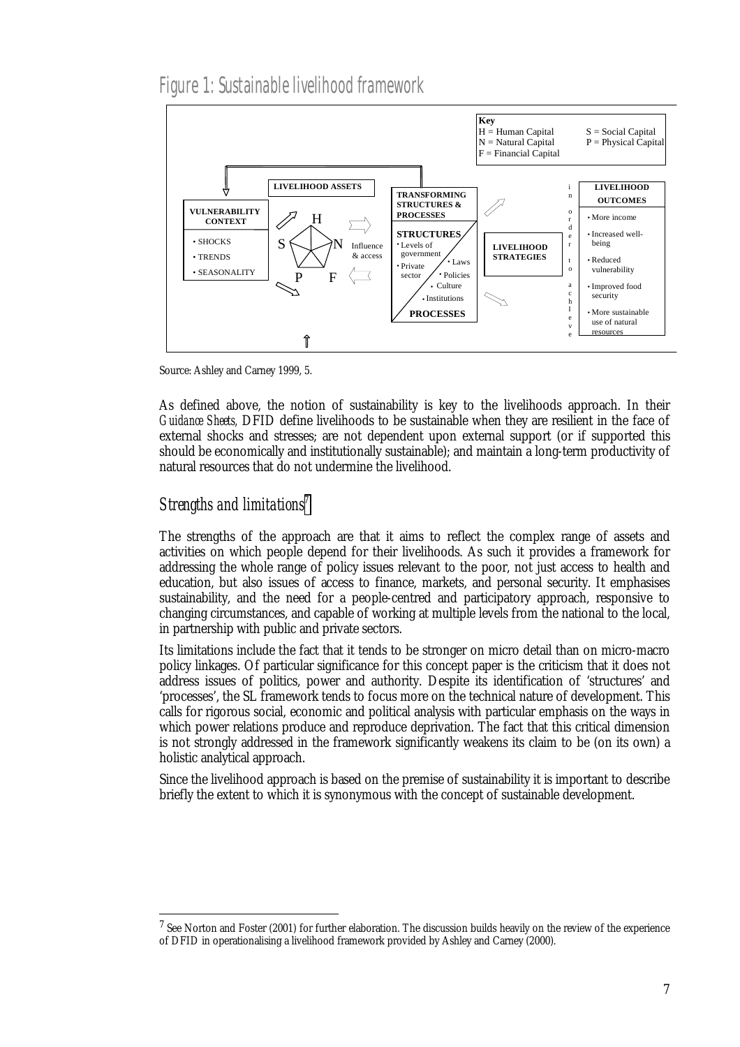## Figure 1: Sustainable livelihood framework

Key
H = Human Capital S = Social Capital
N = Natural Capital P = Physical Capital
F = Financial Capital

VULNERABILITY CONTEXT
- SHOCKS
- TRENDS
- SEASONALITY

LIVELIHOOD ASSETS
H, S, N, P, F

Influence & access

TRANSFORMING STRUCTURES & PROCESSES

STRUCTURES
- Levels of government
- Private sector
- Laws
- Policies
- Culture
- Institutions

PROCESSES

LIVELIHOOD STRATEGIES

in order to achieve

LIVELIHOOD OUTCOMES
- More income
- Increased well-being
- Reduced vulnerability
- Improved food security
- More sustainable use of natural resources

Source: Ashley and Carney 1999, 5.

As defined above, the notion of sustainability is key to the livelihoods approach. In their *Guidance Sheets,* DFID define livelihoods to be sustainable when they are resilient in the face of external shocks and stresses; are not dependent upon external support (or if supported this should be economically and institutionally sustainable); and maintain a long-term productivity of natural resources that do not undermine the livelihood.

### Strengths and limitations[7]

The strengths of the approach are that it aims to reflect the complex range of assets and activities on which people depend for their livelihoods. As such it provides a framework for addressing the whole range of policy issues relevant to the poor, not just access to health and education, but also issues of access to finance, markets, and personal security. It emphasises sustainability, and the need for a people-centred and participatory approach, responsive to changing circumstances, and capable of working at multiple levels from the national to the local, in partnership with public and private sectors.

Its limitations include the fact that it tends to be stronger on micro detail than on micro-macro policy linkages. Of particular significance for this concept paper is the criticism that it does not address issues of politics, power and authority. Despite its identification of 'structures' and 'processes', the SL framework tends to focus more on the technical nature of development. This calls for rigorous social, economic and political analysis with particular emphasis on the ways in which power relations produce and reproduce deprivation. The fact that this critical dimension is not strongly addressed in the framework significantly weakens its claim to be (on its own) a holistic analytical approach.

Since the livelihood approach is based on the premise of sustainability it is important to describe briefly the extent to which it is synonymous with the concept of sustainable development.

[7] See Norton and Foster (2001) for further elaboration. The discussion builds heavily on the review of the experience of DFID in operationalising a livelihood framework provided by Ashley and Carney (2000).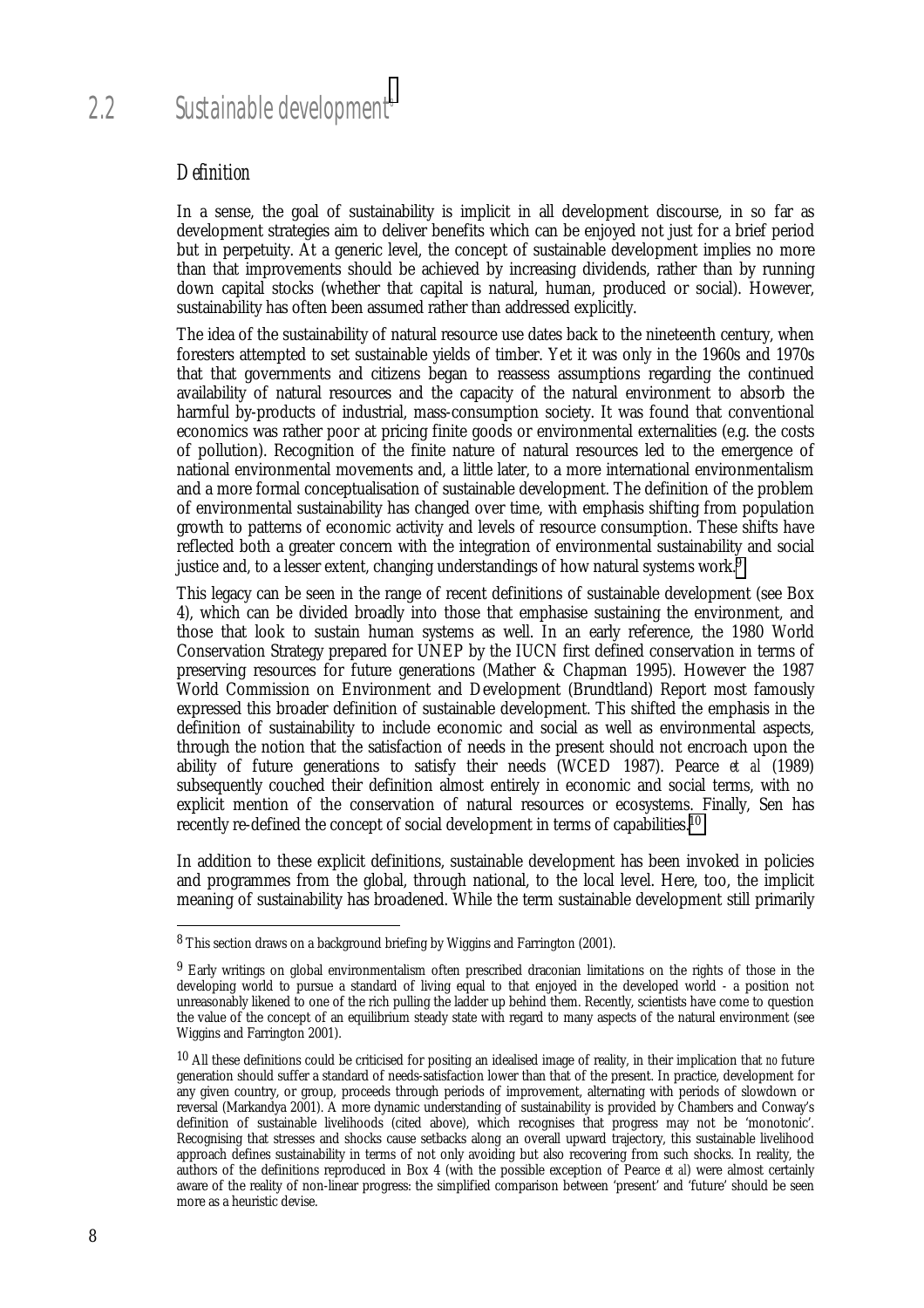## 2.2 Sustainable development[8]

### Definition

In a sense, the goal of sustainability is implicit in all development discourse, in so far as development strategies aim to deliver benefits which can be enjoyed not just for a brief period but in perpetuity. At a generic level, the concept of sustainable development implies no more than that improvements should be achieved by increasing dividends, rather than by running down capital stocks (whether that capital is natural, human, produced or social). However, sustainability has often been assumed rather than addressed explicitly.

The idea of the sustainability of natural resource use dates back to the nineteenth century, when foresters attempted to set sustainable yields of timber. Yet it was only in the 1960s and 1970s that that governments and citizens began to reassess assumptions regarding the continued availability of natural resources and the capacity of the natural environment to absorb the harmful by-products of industrial, mass-consumption society. It was found that conventional economics was rather poor at pricing finite goods or environmental externalities (e.g. the costs of pollution). Recognition of the finite nature of natural resources led to the emergence of national environmental movements and, a little later, to a more international environmentalism and a more formal conceptualisation of sustainable development. The definition of the problem of environmental sustainability has changed over time, with emphasis shifting from population growth to patterns of economic activity and levels of resource consumption. These shifts have reflected both a greater concern with the integration of environmental sustainability and social justice and, to a lesser extent, changing understandings of how natural systems work.[9]

This legacy can be seen in the range of recent definitions of sustainable development (see Box 4), which can be divided broadly into those that emphasise sustaining the environment, and those that look to sustain human systems as well. In an early reference, the 1980 World Conservation Strategy prepared for UNEP by the IUCN first defined conservation in terms of preserving resources for future generations (Mather & Chapman 1995). However the 1987 World Commission on Environment and Development (Brundtland) Report most famously expressed this broader definition of sustainable development. This shifted the emphasis in the definition of sustainability to include economic and social as well as environmental aspects, through the notion that the satisfaction of needs in the present should not encroach upon the ability of future generations to satisfy their needs (WCED 1987). Pearce *et al* (1989) subsequently couched their definition almost entirely in economic and social terms, with no explicit mention of the conservation of natural resources or ecosystems. Finally, Sen has recently re-defined the concept of social development in terms of capabilities.[10]

In addition to these explicit definitions, sustainable development has been invoked in policies and programmes from the global, through national, to the local level. Here, too, the implicit meaning of sustainability has broadened. While the term sustainable development still primarily

---

[8] This section draws on a background briefing by Wiggins and Farrington (2001).

[9] Early writings on global environmentalism often prescribed draconian limitations on the rights of those in the developing world to pursue a standard of living equal to that enjoyed in the developed world - a position not unreasonably likened to one of the rich pulling the ladder up behind them. Recently, scientists have come to question the value of the concept of an equilibrium steady state with regard to many aspects of the natural environment (see Wiggins and Farrington 2001).

[10] All these definitions could be criticised for positing an idealised image of reality, in their implication that *no* future generation should suffer a standard of needs-satisfaction lower than that of the present. In practice, development for any given country, or group, proceeds through periods of improvement, alternating with periods of slowdown or reversal (Markandya 2001). A more dynamic understanding of sustainability is provided by Chambers and Conway's definition of sustainable livelihoods (cited above), which recognises that progress may not be 'monotonic'. Recognising that stresses and shocks cause setbacks along an overall upward trajectory, this sustainable livelihood approach defines sustainability in terms of not only avoiding but also recovering from such shocks. In reality, the authors of the definitions reproduced in Box 4 (with the possible exception of Pearce *et al*) were almost certainly aware of the reality of non-linear progress: the simplified comparison between 'present' and 'future' should be seen more as a heuristic devise.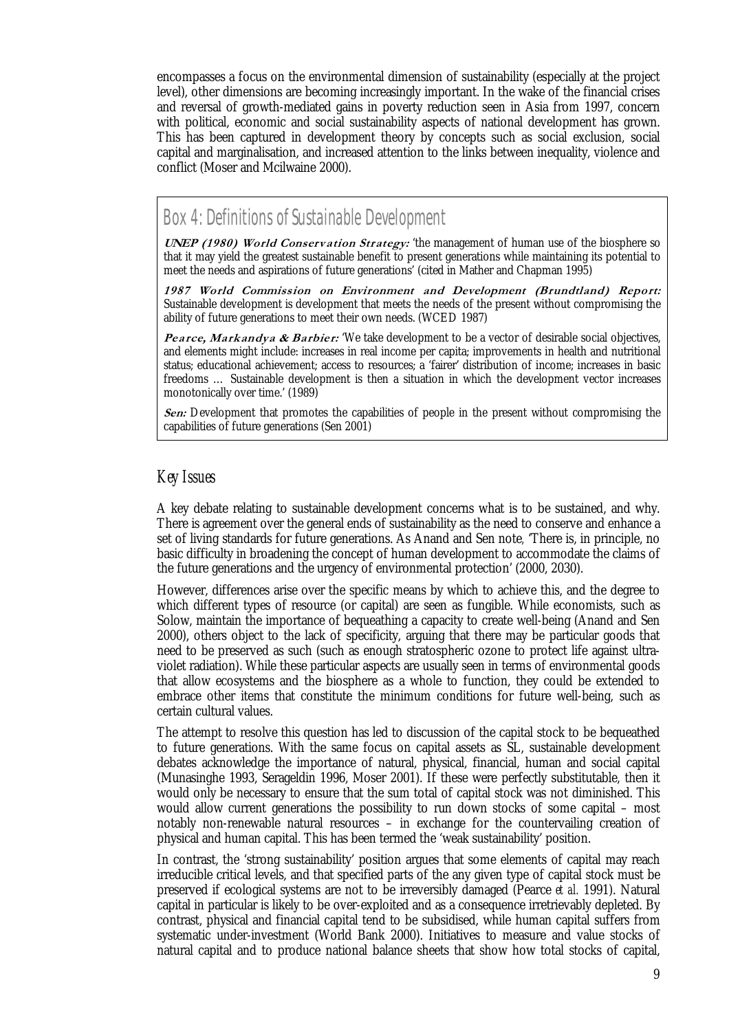encompasses a focus on the environmental dimension of sustainability (especially at the project level), other dimensions are becoming increasingly important. In the wake of the financial crises and reversal of growth-mediated gains in poverty reduction seen in Asia from 1997, concern with political, economic and social sustainability aspects of national development has grown. This has been captured in development theory by concepts such as social exclusion, social capital and marginalisation, and increased attention to the links between inequality, violence and conflict (Moser and Mcilwaine 2000).

## Box 4: Definitions of Sustainable Development

**UNEP (1980) World Conservation Strategy:** 'the management of human use of the biosphere so that it may yield the greatest sustainable benefit to present generations while maintaining its potential to meet the needs and aspirations of future generations' (cited in Mather and Chapman 1995)

**1987 World Commission on Environment and Development (Brundtland) Report:** Sustainable development is development that meets the needs of the present without compromising the ability of future generations to meet their own needs. (WCED 1987)

**Pearce, Markandya & Barbier:** 'We take development to be a vector of desirable social objectives, and elements might include: increases in real income per capita; improvements in health and nutritional status; educational achievement; access to resources; a 'fairer' distribution of income; increases in basic freedoms … Sustainable development is then a situation in which the development vector increases monotonically over time.' (1989)

**Sen:** Development that promotes the capabilities of people in the present without compromising the capabilities of future generations (Sen 2001)

### *Key Issues*

A key debate relating to sustainable development concerns what is to be sustained, and why. There is agreement over the general ends of sustainability as the need to conserve and enhance a set of living standards for future generations. As Anand and Sen note, 'There is, in principle, no basic difficulty in broadening the concept of human development to accommodate the claims of the future generations and the urgency of environmental protection' (2000, 2030).

However, differences arise over the specific means by which to achieve this, and the degree to which different types of resource (or capital) are seen as fungible. While economists, such as Solow, maintain the importance of bequeathing a capacity to create well-being (Anand and Sen 2000), others object to the lack of specificity, arguing that there may be particular goods that need to be preserved as such (such as enough stratospheric ozone to protect life against ultra-violet radiation). While these particular aspects are usually seen in terms of environmental goods that allow ecosystems and the biosphere as a whole to function, they could be extended to embrace other items that constitute the minimum conditions for future well-being, such as certain cultural values.

The attempt to resolve this question has led to discussion of the capital stock to be bequeathed to future generations. With the same focus on capital assets as SL, sustainable development debates acknowledge the importance of natural, physical, financial, human and social capital (Munasinghe 1993, Serageldin 1996, Moser 2001). If these were perfectly substitutable, then it would only be necessary to ensure that the sum total of capital stock was not diminished. This would allow current generations the possibility to run down stocks of some capital – most notably non-renewable natural resources – in exchange for the countervailing creation of physical and human capital. This has been termed the 'weak sustainability' position.

In contrast, the 'strong sustainability' position argues that some elements of capital may reach irreducible critical levels, and that specified parts of the any given type of capital stock must be preserved if ecological systems are not to be irreversibly damaged (Pearce *et al.* 1991). Natural capital in particular is likely to be over-exploited and as a consequence irretrievably depleted. By contrast, physical and financial capital tend to be subsidised, while human capital suffers from systematic under-investment (World Bank 2000). Initiatives to measure and value stocks of natural capital and to produce national balance sheets that show how total stocks of capital,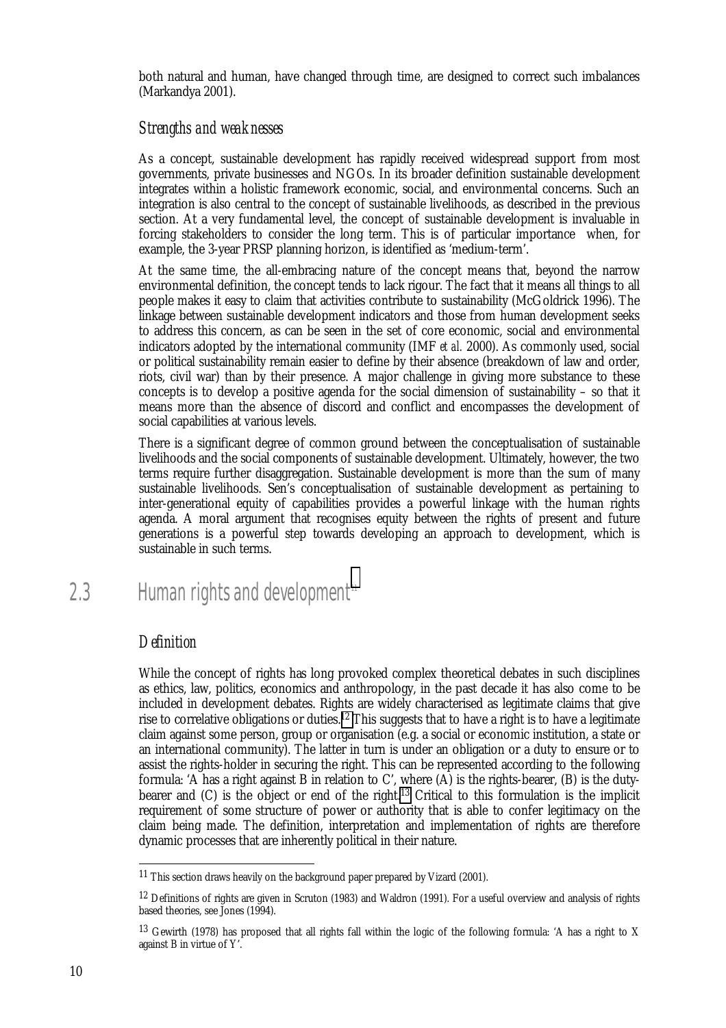both natural and human, have changed through time, are designed to correct such imbalances (Markandya 2001).

### *Strengths and weaknesses*

As a concept, sustainable development has rapidly received widespread support from most governments, private businesses and NGOs. In its broader definition sustainable development integrates within a holistic framework economic, social, and environmental concerns. Such an integration is also central to the concept of sustainable livelihoods, as described in the previous section. At a very fundamental level, the concept of sustainable development is invaluable in forcing stakeholders to consider the long term. This is of particular importance when, for example, the 3-year PRSP planning horizon, is identified as 'medium-term'.

At the same time, the all-embracing nature of the concept means that, beyond the narrow environmental definition, the concept tends to lack rigour. The fact that it means all things to all people makes it easy to claim that activities contribute to sustainability (McGoldrick 1996). The linkage between sustainable development indicators and those from human development seeks to address this concern, as can be seen in the set of core economic, social and environmental indicators adopted by the international community (IMF *et al.* 2000). As commonly used, social or political sustainability remain easier to define by their absence (breakdown of law and order, riots, civil war) than by their presence. A major challenge in giving more substance to these concepts is to develop a positive agenda for the social dimension of sustainability – so that it means more than the absence of discord and conflict and encompasses the development of social capabilities at various levels.

There is a significant degree of common ground between the conceptualisation of sustainable livelihoods and the social components of sustainable development. Ultimately, however, the two terms require further disaggregation. Sustainable development is more than the sum of many sustainable livelihoods. Sen's conceptualisation of sustainable development as pertaining to inter-generational equity of capabilities provides a powerful linkage with the human rights agenda. A moral argument that recognises equity between the rights of present and future generations is a powerful step towards developing an approach to development, which is sustainable in such terms.

## 2.3 Human rights and development[11]

### *Definition*

While the concept of rights has long provoked complex theoretical debates in such disciplines as ethics, law, politics, economics and anthropology, in the past decade it has also come to be included in development debates. Rights are widely characterised as legitimate claims that give rise to correlative obligations or duties.[12] This suggests that to have a right is to have a legitimate claim against some person, group or organisation (e.g. a social or economic institution, a state or an international community). The latter in turn is under an obligation or a duty to ensure or to assist the rights-holder in securing the right. This can be represented according to the following formula: 'A has a right against B in relation to C', where (A) is the rights-bearer, (B) is the duty-bearer and (C) is the object or end of the right.[13] Critical to this formulation is the implicit requirement of some structure of power or authority that is able to confer legitimacy on the claim being made. The definition, interpretation and implementation of rights are therefore dynamic processes that are inherently political in their nature.

---

[11] This section draws heavily on the background paper prepared by Vizard (2001).

[12] Definitions of rights are given in Scruton (1983) and Waldron (1991). For a useful overview and analysis of rights based theories, see Jones (1994).

[13] Gewirth (1978) has proposed that all rights fall within the logic of the following formula: 'A has a right to X against B in virtue of Y'.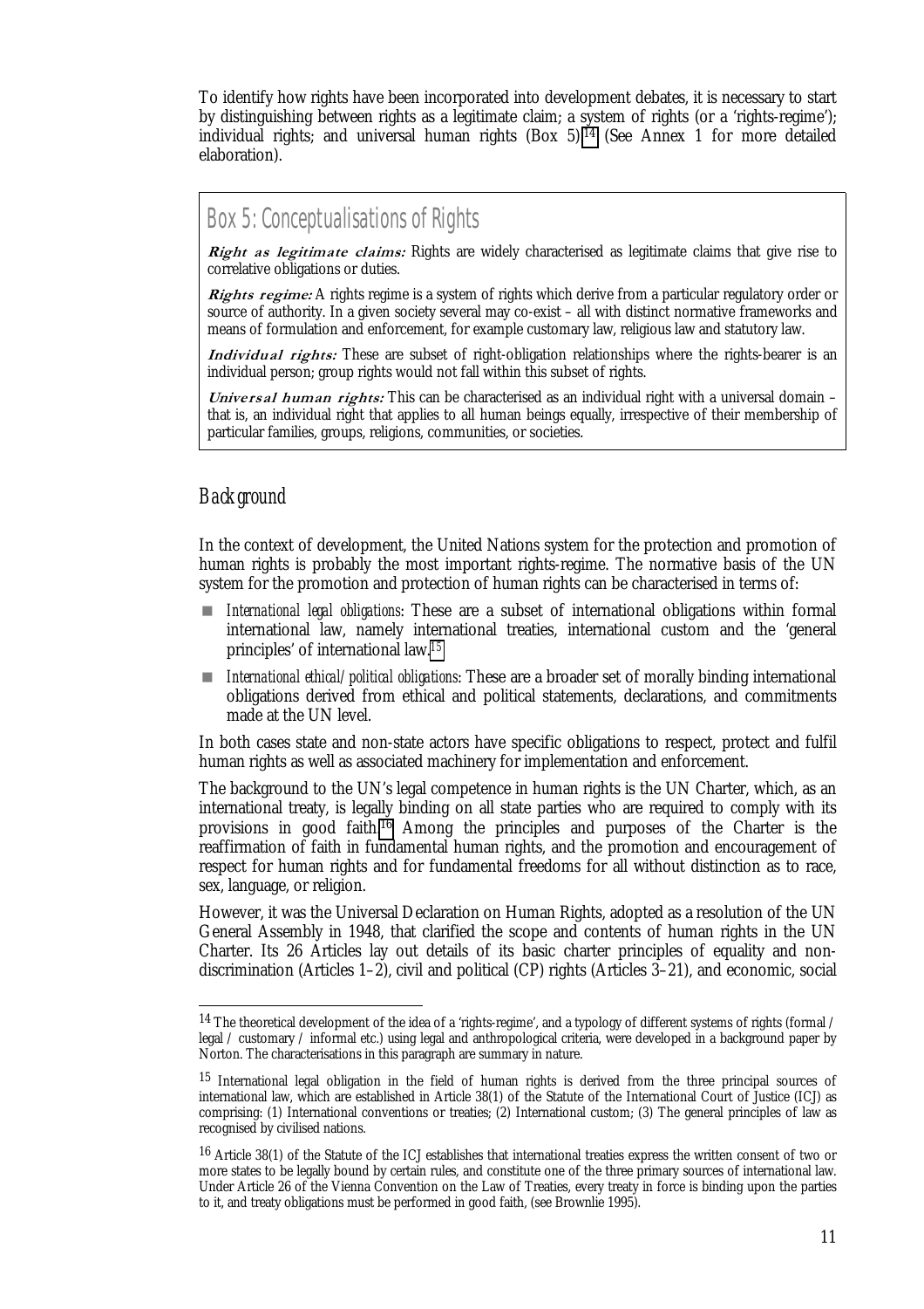To identify how rights have been incorporated into development debates, it is necessary to start by distinguishing between rights as a legitimate claim; a system of rights (or a 'rights-regime'); individual rights; and universal human rights (Box 5).[14] (See Annex 1 for more detailed elaboration).

> ## Box 5: Conceptualisations of Rights
>
> ***Right as legitimate claims:*** Rights are widely characterised as legitimate claims that give rise to correlative obligations or duties.
>
> ***Rights regime:*** A rights regime is a system of rights which derive from a particular regulatory order or source of authority. In a given society several may co-exist – all with distinct normative frameworks and means of formulation and enforcement, for example customary law, religious law and statutory law.
>
> ***Individual rights:*** These are subset of right-obligation relationships where the rights-bearer is an individual person; group rights would not fall within this subset of rights.
>
> ***Universal human rights:*** This can be characterised as an individual right with a universal domain – that is, an individual right that applies to all human beings equally, irrespective of their membership of particular families, groups, religions, communities, or societies.

## Background

In the context of development, the United Nations system for the protection and promotion of human rights is probably the most important rights-regime. The normative basis of the UN system for the promotion and protection of human rights can be characterised in terms of:

- *International legal obligations*: These are a subset of international obligations within formal international law, namely international treaties, international custom and the 'general principles' of international law.[15]
- *International ethical/political obligations*: These are a broader set of morally binding international obligations derived from ethical and political statements, declarations, and commitments made at the UN level.

In both cases state and non-state actors have specific obligations to respect, protect and fulfil human rights as well as associated machinery for implementation and enforcement.

The background to the UN's legal competence in human rights is the UN Charter, which, as an international treaty, is legally binding on all state parties who are required to comply with its provisions in good faith.[16] Among the principles and purposes of the Charter is the reaffirmation of faith in fundamental human rights, and the promotion and encouragement of respect for human rights and for fundamental freedoms for all without distinction as to race, sex, language, or religion.

However, it was the Universal Declaration on Human Rights, adopted as a resolution of the UN General Assembly in 1948, that clarified the scope and contents of human rights in the UN Charter. Its 26 Articles lay out details of its basic charter principles of equality and non-discrimination (Articles 1–2), civil and political (CP) rights (Articles 3–21), and economic, social

---

[14] The theoretical development of the idea of a 'rights-regime', and a typology of different systems of rights (formal / legal / customary / informal etc.) using legal and anthropological criteria, were developed in a background paper by Norton. The characterisations in this paragraph are summary in nature.

[15] International legal obligation in the field of human rights is derived from the three principal sources of international law, which are established in Article 38(1) of the Statute of the International Court of Justice (ICJ) as comprising: (1) International conventions or treaties; (2) International custom; (3) The general principles of law as recognised by civilised nations.

[16] Article 38(1) of the Statute of the ICJ establishes that international treaties express the written consent of two or more states to be legally bound by certain rules, and constitute one of the three primary sources of international law. Under Article 26 of the Vienna Convention on the Law of Treaties, every treaty in force is binding upon the parties to it, and treaty obligations must be performed in good faith, (see Brownlie 1995).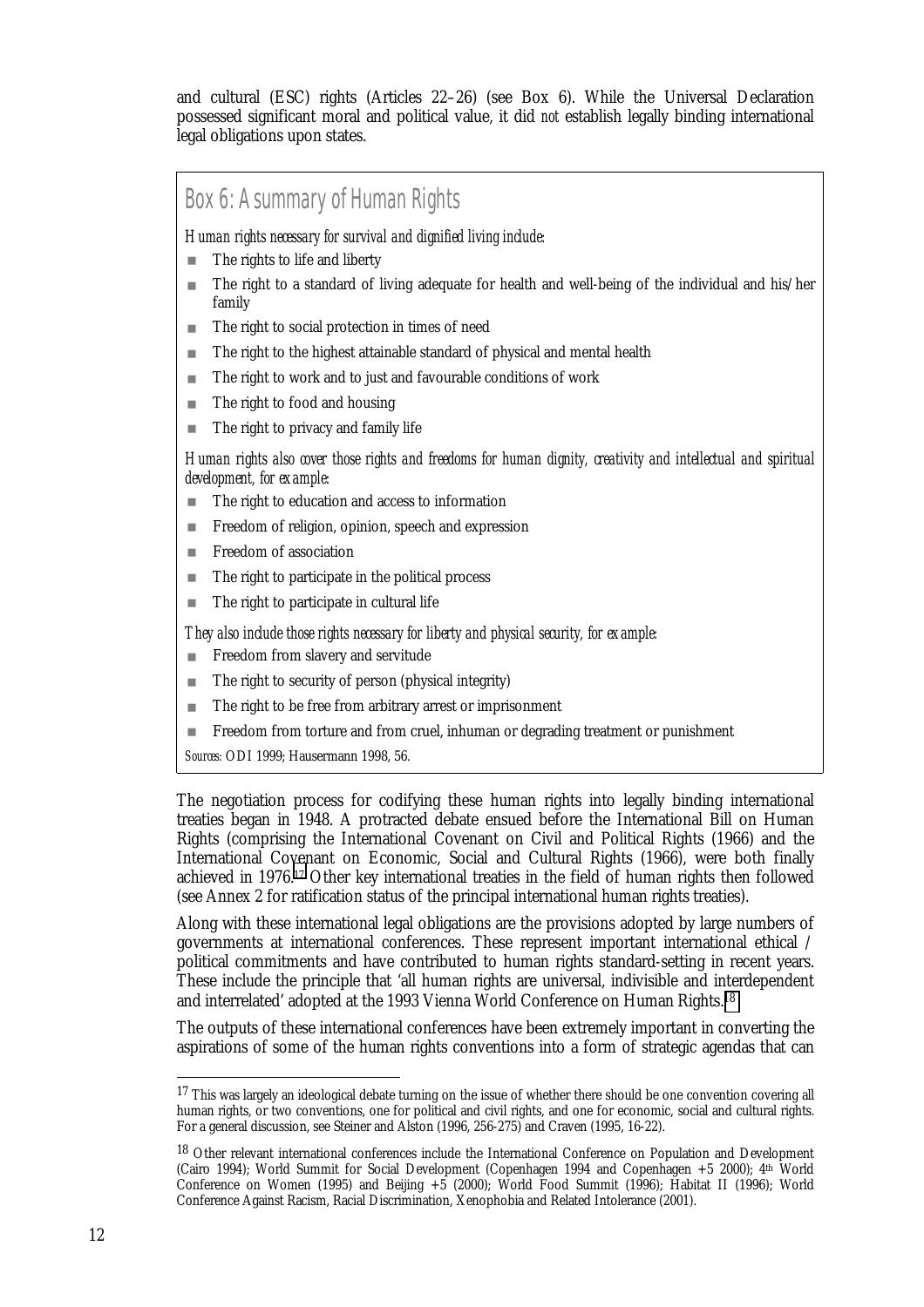and cultural (ESC) rights (Articles 22–26) (see Box 6). While the Universal Declaration possessed significant moral and political value, it did *not* establish legally binding international legal obligations upon states.

> ## Box 6: A summary of Human Rights
>
> *Human rights necessary for survival and dignified living include:*
>
> - The rights to life and liberty
> - The right to a standard of living adequate for health and well-being of the individual and his/her family
> - The right to social protection in times of need
> - The right to the highest attainable standard of physical and mental health
> - The right to work and to just and favourable conditions of work
> - The right to food and housing
> - The right to privacy and family life
>
> *Human rights also cover those rights and freedoms for human dignity, creativity and intellectual and spiritual development, for example:*
>
> - The right to education and access to information
> - Freedom of religion, opinion, speech and expression
> - Freedom of association
> - The right to participate in the political process
> - The right to participate in cultural life
>
> *They also include those rights necessary for liberty and physical security, for example:*
>
> - Freedom from slavery and servitude
> - The right to security of person (physical integrity)
> - The right to be free from arbitrary arrest or imprisonment
> - Freedom from torture and from cruel, inhuman or degrading treatment or punishment
>
> *Sources:* ODI 1999; Hausermann 1998, 56.

The negotiation process for codifying these human rights into legally binding international treaties began in 1948. A protracted debate ensued before the International Bill on Human Rights (comprising the International Covenant on Civil and Political Rights (1966) and the International Covenant on Economic, Social and Cultural Rights (1966), were both finally achieved in 1976.[17] Other key international treaties in the field of human rights then followed (see Annex 2 for ratification status of the principal international human rights treaties).

Along with these international legal obligations are the provisions adopted by large numbers of governments at international conferences. These represent important international ethical / political commitments and have contributed to human rights standard-setting in recent years. These include the principle that 'all human rights are universal, indivisible and interdependent and interrelated' adopted at the 1993 Vienna World Conference on Human Rights.[18]

The outputs of these international conferences have been extremely important in converting the aspirations of some of the human rights conventions into a form of strategic agendas that can

---

[17] This was largely an ideological debate turning on the issue of whether there should be one convention covering all human rights, or two conventions, one for political and civil rights, and one for economic, social and cultural rights. For a general discussion, see Steiner and Alston (1996, 256-275) and Craven (1995, 16-22).

[18] Other relevant international conferences include the International Conference on Population and Development (Cairo 1994); World Summit for Social Development (Copenhagen 1994 and Copenhagen +5 2000); 4th World Conference on Women (1995) and Beijing +5 (2000); World Food Summit (1996); Habitat II (1996); World Conference Against Racism, Racial Discrimination, Xenophobia and Related Intolerance (2001).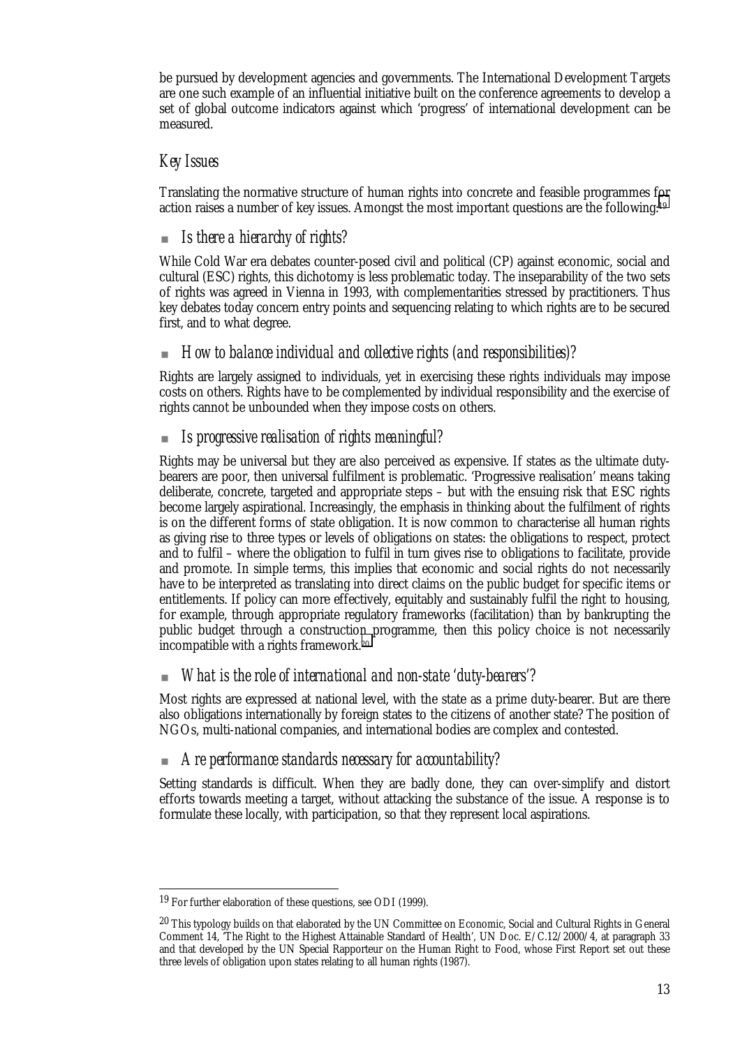be pursued by development agencies and governments. The International Development Targets are one such example of an influential initiative built on the conference agreements to develop a set of global outcome indicators against which 'progress' of international development can be measured.

### *Key Issues*

Translating the normative structure of human rights into concrete and feasible programmes for action raises a number of key issues. Amongst the most important questions are the following:[19]

- *Is there a hierarchy of rights?*

While Cold War era debates counter-posed civil and political (CP) against economic, social and cultural (ESC) rights, this dichotomy is less problematic today. The inseparability of the two sets of rights was agreed in Vienna in 1993, with complementarities stressed by practitioners. Thus key debates today concern entry points and sequencing relating to which rights are to be secured first, and to what degree.

- *How to balance individual and collective rights (and responsibilities)?*

Rights are largely assigned to individuals, yet in exercising these rights individuals may impose costs on others. Rights have to be complemented by individual responsibility and the exercise of rights cannot be unbounded when they impose costs on others.

- *Is progressive realisation of rights meaningful?*

Rights may be universal but they are also perceived as expensive. If states as the ultimate duty-bearers are poor, then universal fulfilment is problematic. 'Progressive realisation' means taking deliberate, concrete, targeted and appropriate steps – but with the ensuing risk that ESC rights become largely aspirational. Increasingly, the emphasis in thinking about the fulfilment of rights is on the different forms of state obligation. It is now common to characterise all human rights as giving rise to three types or levels of obligations on states: the obligations to respect, protect and to fulfil – where the obligation to fulfil in turn gives rise to obligations to facilitate, provide and promote. In simple terms, this implies that economic and social rights do not necessarily have to be interpreted as translating into direct claims on the public budget for specific items or entitlements. If policy can more effectively, equitably and sustainably fulfil the right to housing, for example, through appropriate regulatory frameworks (facilitation) than by bankrupting the public budget through a construction programme, then this policy choice is not necessarily incompatible with a rights framework.[20]

- *What is the role of international and non-state 'duty-bearers'?*

Most rights are expressed at national level, with the state as a prime duty-bearer. But are there also obligations internationally by foreign states to the citizens of another state? The position of NGOs, multi-national companies, and international bodies are complex and contested.

- *Are performance standards necessary for accountability?*

Setting standards is difficult. When they are badly done, they can over-simplify and distort efforts towards meeting a target, without attacking the substance of the issue. A response is to formulate these locally, with participation, so that they represent local aspirations.

---

[19] For further elaboration of these questions, see ODI (1999).

[20] This typology builds on that elaborated by the UN Committee on Economic, Social and Cultural Rights in General Comment 14, 'The Right to the Highest Attainable Standard of Health', UN Doc. E/C.12/2000/4, at paragraph 33 and that developed by the UN Special Rapporteur on the Human Right to Food, whose First Report set out these three levels of obligation upon states relating to all human rights (1987).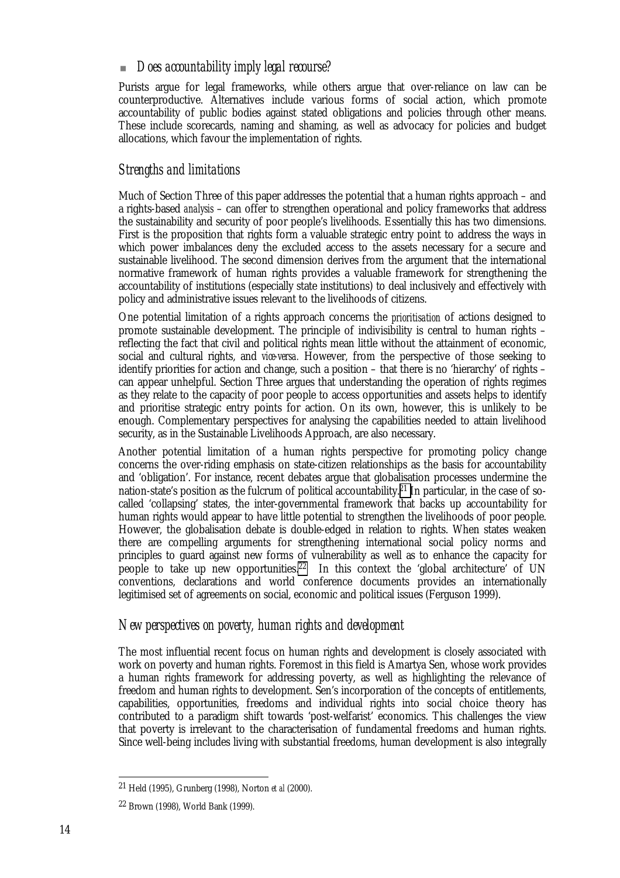- *Does accountability imply legal recourse?*

Purists argue for legal frameworks, while others argue that over-reliance on law can be counterproductive. Alternatives include various forms of social action, which promote accountability of public bodies against stated obligations and policies through other means. These include scorecards, naming and shaming, as well as advocacy for policies and budget allocations, which favour the implementation of rights.

## *Strengths and limitations*

Much of Section Three of this paper addresses the potential that a human rights approach – and a rights-based *analysis* – can offer to strengthen operational and policy frameworks that address the sustainability and security of poor people's livelihoods. Essentially this has two dimensions. First is the proposition that rights form a valuable strategic entry point to address the ways in which power imbalances deny the excluded access to the assets necessary for a secure and sustainable livelihood. The second dimension derives from the argument that the international normative framework of human rights provides a valuable framework for strengthening the accountability of institutions (especially state institutions) to deal inclusively and effectively with policy and administrative issues relevant to the livelihoods of citizens.

One potential limitation of a rights approach concerns the *prioritisation* of actions designed to promote sustainable development. The principle of indivisibility is central to human rights – reflecting the fact that civil and political rights mean little without the attainment of economic, social and cultural rights, and *vice-versa*. However, from the perspective of those seeking to identify priorities for action and change, such a position – that there is no 'hierarchy' of rights – can appear unhelpful. Section Three argues that understanding the operation of rights regimes as they relate to the capacity of poor people to access opportunities and assets helps to identify and prioritise strategic entry points for action. On its own, however, this is unlikely to be enough. Complementary perspectives for analysing the capabilities needed to attain livelihood security, as in the Sustainable Livelihoods Approach, are also necessary.

Another potential limitation of a human rights perspective for promoting policy change concerns the over-riding emphasis on state-citizen relationships as the basis for accountability and 'obligation'. For instance, recent debates argue that globalisation processes undermine the nation-state's position as the fulcrum of political accountability.[21] In particular, in the case of so-called 'collapsing' states, the inter-governmental framework that backs up accountability for human rights would appear to have little potential to strengthen the livelihoods of poor people. However, the globalisation debate is double-edged in relation to rights. When states weaken there are compelling arguments for strengthening international social policy norms and principles to guard against new forms of vulnerability as well as to enhance the capacity for people to take up new opportunities.[22] In this context the 'global architecture' of UN conventions, declarations and world conference documents provides an internationally legitimised set of agreements on social, economic and political issues (Ferguson 1999).

## *New perspectives on poverty, human rights and development*

The most influential recent focus on human rights and development is closely associated with work on poverty and human rights. Foremost in this field is Amartya Sen, whose work provides a human rights framework for addressing poverty, as well as highlighting the relevance of freedom and human rights to development. Sen's incorporation of the concepts of entitlements, capabilities, opportunities, freedoms and individual rights into social choice theory has contributed to a paradigm shift towards 'post-welfarist' economics. This challenges the view that poverty is irrelevant to the characterisation of fundamental freedoms and human rights. Since well-being includes living with substantial freedoms, human development is also integrally

---

21 Held (1995), Grunberg (1998), Norton *et al* (2000).

22 Brown (1998), World Bank (1999).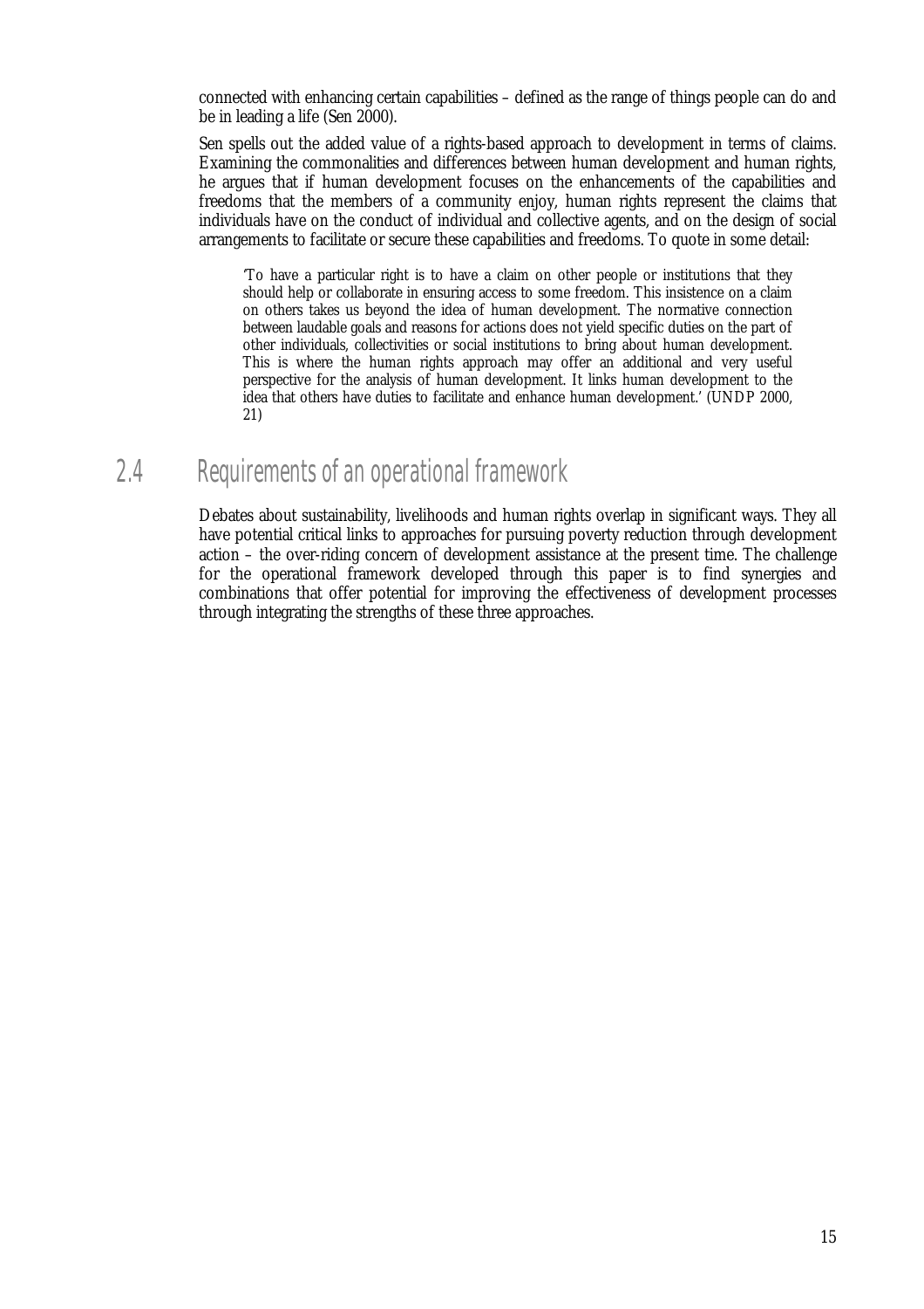connected with enhancing certain capabilities – defined as the range of things people can do and be in leading a life (Sen 2000).

Sen spells out the added value of a rights-based approach to development in terms of claims. Examining the commonalities and differences between human development and human rights, he argues that if human development focuses on the enhancements of the capabilities and freedoms that the members of a community enjoy, human rights represent the claims that individuals have on the conduct of individual and collective agents, and on the design of social arrangements to facilitate or secure these capabilities and freedoms. To quote in some detail:

> 'To have a particular right is to have a claim on other people or institutions that they should help or collaborate in ensuring access to some freedom. This insistence on a claim on others takes us beyond the idea of human development. The normative connection between laudable goals and reasons for actions does not yield specific duties on the part of other individuals, collectivities or social institutions to bring about human development. This is where the human rights approach may offer an additional and very useful perspective for the analysis of human development. It links human development to the idea that others have duties to facilitate and enhance human development.' (UNDP 2000, 21)

## 2.4 Requirements of an operational framework

Debates about sustainability, livelihoods and human rights overlap in significant ways. They all have potential critical links to approaches for pursuing poverty reduction through development action – the over-riding concern of development assistance at the present time. The challenge for the operational framework developed through this paper is to find synergies and combinations that offer potential for improving the effectiveness of development processes through integrating the strengths of these three approaches.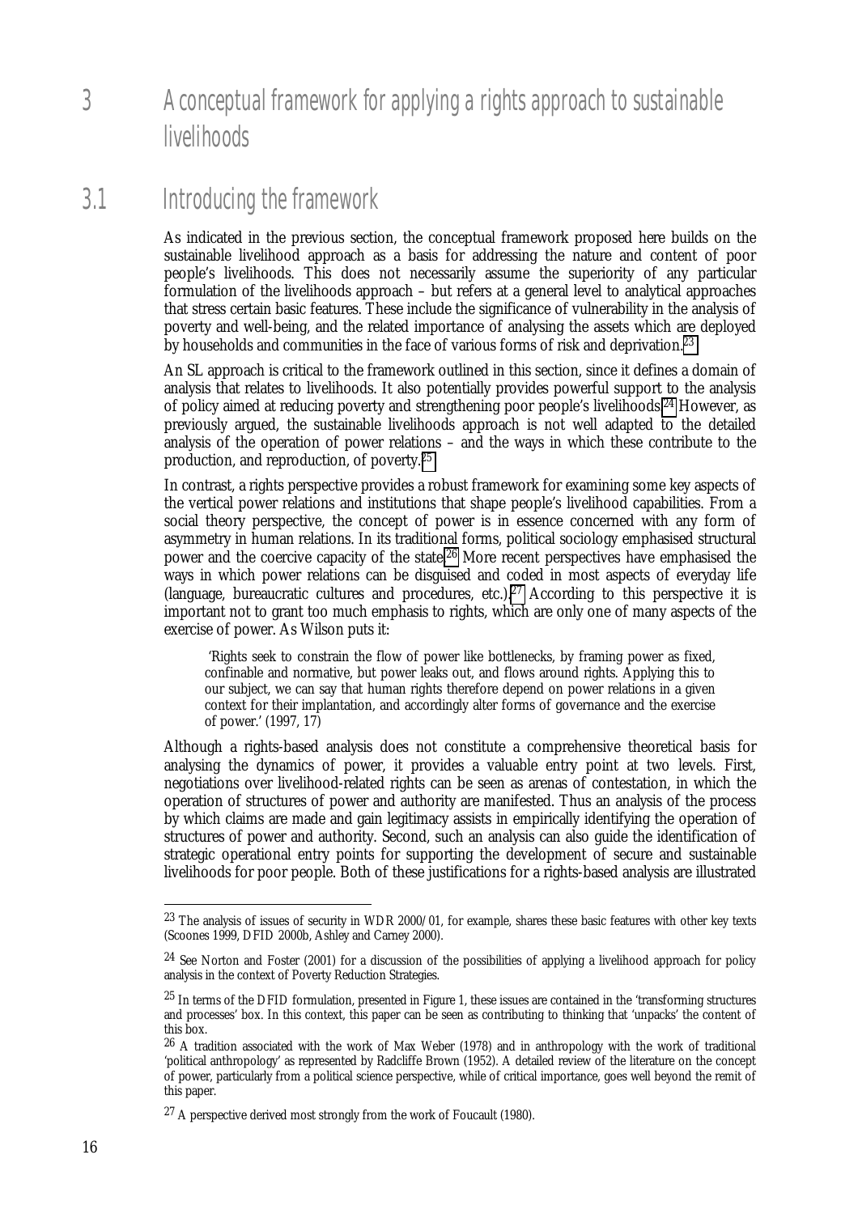# 3 A conceptual framework for applying a rights approach to sustainable livelihoods

## 3.1 Introducing the framework

As indicated in the previous section, the conceptual framework proposed here builds on the sustainable livelihood approach as a basis for addressing the nature and content of poor people's livelihoods. This does not necessarily assume the superiority of any particular formulation of the livelihoods approach – but refers at a general level to analytical approaches that stress certain basic features. These include the significance of vulnerability in the analysis of poverty and well-being, and the related importance of analysing the assets which are deployed by households and communities in the face of various forms of risk and deprivation.[23]

An SL approach is critical to the framework outlined in this section, since it defines a domain of analysis that relates to livelihoods. It also potentially provides powerful support to the analysis of policy aimed at reducing poverty and strengthening poor people's livelihoods.[24] However, as previously argued, the sustainable livelihoods approach is not well adapted to the detailed analysis of the operation of power relations – and the ways in which these contribute to the production, and reproduction, of poverty.[25]

In contrast, a rights perspective provides a robust framework for examining some key aspects of the vertical power relations and institutions that shape people's livelihood capabilities. From a social theory perspective, the concept of power is in essence concerned with any form of asymmetry in human relations. In its traditional forms, political sociology emphasised structural power and the coercive capacity of the state.[26] More recent perspectives have emphasised the ways in which power relations can be disguised and coded in most aspects of everyday life (language, bureaucratic cultures and procedures, etc.).[27] According to this perspective it is important not to grant too much emphasis to rights, which are only one of many aspects of the exercise of power. As Wilson puts it:

> 'Rights seek to constrain the flow of power like bottlenecks, by framing power as fixed, confinable and normative, but power leaks out, and flows around rights. Applying this to our subject, we can say that human rights therefore depend on power relations in a given context for their implantation, and accordingly alter forms of governance and the exercise of power.' (1997, 17)

Although a rights-based analysis does not constitute a comprehensive theoretical basis for analysing the dynamics of power, it provides a valuable entry point at two levels. First, negotiations over livelihood-related rights can be seen as arenas of contestation, in which the operation of structures of power and authority are manifested. Thus an analysis of the process by which claims are made and gain legitimacy assists in empirically identifying the operation of structures of power and authority. Second, such an analysis can also guide the identification of strategic operational entry points for supporting the development of secure and sustainable livelihoods for poor people. Both of these justifications for a rights-based analysis are illustrated

---

[23] The analysis of issues of security in WDR 2000/01, for example, shares these basic features with other key texts (Scoones 1999, DFID 2000b, Ashley and Carney 2000).

[24] See Norton and Foster (2001) for a discussion of the possibilities of applying a livelihood approach for policy analysis in the context of Poverty Reduction Strategies.

[25] In terms of the DFID formulation, presented in Figure 1, these issues are contained in the 'transforming structures and processes' box. In this context, this paper can be seen as contributing to thinking that 'unpacks' the content of this box.

[26] A tradition associated with the work of Max Weber (1978) and in anthropology with the work of traditional 'political anthropology' as represented by Radcliffe Brown (1952). A detailed review of the literature on the concept of power, particularly from a political science perspective, while of critical importance, goes well beyond the remit of this paper.

[27] A perspective derived most strongly from the work of Foucault (1980).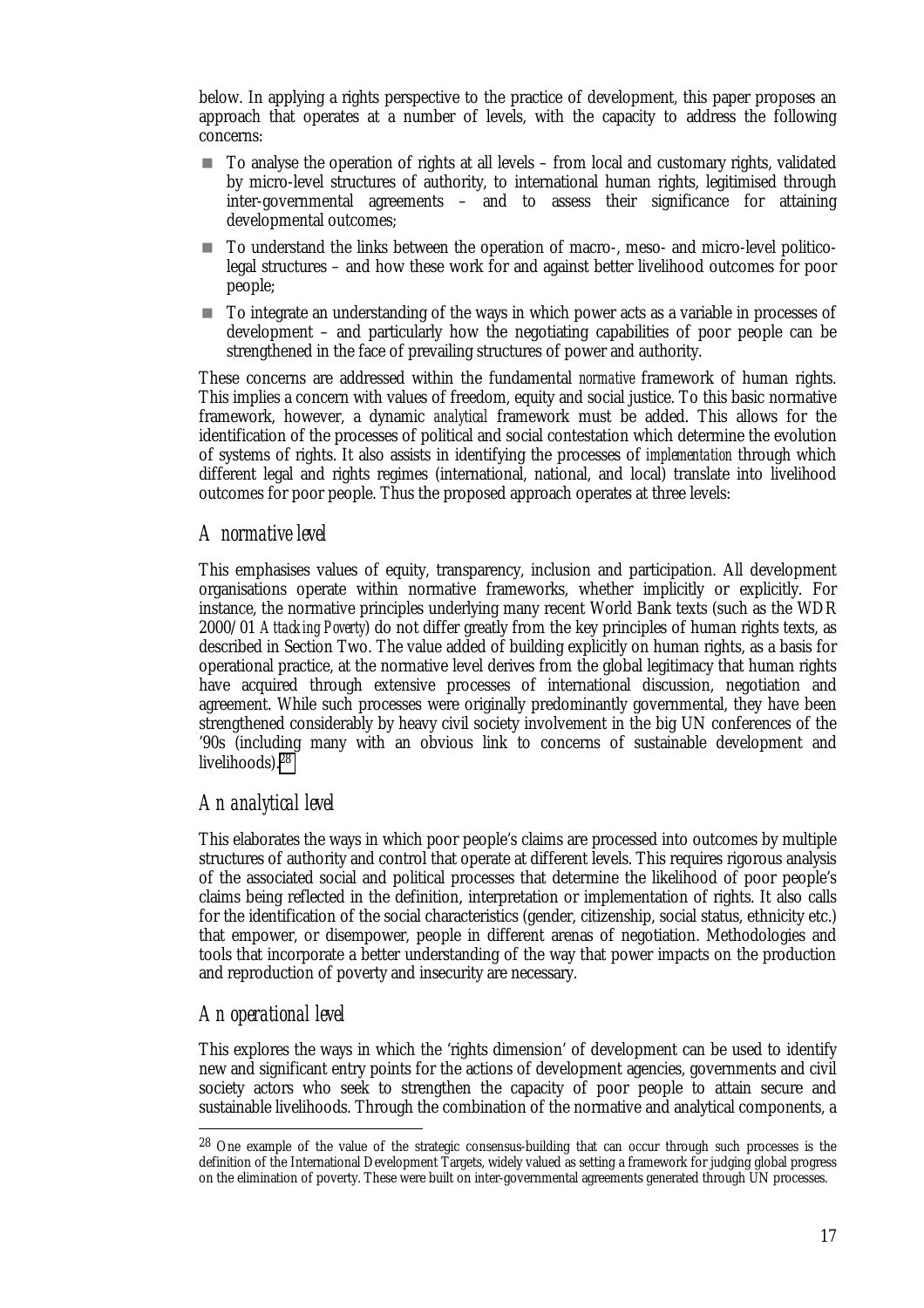below. In applying a rights perspective to the practice of development, this paper proposes an approach that operates at a number of levels, with the capacity to address the following concerns:

- To analyse the operation of rights at all levels – from local and customary rights, validated by micro-level structures of authority, to international human rights, legitimised through inter-governmental agreements – and to assess their significance for attaining developmental outcomes;
- To understand the links between the operation of macro-, meso- and micro-level politico-legal structures – and how these work for and against better livelihood outcomes for poor people;
- To integrate an understanding of the ways in which power acts as a variable in processes of development – and particularly how the negotiating capabilities of poor people can be strengthened in the face of prevailing structures of power and authority.

These concerns are addressed within the fundamental *normative* framework of human rights. This implies a concern with values of freedom, equity and social justice. To this basic normative framework, however, a dynamic *analytical* framework must be added. This allows for the identification of the processes of political and social contestation which determine the evolution of systems of rights. It also assists in identifying the processes of *implementation* through which different legal and rights regimes (international, national, and local) translate into livelihood outcomes for poor people. Thus the proposed approach operates at three levels:

### *A normative level*

This emphasises values of equity, transparency, inclusion and participation. All development organisations operate within normative frameworks, whether implicitly or explicitly. For instance, the normative principles underlying many recent World Bank texts (such as the WDR 2000/01 *Attacking Poverty*) do not differ greatly from the key principles of human rights texts, as described in Section Two. The value added of building explicitly on human rights, as a basis for operational practice, at the normative level derives from the global legitimacy that human rights have acquired through extensive processes of international discussion, negotiation and agreement. While such processes were originally predominantly governmental, they have been strengthened considerably by heavy civil society involvement in the big UN conferences of the '90s (including many with an obvious link to concerns of sustainable development and livelihoods).[28]

### *An analytical level*

This elaborates the ways in which poor people's claims are processed into outcomes by multiple structures of authority and control that operate at different levels. This requires rigorous analysis of the associated social and political processes that determine the likelihood of poor people's claims being reflected in the definition, interpretation or implementation of rights. It also calls for the identification of the social characteristics (gender, citizenship, social status, ethnicity etc.) that empower, or disempower, people in different arenas of negotiation. Methodologies and tools that incorporate a better understanding of the way that power impacts on the production and reproduction of poverty and insecurity are necessary.

### *An operational level*

This explores the ways in which the 'rights dimension' of development can be used to identify new and significant entry points for the actions of development agencies, governments and civil society actors who seek to strengthen the capacity of poor people to attain secure and sustainable livelihoods. Through the combination of the normative and analytical components, a

---

[28] One example of the value of the strategic consensus-building that can occur through such processes is the definition of the International Development Targets, widely valued as setting a framework for judging global progress on the elimination of poverty. These were built on inter-governmental agreements generated through UN processes.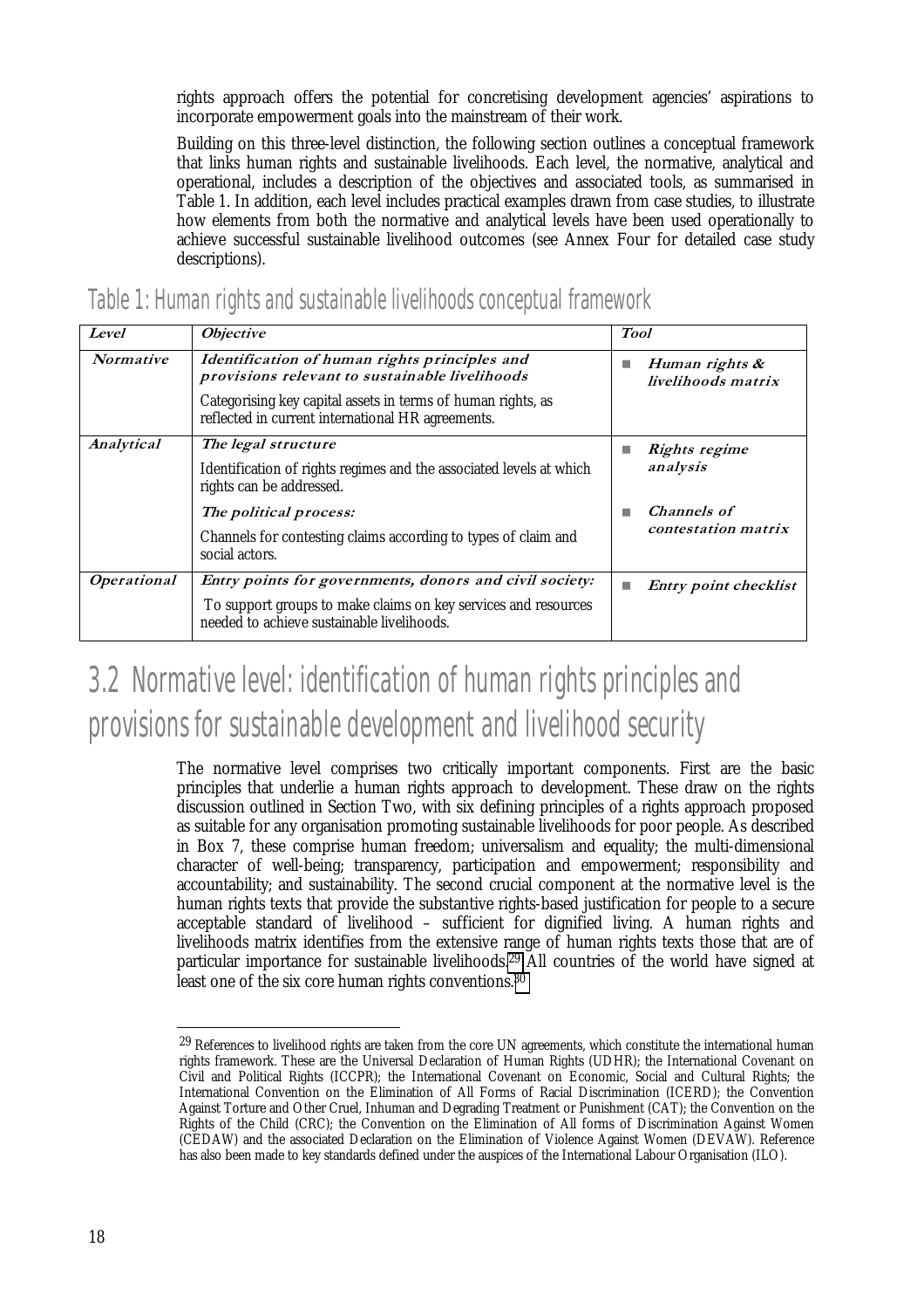rights approach offers the potential for concretising development agencies' aspirations to incorporate empowerment goals into the mainstream of their work.

Building on this three-level distinction, the following section outlines a conceptual framework that links human rights and sustainable livelihoods. Each level, the normative, analytical and operational, includes a description of the objectives and associated tools, as summarised in Table 1. In addition, each level includes practical examples drawn from case studies, to illustrate how elements from both the normative and analytical levels have been used operationally to achieve successful sustainable livelihood outcomes (see Annex Four for detailed case study descriptions).

## Table 1: Human rights and sustainable livelihoods conceptual framework

| *Level* | *Objective* | *Tool* |
|---|---|---|
| *Normative* | ***Identification of human rights principles and provisions relevant to sustainable livelihoods*** <br> Categorising key capital assets in terms of human rights, as reflected in current international HR agreements. | ■ ***Human rights & livelihoods matrix*** |
| *Analytical* | *The legal structure* <br> Identification of rights regimes and the associated levels at which rights can be addressed. <br> *The political process:* <br> Channels for contesting claims according to types of claim and social actors. | ■ *Rights regime analysis* <br> ■ *Channels of contestation matrix* |
| *Operational* | *Entry points for governments, donors and civil society:* <br> To support groups to make claims on key services and resources needed to achieve sustainable livelihoods. | ■ *Entry point checklist* |

# 3.2 Normative level: identification of human rights principles and provisions for sustainable development and livelihood security

The normative level comprises two critically important components. First are the basic principles that underlie a human rights approach to development. These draw on the rights discussion outlined in Section Two, with six defining principles of a rights approach proposed as suitable for any organisation promoting sustainable livelihoods for poor people. As described in Box 7, these comprise human freedom; universalism and equality; the multi-dimensional character of well-being; transparency, participation and empowerment; responsibility and accountability; and sustainability. The second crucial component at the normative level is the human rights texts that provide the substantive rights-based justification for people to a secure acceptable standard of livelihood – sufficient for dignified living. A human rights and livelihoods matrix identifies from the extensive range of human rights texts those that are of particular importance for sustainable livelihoods.[29] All countries of the world have signed at least one of the six core human rights conventions.[30]

[29] References to livelihood rights are taken from the core UN agreements, which constitute the international human rights framework. These are the Universal Declaration of Human Rights (UDHR); the International Covenant on Civil and Political Rights (ICCPR); the International Covenant on Economic, Social and Cultural Rights; the International Convention on the Elimination of All Forms of Racial Discrimination (ICERD); the Convention Against Torture and Other Cruel, Inhuman and Degrading Treatment or Punishment (CAT); the Convention on the Rights of the Child (CRC); the Convention on the Elimination of All forms of Discrimination Against Women (CEDAW) and the associated Declaration on the Elimination of Violence Against Women (DEVAW). Reference has also been made to key standards defined under the auspices of the International Labour Organisation (ILO).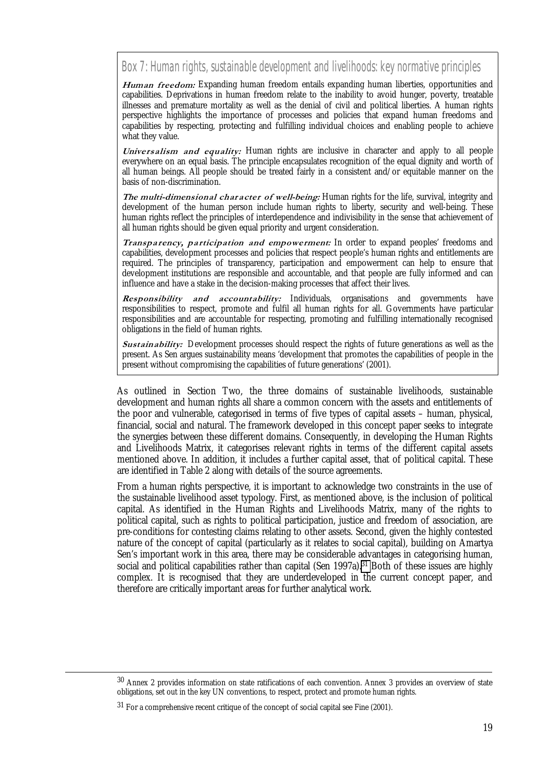### Box 7: Human rights, sustainable development and livelihoods: key normative principles

***Human freedom:*** Expanding human freedom entails expanding human liberties, opportunities and capabilities. Deprivations in human freedom relate to the inability to avoid hunger, poverty, treatable illnesses and premature mortality as well as the denial of civil and political liberties. A human rights perspective highlights the importance of processes and policies that expand human freedoms and capabilities by respecting, protecting and fulfilling individual choices and enabling people to achieve what they value.

***Universalism and equality:*** Human rights are inclusive in character and apply to all people everywhere on an equal basis. The principle encapsulates recognition of the equal dignity and worth of all human beings. All people should be treated fairly in a consistent and/or equitable manner on the basis of non-discrimination.

***The multi-dimensional character of well-being:*** Human rights for the life, survival, integrity and development of the human person include human rights to liberty, security and well-being. These human rights reflect the principles of interdependence and indivisibility in the sense that achievement of all human rights should be given equal priority and urgent consideration.

***Transparency, participation and empowerment:*** In order to expand peoples' freedoms and capabilities, development processes and policies that respect people's human rights and entitlements are required. The principles of transparency, participation and empowerment can help to ensure that development institutions are responsible and accountable, and that people are fully informed and can influence and have a stake in the decision-making processes that affect their lives.

***Responsibility and accountability:*** Individuals, organisations and governments have responsibilities to respect, promote and fulfil all human rights for all. Governments have particular responsibilities and are accountable for respecting, promoting and fulfilling internationally recognised obligations in the field of human rights.

***Sustainability:*** Development processes should respect the rights of future generations as well as the present. As Sen argues sustainability means 'development that promotes the capabilities of people in the present without compromising the capabilities of future generations' (2001).

As outlined in Section Two, the three domains of sustainable livelihoods, sustainable development and human rights all share a common concern with the assets and entitlements of the poor and vulnerable, categorised in terms of five types of capital assets – human, physical, financial, social and natural. The framework developed in this concept paper seeks to integrate the synergies between these different domains. Consequently, in developing the Human Rights and Livelihoods Matrix, it categorises relevant rights in terms of the different capital assets mentioned above. In addition, it includes a further capital asset, that of political capital. These are identified in Table 2 along with details of the source agreements.

From a human rights perspective, it is important to acknowledge two constraints in the use of the sustainable livelihood asset typology. First, as mentioned above, is the inclusion of political capital. As identified in the Human Rights and Livelihoods Matrix, many of the rights to political capital, such as rights to political participation, justice and freedom of association, are pre-conditions for contesting claims relating to other assets. Second, given the highly contested nature of the concept of capital (particularly as it relates to social capital), building on Amartya Sen's important work in this area, there may be considerable advantages in categorising human, social and political capabilities rather than capital (Sen 1997a).[31] Both of these issues are highly complex. It is recognised that they are underdeveloped in the current concept paper, and therefore are critically important areas for further analytical work.

---

[30] Annex 2 provides information on state ratifications of each convention. Annex 3 provides an overview of state obligations, set out in the key UN conventions, to respect, protect and promote human rights.

[31] For a comprehensive recent critique of the concept of social capital see Fine (2001).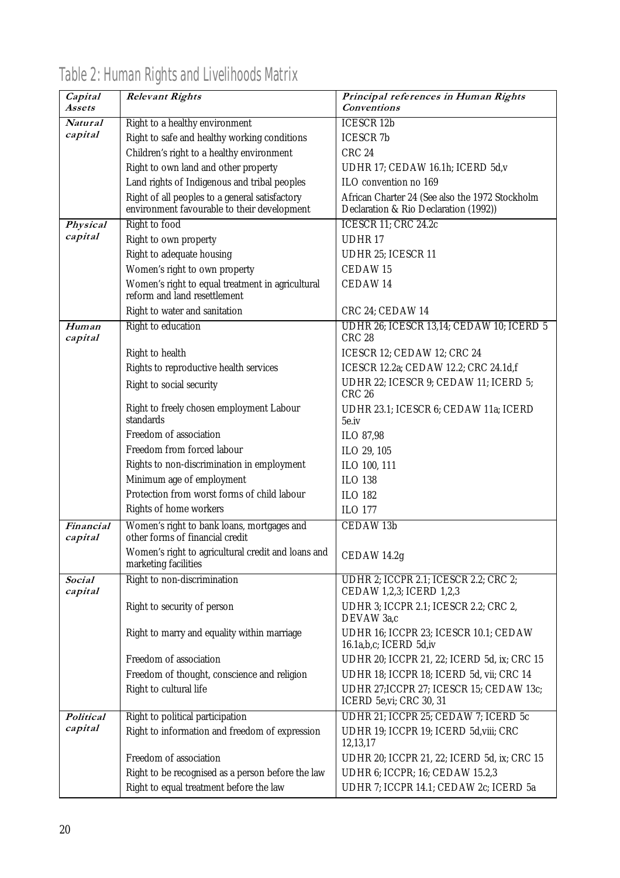## Table 2: Human Rights and Livelihoods Matrix

| *Capital Assets* | *Relevant Rights* | *Principal references in Human Rights Conventions* |
|---|---|---|
| *Natural capital* | Right to a healthy environment | ICESCR 12b |
| | Right to safe and healthy working conditions | ICESCR 7b |
| | Children's right to a healthy environment | CRC 24 |
| | Right to own land and other property | UDHR 17; CEDAW 16.1h; ICERD 5d,v |
| | Land rights of Indigenous and tribal peoples | ILO convention no 169 |
| | Right of all peoples to a general satisfactory environment favourable to their development | African Charter 24 (See also the 1972 Stockholm Declaration & Rio Declaration (1992)) |
| *Physical capital* | Right to food | ICESCR 11; CRC 24.2c |
| | Right to own property | UDHR 17 |
| | Right to adequate housing | UDHR 25; ICESCR 11 |
| | Women's right to own property | CEDAW 15 |
| | Women's right to equal treatment in agricultural reform and land resettlement | CEDAW 14 |
| | Right to water and sanitation | CRC 24; CEDAW 14 |
| *Human capital* | Right to education | UDHR 26; ICESCR 13,14; CEDAW 10; ICERD 5 CRC 28 |
| | Right to health | ICESCR 12; CEDAW 12; CRC 24 |
| | Rights to reproductive health services | ICESCR 12.2a; CEDAW 12.2; CRC 24.1d,f |
| | Right to social security | UDHR 22; ICESCR 9; CEDAW 11; ICERD 5; CRC 26 |
| | Right to freely chosen employment Labour standards | UDHR 23.1; ICESCR 6; CEDAW 11a; ICERD 5e.iv |
| | Freedom of association | ILO 87,98 |
| | Freedom from forced labour | ILO 29, 105 |
| | Rights to non-discrimination in employment | ILO 100, 111 |
| | Minimum age of employment | ILO 138 |
| | Protection from worst forms of child labour | ILO 182 |
| | Rights of home workers | ILO 177 |
| *Financial capital* | Women's right to bank loans, mortgages and other forms of financial credit | CEDAW 13b |
| | Women's right to agricultural credit and loans and marketing facilities | CEDAW 14.2g |
| *Social capital* | Right to non-discrimination | UDHR 2; ICCPR 2.1; ICESCR 2.2; CRC 2; CEDAW 1,2,3; ICERD 1,2,3 |
| | Right to security of person | UDHR 3; ICCPR 2.1; ICESCR 2.2; CRC 2, DEVAW 3a,c |
| | Right to marry and equality within marriage | UDHR 16; ICCPR 23; ICESCR 10.1; CEDAW 16.1a,b,c; ICERD 5d,iv |
| | Freedom of association | UDHR 20; ICCPR 21, 22; ICERD 5d, ix; CRC 15 |
| | Freedom of thought, conscience and religion | UDHR 18; ICCPR 18; ICERD 5d, vii; CRC 14 |
| | Right to cultural life | UDHR 27;ICCPR 27; ICESCR 15; CEDAW 13c; ICERD 5e,vi; CRC 30, 31 |
| *Political capital* | Right to political participation | UDHR 21; ICCPR 25; CEDAW 7; ICERD 5c |
| | Right to information and freedom of expression | UDHR 19; ICCPR 19; ICERD 5d,viii; CRC 12,13,17 |
| | Freedom of association | UDHR 20; ICCPR 21, 22; ICERD 5d, ix; CRC 15 |
| | Right to be recognised as a person before the law | UDHR 6; ICCPR; 16; CEDAW 15.2,3 |
| | Right to equal treatment before the law | UDHR 7; ICCPR 14.1; CEDAW 2c; ICERD 5a |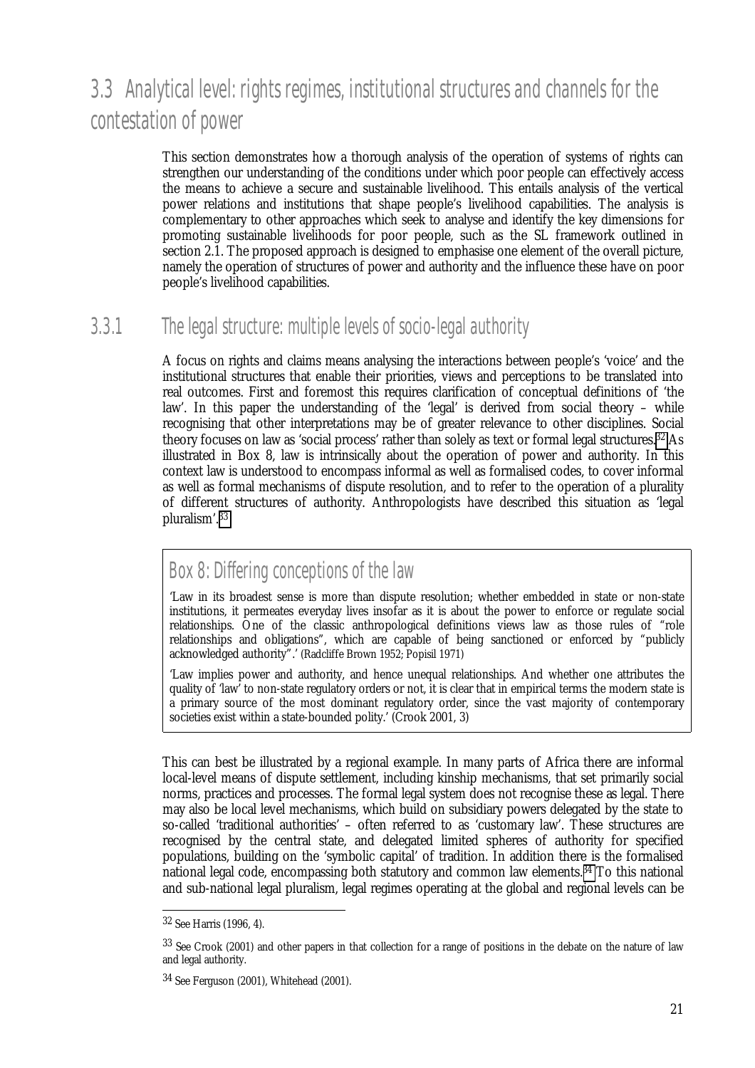## 3.3 Analytical level: rights regimes, institutional structures and channels for the contestation of power

This section demonstrates how a thorough analysis of the operation of systems of rights can strengthen our understanding of the conditions under which poor people can effectively access the means to achieve a secure and sustainable livelihood. This entails analysis of the vertical power relations and institutions that shape people's livelihood capabilities. The analysis is complementary to other approaches which seek to analyse and identify the key dimensions for promoting sustainable livelihoods for poor people, such as the SL framework outlined in section 2.1. The proposed approach is designed to emphasise one element of the overall picture, namely the operation of structures of power and authority and the influence these have on poor people's livelihood capabilities.

### 3.3.1 The legal structure: multiple levels of socio-legal authority

A focus on rights and claims means analysing the interactions between people's 'voice' and the institutional structures that enable their priorities, views and perceptions to be translated into real outcomes. First and foremost this requires clarification of conceptual definitions of 'the law'. In this paper the understanding of the 'legal' is derived from social theory – while recognising that other interpretations may be of greater relevance to other disciplines. Social theory focuses on law as 'social process' rather than solely as text or formal legal structures.[32] As illustrated in Box 8, law is intrinsically about the operation of power and authority. In this context law is understood to encompass informal as well as formalised codes, to cover informal as well as formal mechanisms of dispute resolution, and to refer to the operation of a plurality of different structures of authority. Anthropologists have described this situation as 'legal pluralism'.[33]

> ### Box 8: Differing conceptions of the law
>
> 'Law in its broadest sense is more than dispute resolution; whether embedded in state or non-state institutions, it permeates everyday lives insofar as it is about the power to enforce or regulate social relationships. One of the classic anthropological definitions views law as those rules of "role relationships and obligations", which are capable of being sanctioned or enforced by "publicly acknowledged authority".' (Radcliffe Brown 1952; Popisil 1971)
>
> 'Law implies power and authority, and hence unequal relationships. And whether one attributes the quality of 'law' to non-state regulatory orders or not, it is clear that in empirical terms the modern state is a primary source of the most dominant regulatory order, since the vast majority of contemporary societies exist within a state-bounded polity.' (Crook 2001, 3)

This can best be illustrated by a regional example. In many parts of Africa there are informal local-level means of dispute settlement, including kinship mechanisms, that set primarily social norms, practices and processes. The formal legal system does not recognise these as legal. There may also be local level mechanisms, which build on subsidiary powers delegated by the state to so-called 'traditional authorities' – often referred to as 'customary law'. These structures are recognised by the central state, and delegated limited spheres of authority for specified populations, building on the 'symbolic capital' of tradition. In addition there is the formalised national legal code, encompassing both statutory and common law elements.[34] To this national and sub-national legal pluralism, legal regimes operating at the global and regional levels can be

---

[32] See Harris (1996, 4).

[33] See Crook (2001) and other papers in that collection for a range of positions in the debate on the nature of law and legal authority.

[34] See Ferguson (2001), Whitehead (2001).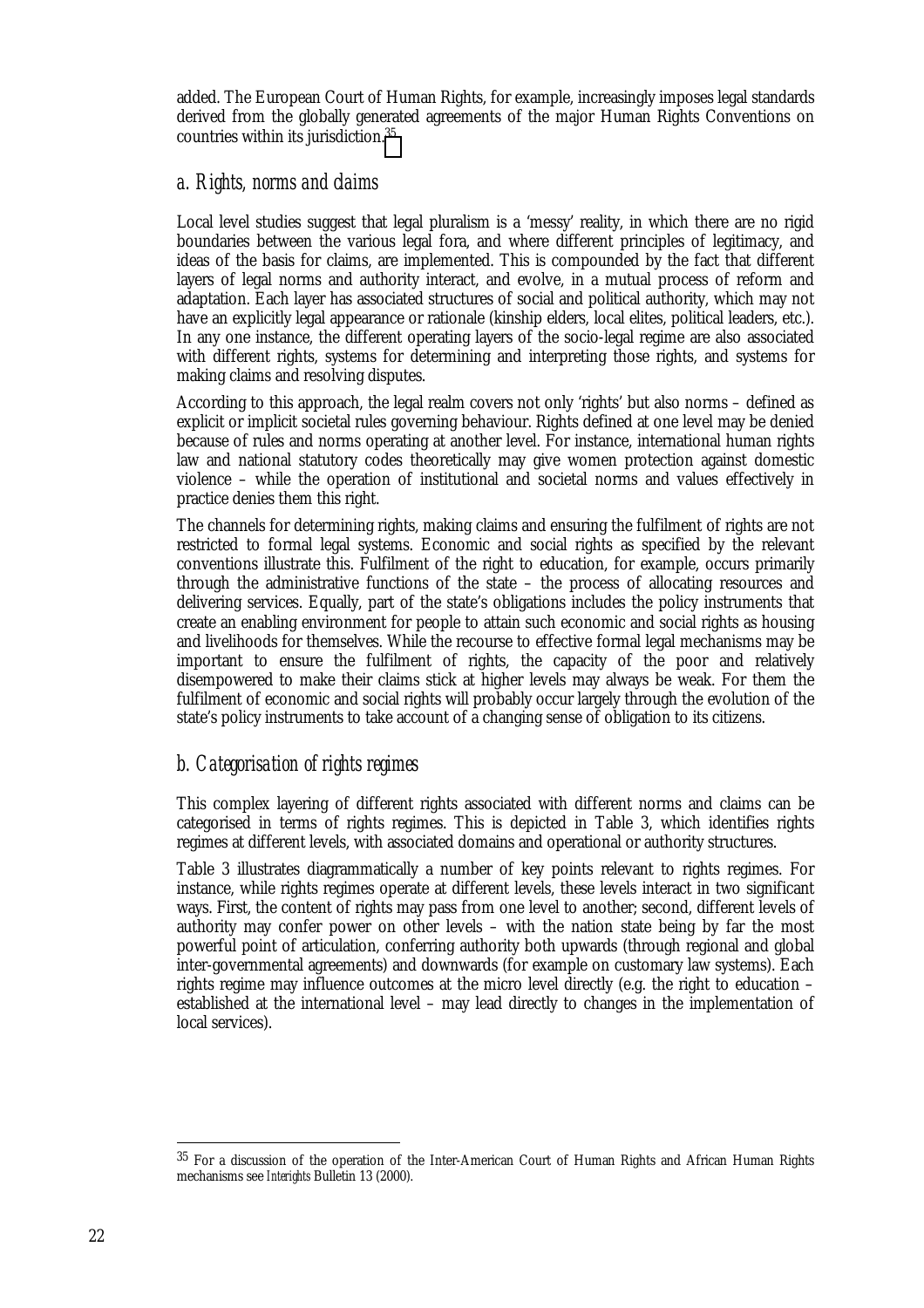added. The European Court of Human Rights, for example, increasingly imposes legal standards derived from the globally generated agreements of the major Human Rights Conventions on countries within its jurisdiction.[35]

### *a. Rights, norms and claims*

Local level studies suggest that legal pluralism is a 'messy' reality, in which there are no rigid boundaries between the various legal fora, and where different principles of legitimacy, and ideas of the basis for claims, are implemented. This is compounded by the fact that different layers of legal norms and authority interact, and evolve, in a mutual process of reform and adaptation. Each layer has associated structures of social and political authority, which may not have an explicitly legal appearance or rationale (kinship elders, local elites, political leaders, etc.). In any one instance, the different operating layers of the socio-legal regime are also associated with different rights, systems for determining and interpreting those rights, and systems for making claims and resolving disputes.

According to this approach, the legal realm covers not only 'rights' but also norms – defined as explicit or implicit societal rules governing behaviour. Rights defined at one level may be denied because of rules and norms operating at another level. For instance, international human rights law and national statutory codes theoretically may give women protection against domestic violence – while the operation of institutional and societal norms and values effectively in practice denies them this right.

The channels for determining rights, making claims and ensuring the fulfilment of rights are not restricted to formal legal systems. Economic and social rights as specified by the relevant conventions illustrate this. Fulfilment of the right to education, for example, occurs primarily through the administrative functions of the state – the process of allocating resources and delivering services. Equally, part of the state's obligations includes the policy instruments that create an enabling environment for people to attain such economic and social rights as housing and livelihoods for themselves. While the recourse to effective formal legal mechanisms may be important to ensure the fulfilment of rights, the capacity of the poor and relatively disempowered to make their claims stick at higher levels may always be weak. For them the fulfilment of economic and social rights will probably occur largely through the evolution of the state's policy instruments to take account of a changing sense of obligation to its citizens.

### *b. Categorisation of rights regimes*

This complex layering of different rights associated with different norms and claims can be categorised in terms of rights regimes. This is depicted in Table 3, which identifies rights regimes at different levels, with associated domains and operational or authority structures.

Table 3 illustrates diagrammatically a number of key points relevant to rights regimes. For instance, while rights regimes operate at different levels, these levels interact in two significant ways. First, the content of rights may pass from one level to another; second, different levels of authority may confer power on other levels – with the nation state being by far the most powerful point of articulation, conferring authority both upwards (through regional and global inter-governmental agreements) and downwards (for example on customary law systems). Each rights regime may influence outcomes at the micro level directly (e.g. the right to education – established at the international level – may lead directly to changes in the implementation of local services).

---

[35] For a discussion of the operation of the Inter-American Court of Human Rights and African Human Rights mechanisms see *Interights* Bulletin 13 (2000).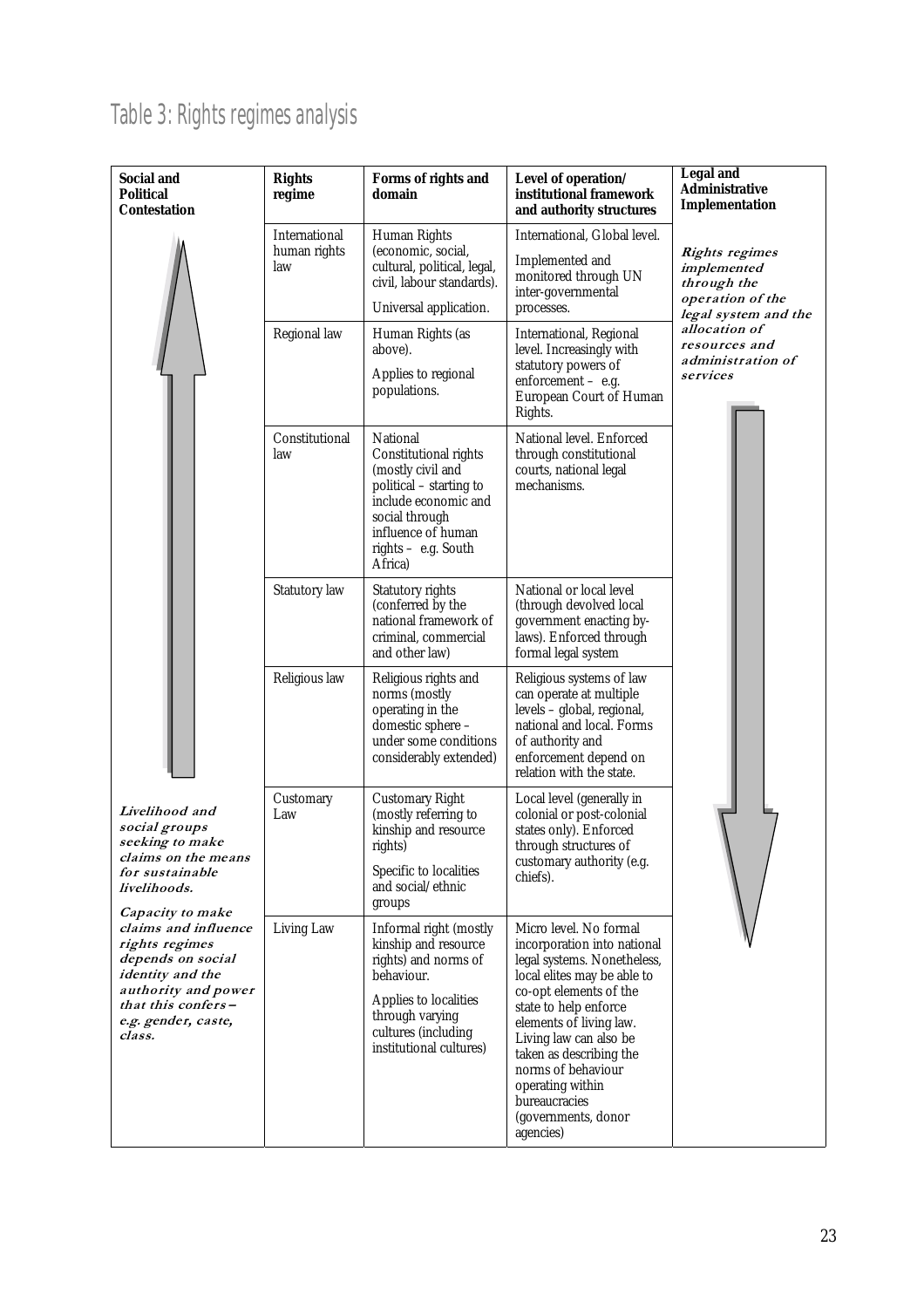## Table 3: Rights regimes analysis

| Social and Political Contestation | Rights regime | Forms of rights and domain | Level of operation/ institutional framework and authority structures | Legal and Administrative Implementation |
|---|---|---|---|---|
| ↑ | International human rights law | Human Rights (economic, social, cultural, political, legal, civil, labour standards). Universal application. | International, Global level. Implemented and monitored through UN inter-governmental processes. | ***Rights regimes implemented through the operation of the legal system and the allocation of resources and administration of services*** ↓ |
| | Regional law | Human Rights (as above). Applies to regional populations. | International, Regional level. Increasingly with statutory powers of enforcement – e.g. European Court of Human Rights. | |
| | Constitutional law | National Constitutional rights (mostly civil and political – starting to include economic and social through influence of human rights – e.g. South Africa) | National level. Enforced through constitutional courts, national legal mechanisms. | |
| | Statutory law | Statutory rights (conferred by the national framework of criminal, commercial and other law) | National or local level (through devolved local government enacting by-laws). Enforced through formal legal system | |
| | Religious law | Religious rights and norms (mostly operating in the domestic sphere – under some conditions considerably extended) | Religious systems of law can operate at multiple levels – global, regional, national and local. Forms of authority and enforcement depend on relation with the state. | |
| ***Livelihood and social groups seeking to make claims on the means for sustainable livelihoods.*** | Customary Law | Customary Right (mostly referring to kinship and resource rights) Specific to localities and social/ethnic groups | Local level (generally in colonial or post-colonial states only). Enforced through structures of customary authority (e.g. chiefs). | |
| ***Capacity to make claims and influence rights regimes depends on social identity and the authority and power that this confers – e.g. gender, caste, class.*** | Living Law | Informal right (mostly kinship and resource rights) and norms of behaviour. Applies to localities through varying cultures (including institutional cultures) | Micro level. No formal incorporation into national legal systems. Nonetheless, local elites may be able to co-opt elements of the state to help enforce elements of living law. Living law can also be taken as describing the norms of behaviour operating within bureaucracies (governments, donor agencies) | |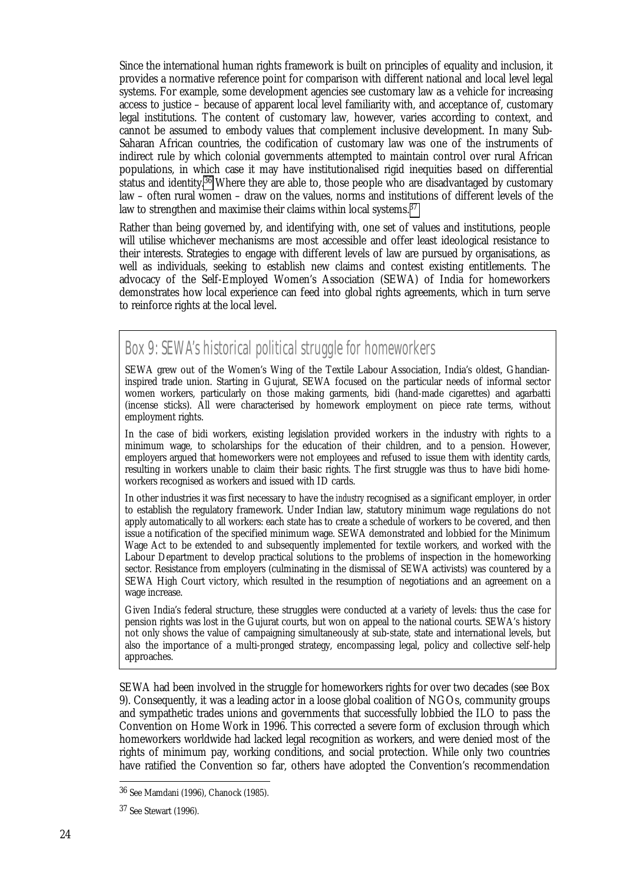Since the international human rights framework is built on principles of equality and inclusion, it provides a normative reference point for comparison with different national and local level legal systems. For example, some development agencies see customary law as a vehicle for increasing access to justice – because of apparent local level familiarity with, and acceptance of, customary legal institutions. The content of customary law, however, varies according to context, and cannot be assumed to embody values that complement inclusive development. In many Sub-Saharan African countries, the codification of customary law was one of the instruments of indirect rule by which colonial governments attempted to maintain control over rural African populations, in which case it may have institutionalised rigid inequities based on differential status and identity.[36] Where they are able to, those people who are disadvantaged by customary law – often rural women – draw on the values, norms and institutions of different levels of the law to strengthen and maximise their claims within local systems.[37]

Rather than being governed by, and identifying with, one set of values and institutions, people will utilise whichever mechanisms are most accessible and offer least ideological resistance to their interests. Strategies to engage with different levels of law are pursued by organisations, as well as individuals, seeking to establish new claims and contest existing entitlements. The advocacy of the Self-Employed Women's Association (SEWA) of India for homeworkers demonstrates how local experience can feed into global rights agreements, which in turn serve to reinforce rights at the local level.

> ### Box 9: SEWA's historical political struggle for homeworkers
>
> SEWA grew out of the Women's Wing of the Textile Labour Association, India's oldest, Ghandian-inspired trade union. Starting in Gujurat, SEWA focused on the particular needs of informal sector women workers, particularly on those making garments, bidi (hand-made cigarettes) and agarbatti (incense sticks). All were characterised by homework employment on piece rate terms, without employment rights.
>
> In the case of bidi workers, existing legislation provided workers in the industry with rights to a minimum wage, to scholarships for the education of their children, and to a pension. However, employers argued that homeworkers were not employees and refused to issue them with identity cards, resulting in workers unable to claim their basic rights. The first struggle was thus to have bidi home-workers recognised as workers and issued with ID cards.
>
> In other industries it was first necessary to have the *industry* recognised as a significant employer, in order to establish the regulatory framework. Under Indian law, statutory minimum wage regulations do not apply automatically to all workers: each state has to create a schedule of workers to be covered, and then issue a notification of the specified minimum wage. SEWA demonstrated and lobbied for the Minimum Wage Act to be extended to and subsequently implemented for textile workers, and worked with the Labour Department to develop practical solutions to the problems of inspection in the homeworking sector. Resistance from employers (culminating in the dismissal of SEWA activists) was countered by a SEWA High Court victory, which resulted in the resumption of negotiations and an agreement on a wage increase.
>
> Given India's federal structure, these struggles were conducted at a variety of levels: thus the case for pension rights was lost in the Gujurat courts, but won on appeal to the national courts. SEWA's history not only shows the value of campaigning simultaneously at sub-state, state and international levels, but also the importance of a multi-pronged strategy, encompassing legal, policy and collective self-help approaches.

SEWA had been involved in the struggle for homeworkers rights for over two decades (see Box 9). Consequently, it was a leading actor in a loose global coalition of NGOs, community groups and sympathetic trades unions and governments that successfully lobbied the ILO to pass the Convention on Home Work in 1996. This corrected a severe form of exclusion through which homeworkers worldwide had lacked legal recognition as workers, and were denied most of the rights of minimum pay, working conditions, and social protection. While only two countries have ratified the Convention so far, others have adopted the Convention's recommendation

---

[36] See Mamdani (1996), Chanock (1985).

[37] See Stewart (1996).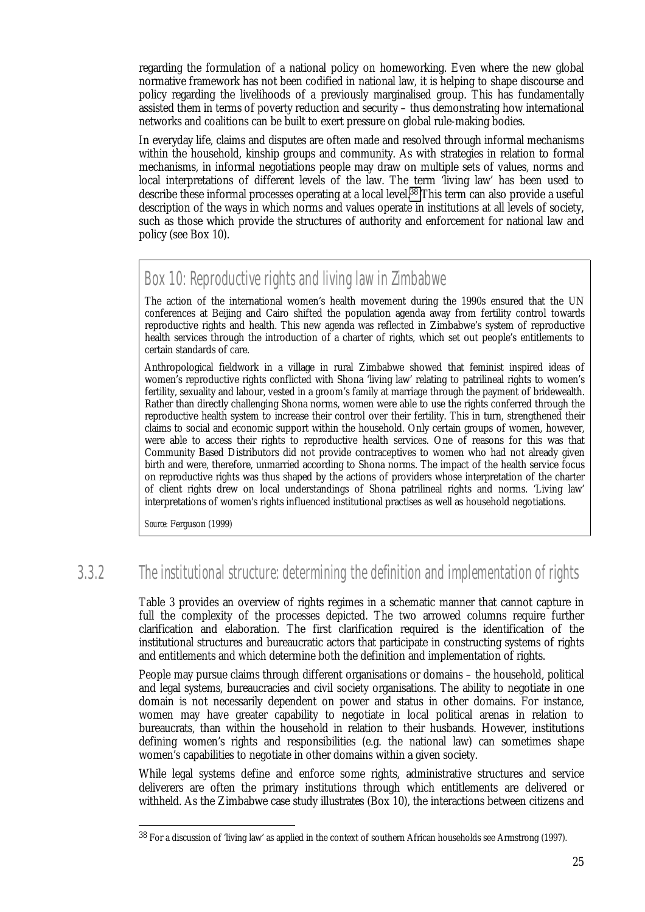regarding the formulation of a national policy on homeworking. Even where the new global normative framework has not been codified in national law, it is helping to shape discourse and policy regarding the livelihoods of a previously marginalised group. This has fundamentally assisted them in terms of poverty reduction and security – thus demonstrating how international networks and coalitions can be built to exert pressure on global rule-making bodies.

In everyday life, claims and disputes are often made and resolved through informal mechanisms within the household, kinship groups and community. As with strategies in relation to formal mechanisms, in informal negotiations people may draw on multiple sets of values, norms and local interpretations of different levels of the law. The term 'living law' has been used to describe these informal processes operating at a local level.[38] This term can also provide a useful description of the ways in which norms and values operate in institutions at all levels of society, such as those which provide the structures of authority and enforcement for national law and policy (see Box 10).

> ### Box 10: Reproductive rights and living law in Zimbabwe
>
> The action of the international women's health movement during the 1990s ensured that the UN conferences at Beijing and Cairo shifted the population agenda away from fertility control towards reproductive rights and health. This new agenda was reflected in Zimbabwe's system of reproductive health services through the introduction of a charter of rights, which set out people's entitlements to certain standards of care.
>
> Anthropological fieldwork in a village in rural Zimbabwe showed that feminist inspired ideas of women's reproductive rights conflicted with Shona 'living law' relating to patrilineal rights to women's fertility, sexuality and labour, vested in a groom's family at marriage through the payment of bridewealth. Rather than directly challenging Shona norms, women were able to use the rights conferred through the reproductive health system to increase their control over their fertility. This in turn, strengthened their claims to social and economic support within the household. Only certain groups of women, however, were able to access their rights to reproductive health services. One of reasons for this was that Community Based Distributors did not provide contraceptives to women who had not already given birth and were, therefore, unmarried according to Shona norms. The impact of the health service focus on reproductive rights was thus shaped by the actions of providers whose interpretation of the charter of client rights drew on local understandings of Shona patrilineal rights and norms. 'Living law' interpretations of women's rights influenced institutional practises as well as household negotiations.
>
> *Source:* Ferguson (1999)

## 3.3.2 The institutional structure: determining the definition and implementation of rights

Table 3 provides an overview of rights regimes in a schematic manner that cannot capture in full the complexity of the processes depicted. The two arrowed columns require further clarification and elaboration. The first clarification required is the identification of the institutional structures and bureaucratic actors that participate in constructing systems of rights and entitlements and which determine both the definition and implementation of rights.

People may pursue claims through different organisations or domains – the household, political and legal systems, bureaucracies and civil society organisations. The ability to negotiate in one domain is not necessarily dependent on power and status in other domains. For instance, women may have greater capability to negotiate in local political arenas in relation to bureaucrats, than within the household in relation to their husbands. However, institutions defining women's rights and responsibilities (e.g. the national law) can sometimes shape women's capabilities to negotiate in other domains within a given society.

While legal systems define and enforce some rights, administrative structures and service deliverers are often the primary institutions through which entitlements are delivered or withheld. As the Zimbabwe case study illustrates (Box 10), the interactions between citizens and

[38] For a discussion of 'living law' as applied in the context of southern African households see Armstrong (1997).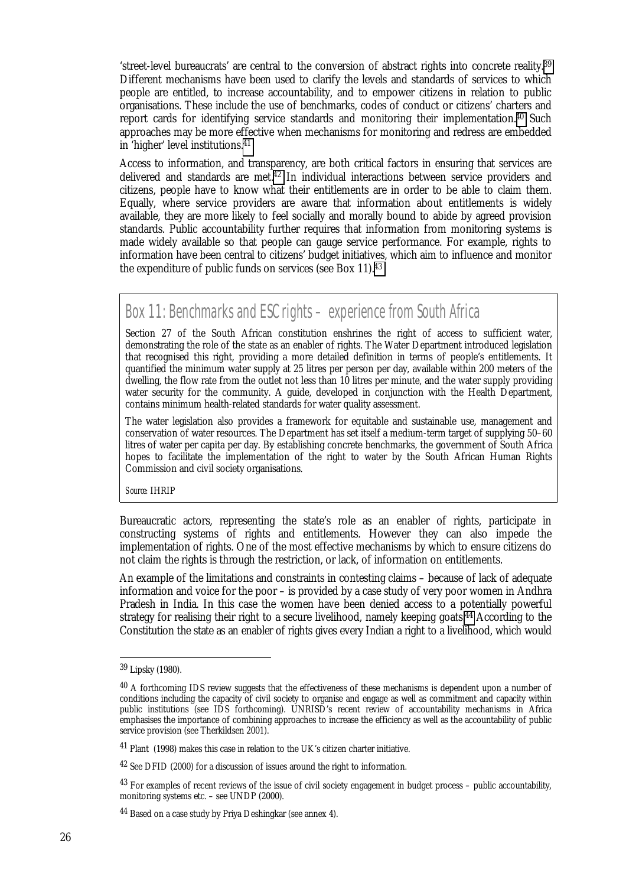'street-level bureaucrats' are central to the conversion of abstract rights into concrete reality.[39] Different mechanisms have been used to clarify the levels and standards of services to which people are entitled, to increase accountability, and to empower citizens in relation to public organisations. These include the use of benchmarks, codes of conduct or citizens' charters and report cards for identifying service standards and monitoring their implementation.[40] Such approaches may be more effective when mechanisms for monitoring and redress are embedded in 'higher' level institutions.[41]

Access to information, and transparency, are both critical factors in ensuring that services are delivered and standards are met.[42] In individual interactions between service providers and citizens, people have to know what their entitlements are in order to be able to claim them. Equally, where service providers are aware that information about entitlements is widely available, they are more likely to feel socially and morally bound to abide by agreed provision standards. Public accountability further requires that information from monitoring systems is made widely available so that people can gauge service performance. For example, rights to information have been central to citizens' budget initiatives, which aim to influence and monitor the expenditure of public funds on services (see Box 11).[43]

> ## Box 11: Benchmarks and ESC rights – experience from South Africa
>
> Section 27 of the South African constitution enshrines the right of access to sufficient water, demonstrating the role of the state as an enabler of rights. The Water Department introduced legislation that recognised this right, providing a more detailed definition in terms of people's entitlements. It quantified the minimum water supply at 25 litres per person per day, available within 200 meters of the dwelling, the flow rate from the outlet not less than 10 litres per minute, and the water supply providing water security for the community. A guide, developed in conjunction with the Health Department, contains minimum health-related standards for water quality assessment.
>
> The water legislation also provides a framework for equitable and sustainable use, management and conservation of water resources. The Department has set itself a medium-term target of supplying 50–60 litres of water per capita per day. By establishing concrete benchmarks, the government of South Africa hopes to facilitate the implementation of the right to water by the South African Human Rights Commission and civil society organisations.
>
> *Source:* IHRIP

Bureaucratic actors, representing the state's role as an enabler of rights, participate in constructing systems of rights and entitlements. However they can also impede the implementation of rights. One of the most effective mechanisms by which to ensure citizens do not claim the rights is through the restriction, or lack, of information on entitlements.

An example of the limitations and constraints in contesting claims – because of lack of adequate information and voice for the poor – is provided by a case study of very poor women in Andhra Pradesh in India. In this case the women have been denied access to a potentially powerful strategy for realising their right to a secure livelihood, namely keeping goats.[44] According to the Constitution the state as an enabler of rights gives every Indian a right to a livelihood, which would

---

[39] Lipsky (1980).

[40] A forthcoming IDS review suggests that the effectiveness of these mechanisms is dependent upon a number of conditions including the capacity of civil society to organise and engage as well as commitment and capacity within public institutions (see IDS forthcoming). UNRISD's recent review of accountability mechanisms in Africa emphasises the importance of combining approaches to increase the efficiency as well as the accountability of public service provision (see Therkildsen 2001).

[41] Plant (1998) makes this case in relation to the UK's citizen charter initiative.

[42] See DFID (2000) for a discussion of issues around the right to information.

[43] For examples of recent reviews of the issue of civil society engagement in budget process – public accountability, monitoring systems etc. – see UNDP (2000).

[44] Based on a case study by Priya Deshingkar (see annex 4).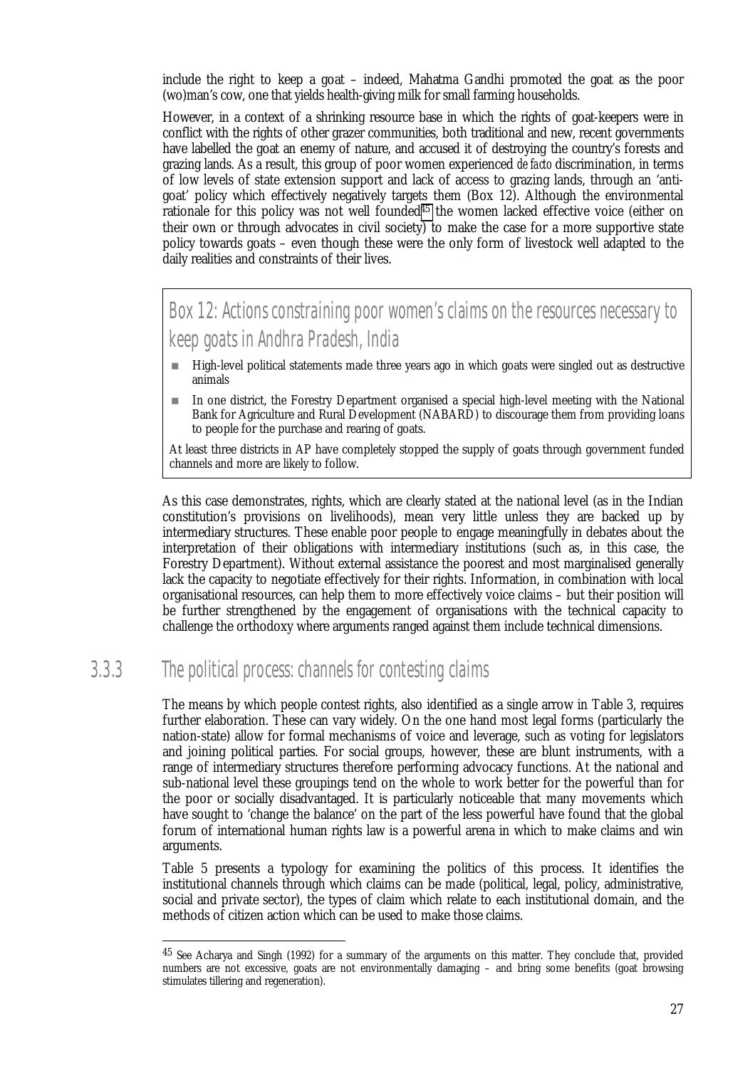include the right to keep a goat – indeed, Mahatma Gandhi promoted the goat as the poor (wo)man's cow, one that yields health-giving milk for small farming households.

However, in a context of a shrinking resource base in which the rights of goat-keepers were in conflict with the rights of other grazer communities, both traditional and new, recent governments have labelled the goat an enemy of nature, and accused it of destroying the country's forests and grazing lands. As a result, this group of poor women experienced *de facto* discrimination, in terms of low levels of state extension support and lack of access to grazing lands, through an 'anti-goat' policy which effectively negatively targets them (Box 12). Although the environmental rationale for this policy was not well founded[45] the women lacked effective voice (either on their own or through advocates in civil society) to make the case for a more supportive state policy towards goats – even though these were the only form of livestock well adapted to the daily realities and constraints of their lives.

> **Box 12: Actions constraining poor women's claims on the resources necessary to keep goats in Andhra Pradesh, India**
>
> - High-level political statements made three years ago in which goats were singled out as destructive animals
> - In one district, the Forestry Department organised a special high-level meeting with the National Bank for Agriculture and Rural Development (NABARD) to discourage them from providing loans to people for the purchase and rearing of goats.
>
> At least three districts in AP have completely stopped the supply of goats through government funded channels and more are likely to follow.

As this case demonstrates, rights, which are clearly stated at the national level (as in the Indian constitution's provisions on livelihoods), mean very little unless they are backed up by intermediary structures. These enable poor people to engage meaningfully in debates about the interpretation of their obligations with intermediary institutions (such as, in this case, the Forestry Department). Without external assistance the poorest and most marginalised generally lack the capacity to negotiate effectively for their rights. Information, in combination with local organisational resources, can help them to more effectively voice claims – but their position will be further strengthened by the engagement of organisations with the technical capacity to challenge the orthodoxy where arguments ranged against them include technical dimensions.

### 3.3.3 The political process: channels for contesting claims

The means by which people contest rights, also identified as a single arrow in Table 3, requires further elaboration. These can vary widely. On the one hand most legal forms (particularly the nation-state) allow for formal mechanisms of voice and leverage, such as voting for legislators and joining political parties. For social groups, however, these are blunt instruments, with a range of intermediary structures therefore performing advocacy functions. At the national and sub-national level these groupings tend on the whole to work better for the powerful than for the poor or socially disadvantaged. It is particularly noticeable that many movements which have sought to 'change the balance' on the part of the less powerful have found that the global forum of international human rights law is a powerful arena in which to make claims and win arguments.

Table 5 presents a typology for examining the politics of this process. It identifies the institutional channels through which claims can be made (political, legal, policy, administrative, social and private sector), the types of claim which relate to each institutional domain, and the methods of citizen action which can be used to make those claims.

---

[45] See Acharya and Singh (1992) for a summary of the arguments on this matter. They conclude that, provided numbers are not excessive, goats are not environmentally damaging – and bring some benefits (goat browsing stimulates tillering and regeneration).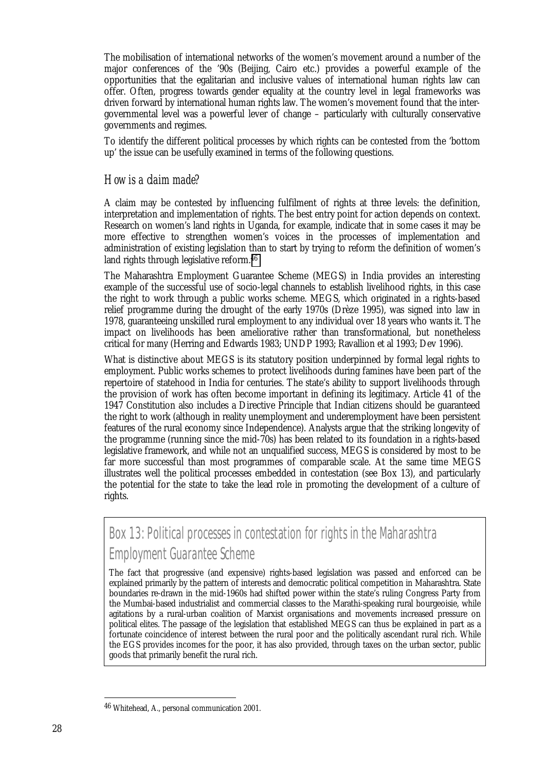The mobilisation of international networks of the women's movement around a number of the major conferences of the '90s (Beijing, Cairo etc.) provides a powerful example of the opportunities that the egalitarian and inclusive values of international human rights law can offer. Often, progress towards gender equality at the country level in legal frameworks was driven forward by international human rights law. The women's movement found that the inter-governmental level was a powerful lever of change – particularly with culturally conservative governments and regimes.

To identify the different political processes by which rights can be contested from the 'bottom up' the issue can be usefully examined in terms of the following questions.

### *How is a claim made?*

A claim may be contested by influencing fulfilment of rights at three levels: the definition, interpretation and implementation of rights. The best entry point for action depends on context. Research on women's land rights in Uganda, for example, indicate that in some cases it may be more effective to strengthen women's voices in the processes of implementation and administration of existing legislation than to start by trying to reform the definition of women's land rights through legislative reform.[46]

The Maharashtra Employment Guarantee Scheme (MEGS) in India provides an interesting example of the successful use of socio-legal channels to establish livelihood rights, in this case the right to work through a public works scheme. MEGS, which originated in a rights-based relief programme during the drought of the early 1970s (Drèze 1995), was signed into law in 1978, guaranteeing unskilled rural employment to any individual over 18 years who wants it. The impact on livelihoods has been ameliorative rather than transformational, but nonetheless critical for many (Herring and Edwards 1983; UNDP 1993; Ravallion et al 1993; Dev 1996).

What is distinctive about MEGS is its statutory position underpinned by formal legal rights to employment. Public works schemes to protect livelihoods during famines have been part of the repertoire of statehood in India for centuries. The state's ability to support livelihoods through the provision of work has often become important in defining its legitimacy. Article 41 of the 1947 Constitution also includes a Directive Principle that Indian citizens should be guaranteed the right to work (although in reality unemployment and underemployment have been persistent features of the rural economy since Independence). Analysts argue that the striking longevity of the programme (running since the mid-70s) has been related to its foundation in a rights-based legislative framework, and while not an unqualified success, MEGS is considered by most to be far more successful than most programmes of comparable scale. At the same time MEGS illustrates well the political processes embedded in contestation (see Box 13), and particularly the potential for the state to take the lead role in promoting the development of a culture of rights.

> ### Box 13: Political processes in contestation for rights in the Maharashtra Employment Guarantee Scheme
>
> The fact that progressive (and expensive) rights-based legislation was passed and enforced can be explained primarily by the pattern of interests and democratic political competition in Maharashtra. State boundaries re-drawn in the mid-1960s had shifted power within the state's ruling Congress Party from the Mumbai-based industrialist and commercial classes to the Marathi-speaking rural bourgeoisie, while agitations by a rural-urban coalition of Marxist organisations and movements increased pressure on political elites. The passage of the legislation that established MEGS can thus be explained in part as a fortunate coincidence of interest between the rural poor and the politically ascendant rural rich. While the EGS provides incomes for the poor, it has also provided, through taxes on the urban sector, public goods that primarily benefit the rural rich.

---

[46] Whitehead, A., personal communication 2001.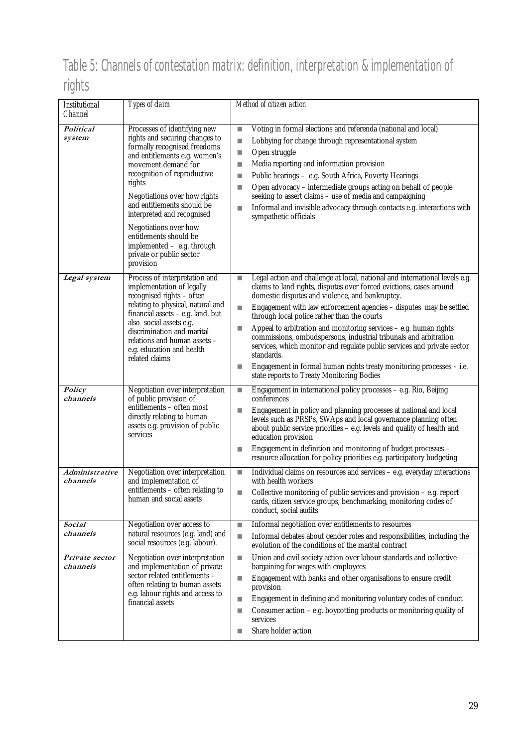# Table 5: Channels of contestation matrix: definition, interpretation & implementation of rights

| *Institutional Channel* | *Types of claim* | *Method of citizen action* |
|---|---|---|
| ***Political system*** | Processes of identifying new rights and securing changes to formally recognised freedoms and entitlements e.g. women's movement demand for recognition of reproductive rights<br><br>Negotiations over how rights and entitlements should be interpreted and recognised<br><br>Negotiations over how entitlements should be implemented – e.g. through private or public sector provision | ■ Voting in formal elections and referenda (national and local)<br>■ Lobbying for change through representational system<br>■ Open struggle<br>■ Media reporting and information provision<br>■ Public hearings – e.g. South Africa, Poverty Hearings<br>■ Open advocacy – intermediate groups acting on behalf of people seeking to assert claims – use of media and campaigning<br>■ Informal and invisible advocacy through contacts e.g. interactions with sympathetic officials |
| ***Legal system*** | Process of interpretation and implementation of legally recognised rights – often relating to physical, natural and financial assets – e.g. land, but also social assets e.g. discrimination and marital relations and human assets – e.g. education and health related claims | ■ Legal action and challenge at local, national and international levels e.g. claims to land rights, disputes over forced evictions, cases around domestic disputes and violence, and bankruptcy.<br>■ Engagement with law enforcement agencies – disputes may be settled through local police rather than the courts<br>■ Appeal to arbitration and monitoring services – e.g. human rights commissions, ombudspersons, industrial tribunals and arbitration services, which monitor and regulate public services and private sector standards.<br>■ Engagement in formal human rights treaty monitoring processes – i.e. state reports to Treaty Monitoring Bodies |
| ***Policy channels*** | Negotiation over interpretation of public provision of entitlements – often most directly relating to human assets e.g. provision of public services | ■ Engagement in international policy processes – e.g. Rio, Beijing conferences<br>■ Engagement in policy and planning processes at national and local levels such as PRSPs, SWAps and local governance planning often about public service priorities – e.g. levels and quality of health and education provision<br>■ Engagement in definition and monitoring of budget processes – resource allocation for policy priorities e.g. participatory budgeting |
| ***Administrative channels*** | Negotiation over interpretation and implementation of entitlements – often relating to human and social assets | ■ Individual claims on resources and services – e.g. everyday interactions with health workers<br>■ Collective monitoring of public services and provision – e.g. report cards, citizen service groups, benchmarking, monitoring codes of conduct, social audits |
| ***Social channels*** | Negotiation over access to natural resources (e.g. land) and social resources (e.g. labour). | ■ Informal negotiation over entitlements to resources<br>■ Informal debates about gender roles and responsibilities, including the evolution of the conditions of the marital contract |
| ***Private sector channels*** | Negotiation over interpretation and implementation of private sector related entitlements – often relating to human assets e.g. labour rights and access to financial assets | ■ Union and civil society action over labour standards and collective bargaining for wages with employees<br>■ Engagement with banks and other organisations to ensure credit provision<br>■ Engagement in defining and monitoring voluntary codes of conduct<br>■ Consumer action – e.g. boycotting products or monitoring quality of services<br>■ Share holder action |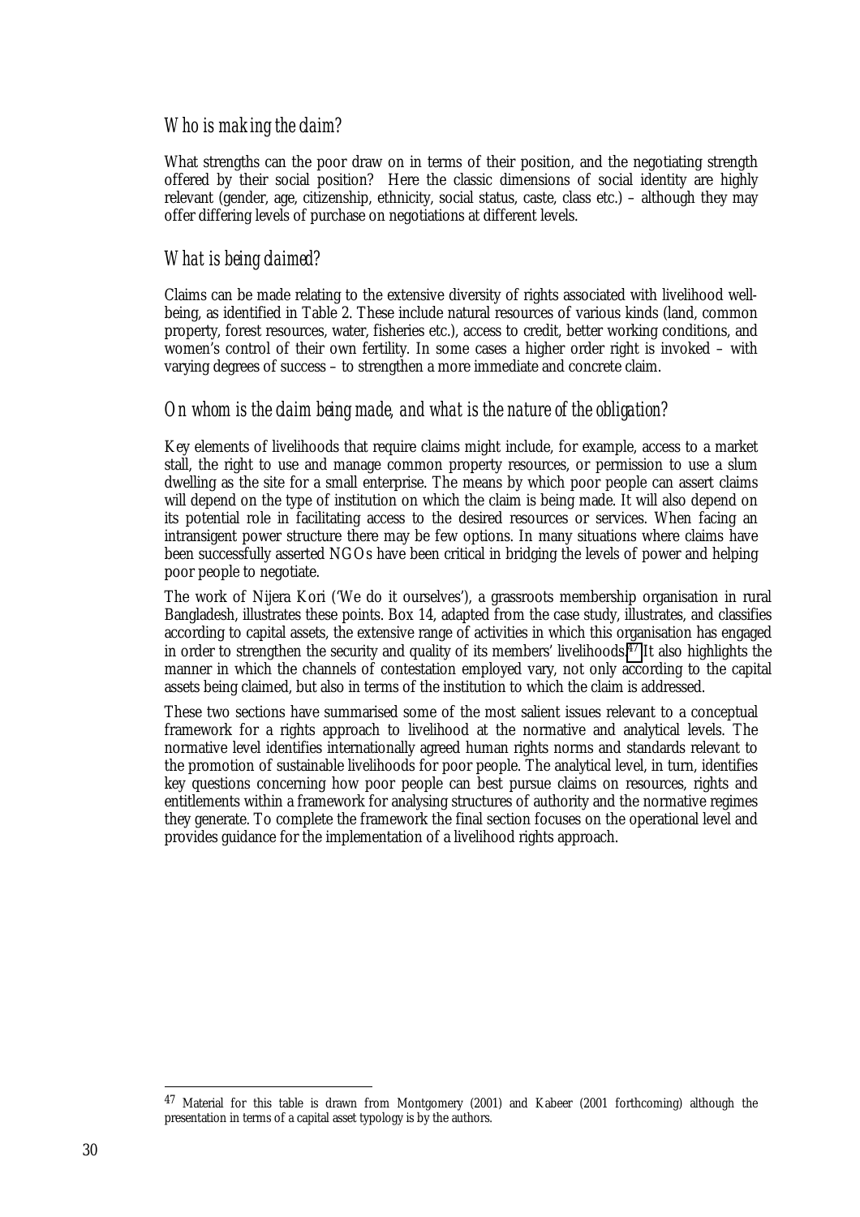### *Who is making the claim?*

What strengths can the poor draw on in terms of their position, and the negotiating strength offered by their social position? Here the classic dimensions of social identity are highly relevant (gender, age, citizenship, ethnicity, social status, caste, class etc.) – although they may offer differing levels of purchase on negotiations at different levels.

### *What is being claimed?*

Claims can be made relating to the extensive diversity of rights associated with livelihood well-being, as identified in Table 2. These include natural resources of various kinds (land, common property, forest resources, water, fisheries etc.), access to credit, better working conditions, and women's control of their own fertility. In some cases a higher order right is invoked – with varying degrees of success – to strengthen a more immediate and concrete claim.

### *On whom is the claim being made, and what is the nature of the obligation?*

Key elements of livelihoods that require claims might include, for example, access to a market stall, the right to use and manage common property resources, or permission to use a slum dwelling as the site for a small enterprise. The means by which poor people can assert claims will depend on the type of institution on which the claim is being made. It will also depend on its potential role in facilitating access to the desired resources or services. When facing an intransigent power structure there may be few options. In many situations where claims have been successfully asserted NGOs have been critical in bridging the levels of power and helping poor people to negotiate.

The work of Nijera Kori ('We do it ourselves'), a grassroots membership organisation in rural Bangladesh, illustrates these points. Box 14, adapted from the case study, illustrates, and classifies according to capital assets, the extensive range of activities in which this organisation has engaged in order to strengthen the security and quality of its members' livelihoods.[47] It also highlights the manner in which the channels of contestation employed vary, not only according to the capital assets being claimed, but also in terms of the institution to which the claim is addressed.

These two sections have summarised some of the most salient issues relevant to a conceptual framework for a rights approach to livelihood at the normative and analytical levels. The normative level identifies internationally agreed human rights norms and standards relevant to the promotion of sustainable livelihoods for poor people. The analytical level, in turn, identifies key questions concerning how poor people can best pursue claims on resources, rights and entitlements within a framework for analysing structures of authority and the normative regimes they generate. To complete the framework the final section focuses on the operational level and provides guidance for the implementation of a livelihood rights approach.

---

[47] Material for this table is drawn from Montgomery (2001) and Kabeer (2001 forthcoming) although the presentation in terms of a capital asset typology is by the authors.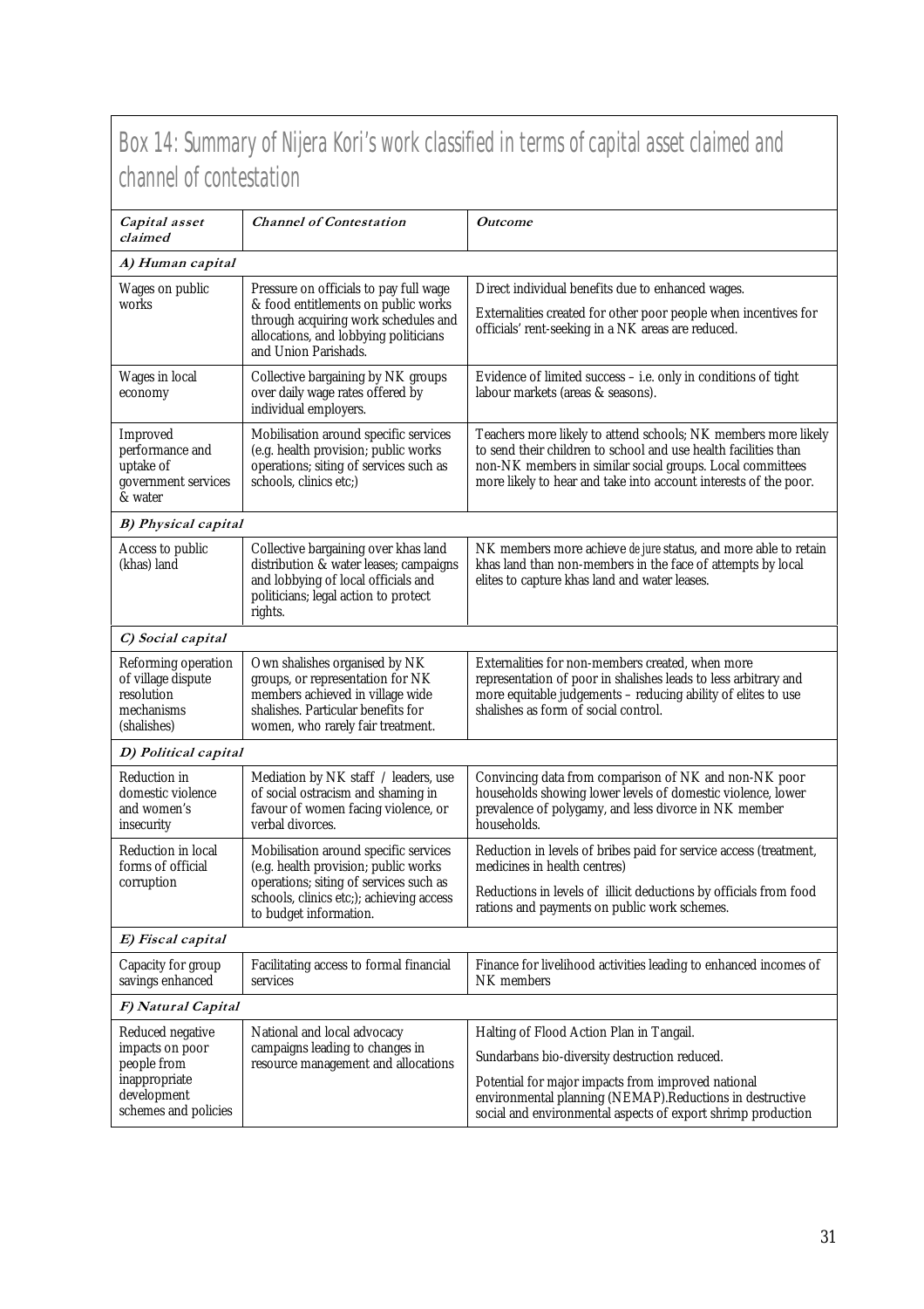## Box 14: Summary of Nijera Kori's work classified in terms of capital asset claimed and channel of contestation

| *Capital asset claimed* | *Channel of Contestation* | *Outcome* |
|---|---|---|
| ***A) Human capital*** | | |
| Wages on public works | Pressure on officials to pay full wage & food entitlements on public works through acquiring work schedules and allocations, and lobbying politicians and Union Parishads. | Direct individual benefits due to enhanced wages.<br>Externalities created for other poor people when incentives for officials' rent-seeking in a NK areas are reduced. |
| Wages in local economy | Collective bargaining by NK groups over daily wage rates offered by individual employers. | Evidence of limited success – i.e. only in conditions of tight labour markets (areas & seasons). |
| Improved performance and uptake of government services & water | Mobilisation around specific services (e.g. health provision; public works operations; siting of services such as schools, clinics etc;) | Teachers more likely to attend schools; NK members more likely to send their children to school and use health facilities than non-NK members in similar social groups. Local committees more likely to hear and take into account interests of the poor. |
| ***B) Physical capital*** | | |
| Access to public (khas) land | Collective bargaining over khas land distribution & water leases; campaigns and lobbying of local officials and politicians; legal action to protect rights. | NK members more achieve *de jure* status, and more able to retain khas land than non-members in the face of attempts by local elites to capture khas land and water leases. |
| ***C) Social capital*** | | |
| Reforming operation of village dispute resolution mechanisms (shalishes) | Own shalishes organised by NK groups, or representation for NK members achieved in village wide shalishes. Particular benefits for women, who rarely fair treatment. | Externalities for non-members created, when more representation of poor in shalishes leads to less arbitrary and more equitable judgements – reducing ability of elites to use shalishes as form of social control. |
| ***D) Political capital*** | | |
| Reduction in domestic violence and women's insecurity | Mediation by NK staff / leaders, use of social ostracism and shaming in favour of women facing violence, or verbal divorces. | Convincing data from comparison of NK and non-NK poor households showing lower levels of domestic violence, lower prevalence of polygamy, and less divorce in NK member households. |
| Reduction in local forms of official corruption | Mobilisation around specific services (e.g. health provision; public works operations; siting of services such as schools, clinics etc;); achieving access to budget information. | Reduction in levels of bribes paid for service access (treatment, medicines in health centres)<br>Reductions in levels of illicit deductions by officials from food rations and payments on public work schemes. |
| ***E) Fiscal capital*** | | |
| Capacity for group savings enhanced | Facilitating access to formal financial services | Finance for livelihood activities leading to enhanced incomes of NK members |
| ***F) Natural Capital*** | | |
| Reduced negative impacts on poor people from inappropriate development schemes and policies | National and local advocacy campaigns leading to changes in resource management and allocations | Halting of Flood Action Plan in Tangail.<br>Sundarbans bio-diversity destruction reduced.<br>Potential for major impacts from improved national environmental planning (NEMAP).Reductions in destructive social and environmental aspects of export shrimp production |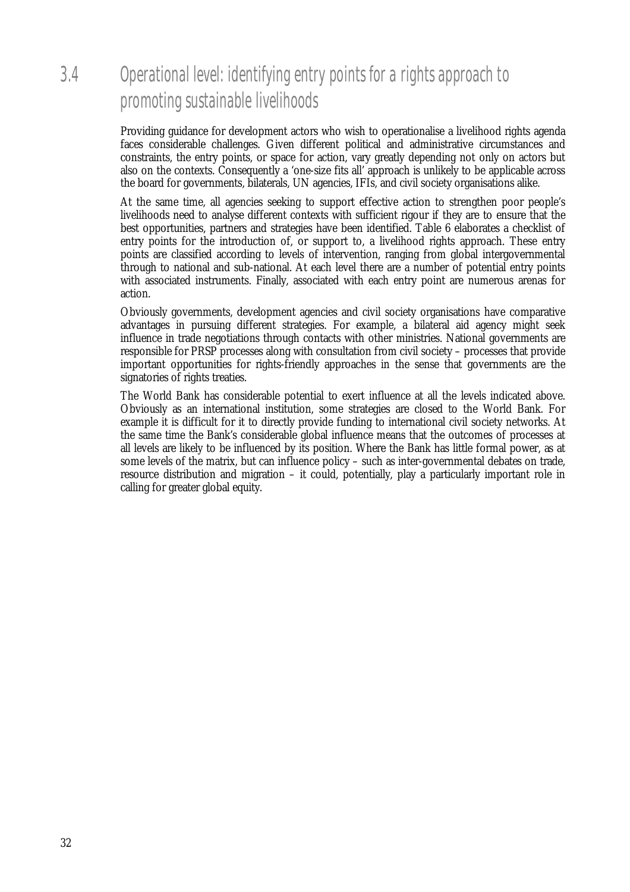## 3.4 Operational level: identifying entry points for a rights approach to promoting sustainable livelihoods

Providing guidance for development actors who wish to operationalise a livelihood rights agenda faces considerable challenges. Given different political and administrative circumstances and constraints, the entry points, or space for action, vary greatly depending not only on actors but also on the contexts. Consequently a 'one-size fits all' approach is unlikely to be applicable across the board for governments, bilaterals, UN agencies, IFIs, and civil society organisations alike.

At the same time, all agencies seeking to support effective action to strengthen poor people's livelihoods need to analyse different contexts with sufficient rigour if they are to ensure that the best opportunities, partners and strategies have been identified. Table 6 elaborates a checklist of entry points for the introduction of, or support to, a livelihood rights approach. These entry points are classified according to levels of intervention, ranging from global intergovernmental through to national and sub-national. At each level there are a number of potential entry points with associated instruments. Finally, associated with each entry point are numerous arenas for action.

Obviously governments, development agencies and civil society organisations have comparative advantages in pursuing different strategies. For example, a bilateral aid agency might seek influence in trade negotiations through contacts with other ministries. National governments are responsible for PRSP processes along with consultation from civil society – processes that provide important opportunities for rights-friendly approaches in the sense that governments are the signatories of rights treaties.

The World Bank has considerable potential to exert influence at all the levels indicated above. Obviously as an international institution, some strategies are closed to the World Bank. For example it is difficult for it to directly provide funding to international civil society networks. At the same time the Bank's considerable global influence means that the outcomes of processes at all levels are likely to be influenced by its position. Where the Bank has little formal power, as at some levels of the matrix, but can influence policy – such as inter-governmental debates on trade, resource distribution and migration – it could, potentially, play a particularly important role in calling for greater global equity.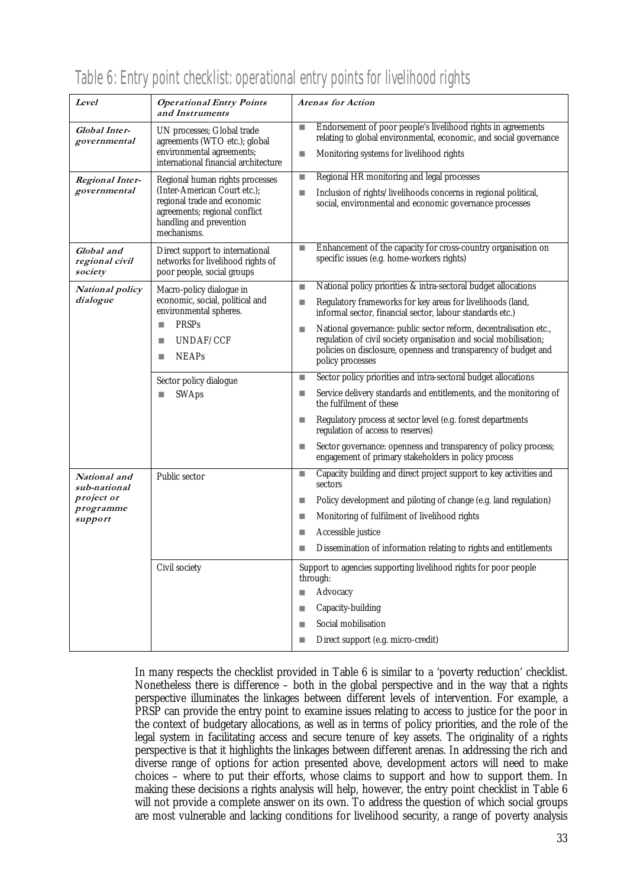## Table 6: Entry point checklist: operational entry points for livelihood rights

| *Level* | *Operational Entry Points and Instruments* | *Arenas for Action* |
|---|---|---|
| *Global Inter-governmental* | UN processes; Global trade agreements (WTO etc.); global environmental agreements; international financial architecture | ■ Endorsement of poor people's livelihood rights in agreements relating to global environmental, economic, and social governance<br>■ Monitoring systems for livelihood rights |
| *Regional Inter-governmental* | Regional human rights processes (Inter-American Court etc.); regional trade and economic agreements; regional conflict handling and prevention mechanisms. | ■ Regional HR monitoring and legal processes<br>■ Inclusion of rights/livelihoods concerns in regional political, social, environmental and economic governance processes |
| *Global and regional civil society* | Direct support to international networks for livelihood rights of poor people, social groups | ■ Enhancement of the capacity for cross-country organisation on specific issues (e.g. home-workers rights) |
| *National policy dialogue* | Macro-policy dialogue in economic, social, political and environmental spheres.<br>■ PRSPs<br>■ UNDAF/CCF<br>■ NEAPs | ■ National policy priorities & intra-sectoral budget allocations<br>■ Regulatory frameworks for key areas for livelihoods (land, informal sector, financial sector, labour standards etc.)<br>■ National governance: public sector reform, decentralisation etc., regulation of civil society organisation and social mobilisation; policies on disclosure, openness and transparency of budget and policy processes |
| | Sector policy dialogue<br>■ SWAps | ■ Sector policy priorities and intra-sectoral budget allocations<br>■ Service delivery standards and entitlements, and the monitoring of the fulfilment of these<br>■ Regulatory process at sector level (e.g. forest departments regulation of access to reserves)<br>■ Sector governance: openness and transparency of policy process; engagement of primary stakeholders in policy process |
| *National and sub-national project or programme support* | Public sector | ■ Capacity building and direct project support to key activities and sectors<br>■ Policy development and piloting of change (e.g. land regulation)<br>■ Monitoring of fulfilment of livelihood rights<br>■ Accessible justice<br>■ Dissemination of information relating to rights and entitlements |
| | Civil society | Support to agencies supporting livelihood rights for poor people through:<br>■ Advocacy<br>■ Capacity-building<br>■ Social mobilisation<br>■ Direct support (e.g. micro-credit) |

In many respects the checklist provided in Table 6 is similar to a 'poverty reduction' checklist. Nonetheless there is difference – both in the global perspective and in the way that a rights perspective illuminates the linkages between different levels of intervention. For example, a PRSP can provide the entry point to examine issues relating to access to justice for the poor in the context of budgetary allocations, as well as in terms of policy priorities, and the role of the legal system in facilitating access and secure tenure of key assets. The originality of a rights perspective is that it highlights the linkages between different arenas. In addressing the rich and diverse range of options for action presented above, development actors will need to make choices – where to put their efforts, whose claims to support and how to support them. In making these decisions a rights analysis will help, however, the entry point checklist in Table 6 will not provide a complete answer on its own. To address the question of which social groups are most vulnerable and lacking conditions for livelihood security, a range of poverty analysis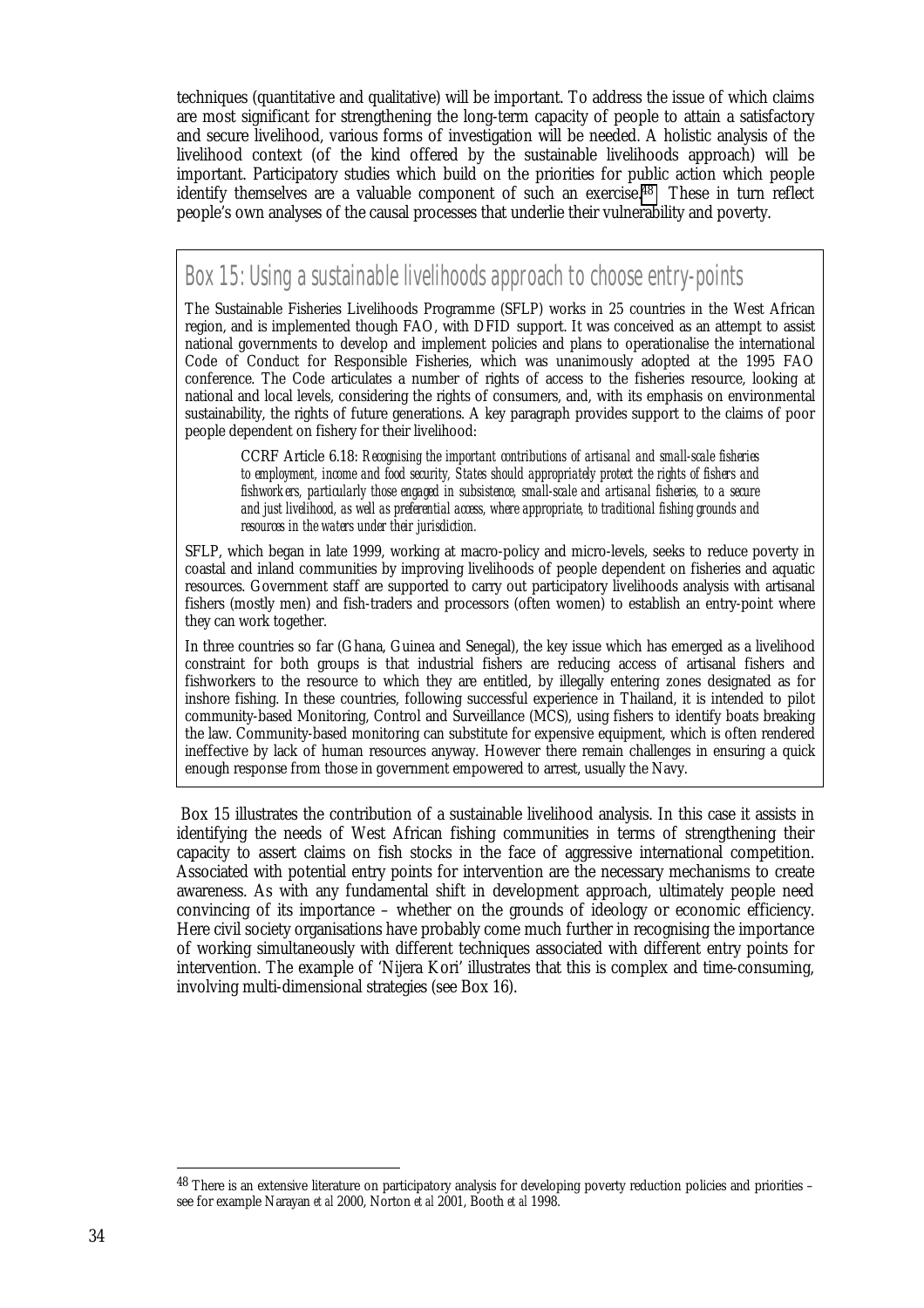techniques (quantitative and qualitative) will be important. To address the issue of which claims are most significant for strengthening the long-term capacity of people to attain a satisfactory and secure livelihood, various forms of investigation will be needed. A holistic analysis of the livelihood context (of the kind offered by the sustainable livelihoods approach) will be important. Participatory studies which build on the priorities for public action which people identify themselves are a valuable component of such an exercise.[48] These in turn reflect people's own analyses of the causal processes that underlie their vulnerability and poverty.

## Box 15: Using a sustainable livelihoods approach to choose entry-points

The Sustainable Fisheries Livelihoods Programme (SFLP) works in 25 countries in the West African region, and is implemented though FAO, with DFID support. It was conceived as an attempt to assist national governments to develop and implement policies and plans to operationalise the international Code of Conduct for Responsible Fisheries, which was unanimously adopted at the 1995 FAO conference. The Code articulates a number of rights of access to the fisheries resource, looking at national and local levels, considering the rights of consumers, and, with its emphasis on environmental sustainability, the rights of future generations. A key paragraph provides support to the claims of poor people dependent on fishery for their livelihood:

> CCRF Article 6.18: *Recognising the important contributions of artisanal and small-scale fisheries to employment, income and food security, States should appropriately protect the rights of fishers and fishworkers, particularly those engaged in subsistence, small-scale and artisanal fisheries, to a secure and just livelihood, as well as preferential access, where appropriate, to traditional fishing grounds and resources in the waters under their jurisdiction.*

SFLP, which began in late 1999, working at macro-policy and micro-levels, seeks to reduce poverty in coastal and inland communities by improving livelihoods of people dependent on fisheries and aquatic resources. Government staff are supported to carry out participatory livelihoods analysis with artisanal fishers (mostly men) and fish-traders and processors (often women) to establish an entry-point where they can work together.

In three countries so far (Ghana, Guinea and Senegal), the key issue which has emerged as a livelihood constraint for both groups is that industrial fishers are reducing access of artisanal fishers and fishworkers to the resource to which they are entitled, by illegally entering zones designated as for inshore fishing. In these countries, following successful experience in Thailand, it is intended to pilot community-based Monitoring, Control and Surveillance (MCS), using fishers to identify boats breaking the law. Community-based monitoring can substitute for expensive equipment, which is often rendered ineffective by lack of human resources anyway. However there remain challenges in ensuring a quick enough response from those in government empowered to arrest, usually the Navy.

Box 15 illustrates the contribution of a sustainable livelihood analysis. In this case it assists in identifying the needs of West African fishing communities in terms of strengthening their capacity to assert claims on fish stocks in the face of aggressive international competition. Associated with potential entry points for intervention are the necessary mechanisms to create awareness. As with any fundamental shift in development approach, ultimately people need convincing of its importance – whether on the grounds of ideology or economic efficiency. Here civil society organisations have probably come much further in recognising the importance of working simultaneously with different techniques associated with different entry points for intervention. The example of 'Nijera Kori' illustrates that this is complex and time-consuming, involving multi-dimensional strategies (see Box 16).

---

[48] There is an extensive literature on participatory analysis for developing poverty reduction policies and priorities – see for example Narayan *et al* 2000, Norton *et al* 2001, Booth *et al* 1998.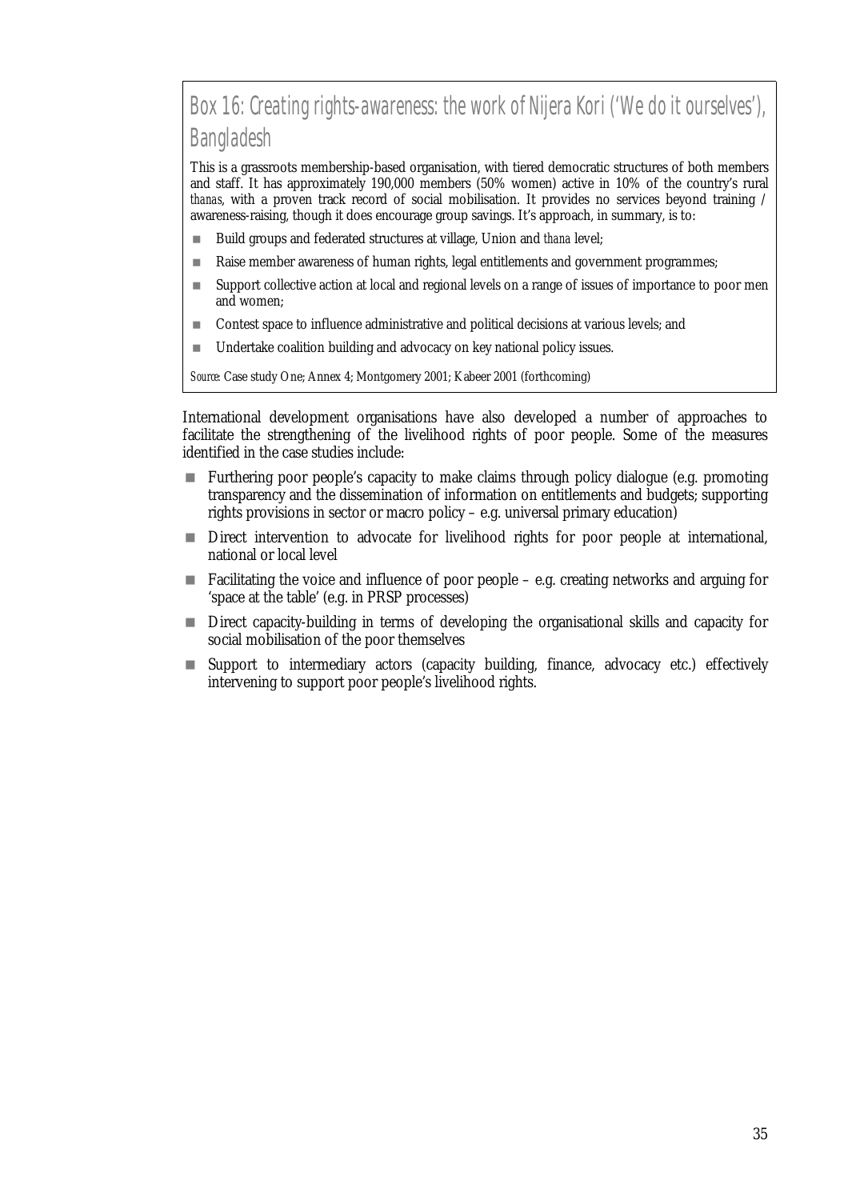### Box 16: Creating rights-awareness: the work of Nijera Kori ('We do it ourselves'), Bangladesh

This is a grassroots membership-based organisation, with tiered democratic structures of both members and staff. It has approximately 190,000 members (50% women) active in 10% of the country's rural *thanas*, with a proven track record of social mobilisation. It provides no services beyond training / awareness-raising, though it does encourage group savings. It's approach, in summary, is to:

- Build groups and federated structures at village, Union and *thana* level;
- Raise member awareness of human rights, legal entitlements and government programmes;
- Support collective action at local and regional levels on a range of issues of importance to poor men and women;
- Contest space to influence administrative and political decisions at various levels; and
- Undertake coalition building and advocacy on key national policy issues.

*Source:* Case study One; Annex 4; Montgomery 2001; Kabeer 2001 (forthcoming)

International development organisations have also developed a number of approaches to facilitate the strengthening of the livelihood rights of poor people. Some of the measures identified in the case studies include:

- Furthering poor people's capacity to make claims through policy dialogue (e.g. promoting transparency and the dissemination of information on entitlements and budgets; supporting rights provisions in sector or macro policy – e.g. universal primary education)
- Direct intervention to advocate for livelihood rights for poor people at international, national or local level
- Facilitating the voice and influence of poor people – e.g. creating networks and arguing for 'space at the table' (e.g. in PRSP processes)
- Direct capacity-building in terms of developing the organisational skills and capacity for social mobilisation of the poor themselves
- Support to intermediary actors (capacity building, finance, advocacy etc.) effectively intervening to support poor people's livelihood rights.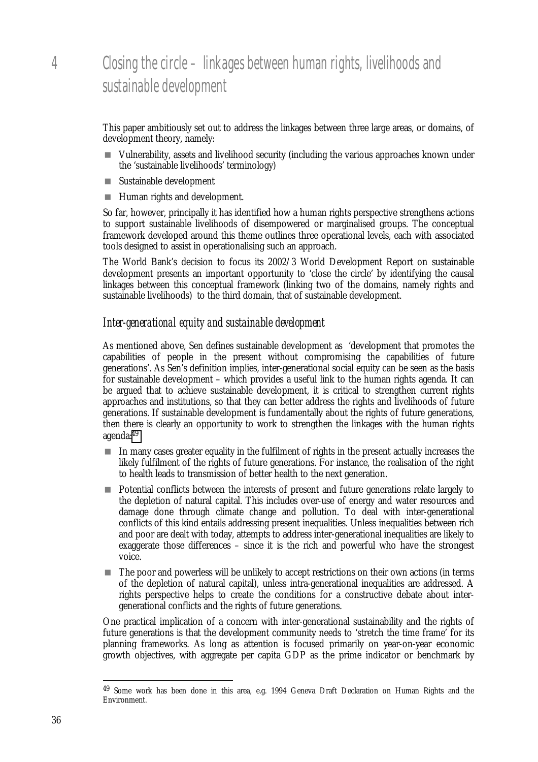# 4 Closing the circle – linkages between human rights, livelihoods and sustainable development

This paper ambitiously set out to address the linkages between three large areas, or domains, of development theory, namely:

- Vulnerability, assets and livelihood security (including the various approaches known under the 'sustainable livelihoods' terminology)
- Sustainable development
- Human rights and development.

So far, however, principally it has identified how a human rights perspective strengthens actions to support sustainable livelihoods of disempowered or marginalised groups. The conceptual framework developed around this theme outlines three operational levels, each with associated tools designed to assist in operationalising such an approach.

The World Bank's decision to focus its 2002/3 World Development Report on sustainable development presents an important opportunity to 'close the circle' by identifying the causal linkages between this conceptual framework (linking two of the domains, namely rights and sustainable livelihoods) to the third domain, that of sustainable development.

## *Inter-generational equity and sustainable development*

As mentioned above, Sen defines sustainable development as 'development that promotes the capabilities of people in the present without compromising the capabilities of future generations'. As Sen's definition implies, inter-generational social equity can be seen as the basis for sustainable development – which provides a useful link to the human rights agenda. It can be argued that to achieve sustainable development, it is critical to strengthen current rights approaches and institutions, so that they can better address the rights and livelihoods of future generations. If sustainable development is fundamentally about the rights of future generations, then there is clearly an opportunity to work to strengthen the linkages with the human rights agenda:[49]

- In many cases greater equality in the fulfilment of rights in the present actually increases the likely fulfilment of the rights of future generations. For instance, the realisation of the right to health leads to transmission of better health to the next generation.
- Potential conflicts between the interests of present and future generations relate largely to the depletion of natural capital. This includes over-use of energy and water resources and damage done through climate change and pollution. To deal with inter-generational conflicts of this kind entails addressing present inequalities. Unless inequalities between rich and poor are dealt with today, attempts to address inter-generational inequalities are likely to exaggerate those differences – since it is the rich and powerful who have the strongest voice.
- The poor and powerless will be unlikely to accept restrictions on their own actions (in terms of the depletion of natural capital), unless intra-generational inequalities are addressed. A rights perspective helps to create the conditions for a constructive debate about inter-generational conflicts and the rights of future generations.

One practical implication of a concern with inter-generational sustainability and the rights of future generations is that the development community needs to 'stretch the time frame' for its planning frameworks. As long as attention is focused primarily on year-on-year economic growth objectives, with aggregate per capita GDP as the prime indicator or benchmark by

---

[49] Some work has been done in this area, e.g. 1994 Geneva Draft Declaration on Human Rights and the Environment.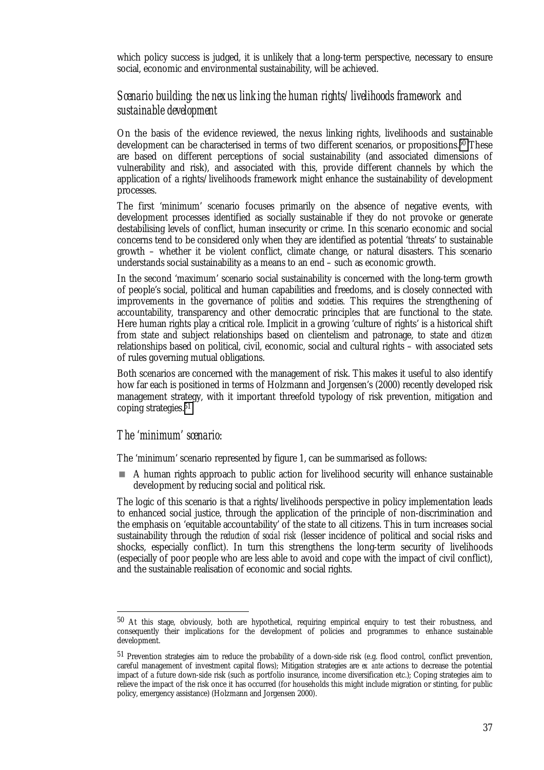which policy success is judged, it is unlikely that a long-term perspective, necessary to ensure social, economic and environmental sustainability, will be achieved.

### *Scenario building: the nexus linking the human rights/livelihoods framework and sustainable development*

On the basis of the evidence reviewed, the nexus linking rights, livelihoods and sustainable development can be characterised in terms of two different scenarios, or propositions.[50] These are based on different perceptions of social sustainability (and associated dimensions of vulnerability and risk), and associated with this, provide different channels by which the application of a rights/livelihoods framework might enhance the sustainability of development processes.

The first 'minimum' scenario focuses primarily on the absence of negative events, with development processes identified as socially sustainable if they do not provoke or generate destabilising levels of conflict, human insecurity or crime. In this scenario economic and social concerns tend to be considered only when they are identified as potential 'threats' to sustainable growth – whether it be violent conflict, climate change, or natural disasters. This scenario understands social sustainability as a means to an end – such as economic growth.

In the second 'maximum' scenario social sustainability is concerned with the long-term growth of people's social, political and human capabilities and freedoms, and is closely connected with improvements in the governance of *polities* and *societies.* This requires the strengthening of accountability, transparency and other democratic principles that are functional to the state. Here human rights play a critical role. Implicit in a growing 'culture of rights' is a historical shift from state and subject relationships based on clientelism and patronage, to state and *citizen* relationships based on political, civil, economic, social and cultural rights – with associated sets of rules governing mutual obligations.

Both scenarios are concerned with the management of risk. This makes it useful to also identify how far each is positioned in terms of Holzmann and Jorgensen's (2000) recently developed risk management strategy, with it important threefold typology of risk prevention, mitigation and coping strategies.[51]

### *The 'minimum' scenario:*

The 'minimum' scenario represented by figure 1, can be summarised as follows:

- A human rights approach to public action for livelihood security will enhance sustainable development by reducing social and political risk.

The logic of this scenario is that a rights/livelihoods perspective in policy implementation leads to enhanced social justice, through the application of the principle of non-discrimination and the emphasis on 'equitable accountability' of the state to all citizens. This in turn increases social sustainability through the *reduction of social risk* (lesser incidence of political and social risks and shocks, especially conflict). In turn this strengthens the long-term security of livelihoods (especially of poor people who are less able to avoid and cope with the impact of civil conflict), and the sustainable realisation of economic and social rights.

---

[50] At this stage, obviously, both are hypothetical, requiring empirical enquiry to test their robustness, and consequently their implications for the development of policies and programmes to enhance sustainable development.

[51] Prevention strategies aim to reduce the probability of a down-side risk (e.g. flood control, conflict prevention, careful management of investment capital flows); Mitigation strategies are *ex ante* actions to decrease the potential impact of a future down-side risk (such as portfolio insurance, income diversification etc.); Coping strategies aim to relieve the impact of the risk once it has occurred (for households this might include migration or stinting, for public policy, emergency assistance) (Holzmann and Jorgensen 2000).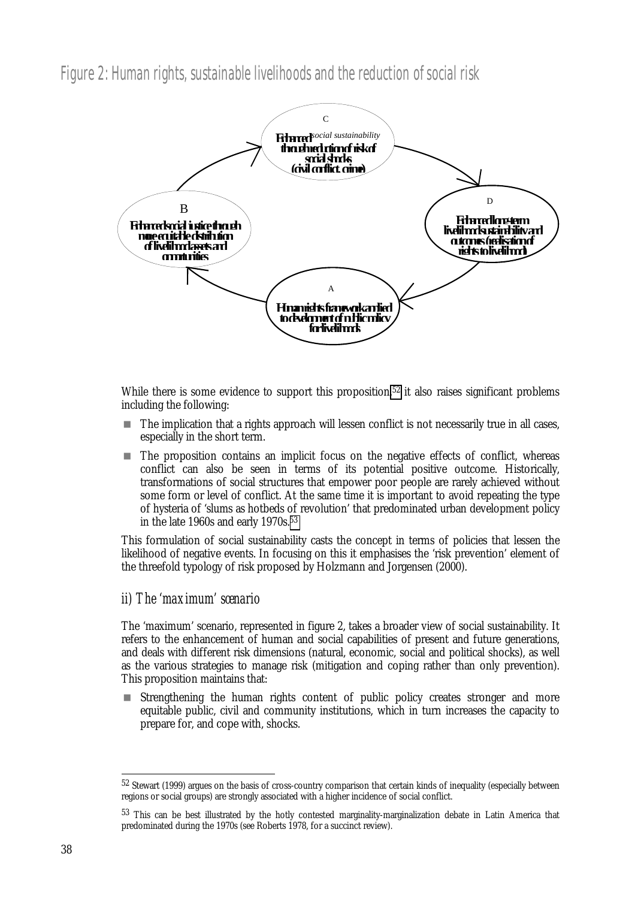## Figure 2: Human rights, sustainable livelihoods and the reduction of social risk

C
Enhanced *social sustainability* through reduction of risk of social shocks (civil conflict, crime)

D
Enhanced long-term livelihoods sustainability and outcomes (realisation of rights to livelihood)

A
Human rights framework applied to development of public policy for livelihoods

B
Enhanced social justice through more equitable distribution of livelihood assets and opportunities

While there is some evidence to support this proposition,[52] it also raises significant problems including the following:

- The implication that a rights approach will lessen conflict is not necessarily true in all cases, especially in the short term.
- The proposition contains an implicit focus on the negative effects of conflict, whereas conflict can also be seen in terms of its potential positive outcome. Historically, transformations of social structures that empower poor people are rarely achieved without some form or level of conflict. At the same time it is important to avoid repeating the type of hysteria of 'slums as hotbeds of revolution' that predominated urban development policy in the late 1960s and early 1970s.[53]

This formulation of social sustainability casts the concept in terms of policies that lessen the likelihood of negative events. In focusing on this it emphasises the 'risk prevention' element of the threefold typology of risk proposed by Holzmann and Jorgensen (2000).

### *ii) The 'maximum' scenario*

The 'maximum' scenario, represented in figure 2, takes a broader view of social sustainability. It refers to the enhancement of human and social capabilities of present and future generations, and deals with different risk dimensions (natural, economic, social and political shocks), as well as the various strategies to manage risk (mitigation and coping rather than only prevention). This proposition maintains that:

- Strengthening the human rights content of public policy creates stronger and more equitable public, civil and community institutions, which in turn increases the capacity to prepare for, and cope with, shocks.

---

[52] Stewart (1999) argues on the basis of cross-country comparison that certain kinds of inequality (especially between regions or social groups) are strongly associated with a higher incidence of social conflict.

[53] This can be best illustrated by the hotly contested marginality-marginalization debate in Latin America that predominated during the 1970s (see Roberts 1978, for a succinct review).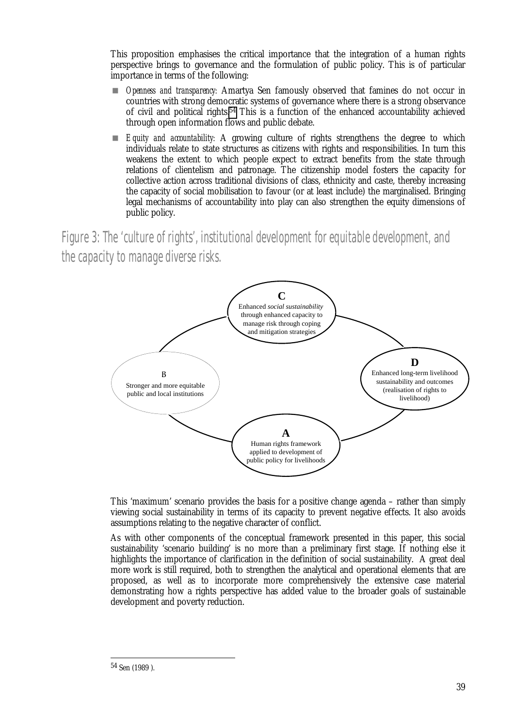This proposition emphasises the critical importance that the integration of a human rights perspective brings to governance and the formulation of public policy. This is of particular importance in terms of the following:

- *Openness and transparency:* Amartya Sen famously observed that famines do not occur in countries with strong democratic systems of governance where there is a strong observance of civil and political rights.[54] This is a function of the enhanced accountability achieved through open information flows and public debate.
- *Equity and accountability:* A growing culture of rights strengthens the degree to which individuals relate to state structures as citizens with rights and responsibilities. In turn this weakens the extent to which people expect to extract benefits from the state through relations of clientelism and patronage. The citizenship model fosters the capacity for collective action across traditional divisions of class, ethnicity and caste, thereby increasing the capacity of social mobilisation to favour (or at least include) the marginalised. Bringing legal mechanisms of accountability into play can also strengthen the equity dimensions of public policy.

## Figure 3: The 'culture of rights', institutional development for equitable development, and the capacity to manage diverse risks.

**C**
Enhanced *social sustainability* through enhanced capacity to manage risk through coping and mitigation strategies

**D**
Enhanced long-term livelihood sustainability and outcomes (realisation of rights to livelihood)

**A**
Human rights framework applied to development of public policy for livelihoods

B
Stronger and more equitable public and local institutions

This 'maximum' scenario provides the basis for a positive change agenda – rather than simply viewing social sustainability in terms of its capacity to prevent negative effects. It also avoids assumptions relating to the negative character of conflict.

As with other components of the conceptual framework presented in this paper, this social sustainability 'scenario building' is no more than a preliminary first stage. If nothing else it highlights the importance of clarification in the definition of social sustainability. A great deal more work is still required, both to strengthen the analytical and operational elements that are proposed, as well as to incorporate more comprehensively the extensive case material demonstrating how a rights perspective has added value to the broader goals of sustainable development and poverty reduction.

---

[54] Sen (1989 ).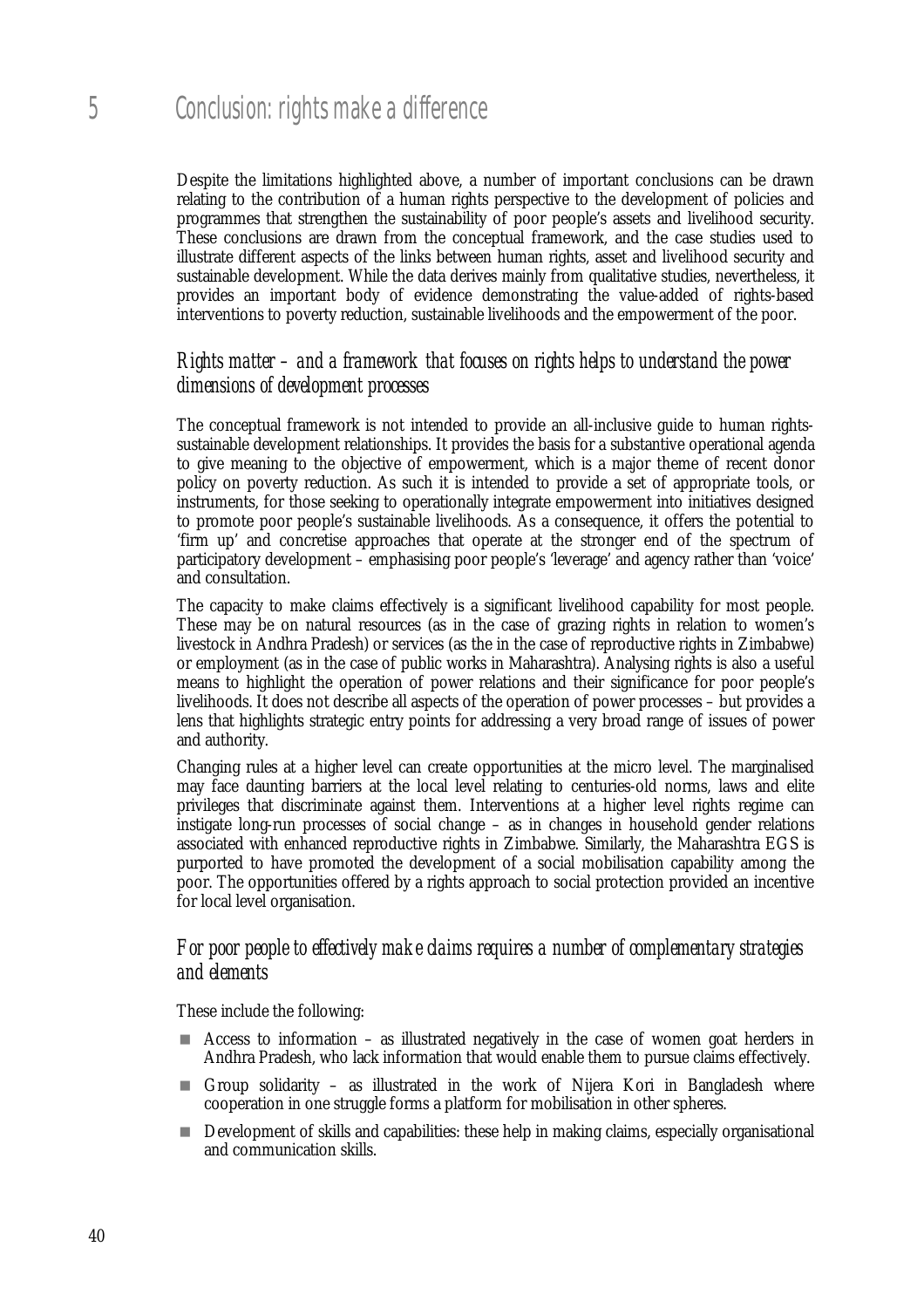# 5 Conclusion: rights make a difference

Despite the limitations highlighted above, a number of important conclusions can be drawn relating to the contribution of a human rights perspective to the development of policies and programmes that strengthen the sustainability of poor people's assets and livelihood security. These conclusions are drawn from the conceptual framework, and the case studies used to illustrate different aspects of the links between human rights, asset and livelihood security and sustainable development. While the data derives mainly from qualitative studies, nevertheless, it provides an important body of evidence demonstrating the value-added of rights-based interventions to poverty reduction, sustainable livelihoods and the empowerment of the poor.

### *Rights matter – and a framework that focuses on rights helps to understand the power dimensions of development processes*

The conceptual framework is not intended to provide an all-inclusive guide to human rights-sustainable development relationships. It provides the basis for a substantive operational agenda to give meaning to the objective of empowerment, which is a major theme of recent donor policy on poverty reduction. As such it is intended to provide a set of appropriate tools, or instruments, for those seeking to operationally integrate empowerment into initiatives designed to promote poor people's sustainable livelihoods. As a consequence, it offers the potential to 'firm up' and concretise approaches that operate at the stronger end of the spectrum of participatory development – emphasising poor people's 'leverage' and agency rather than 'voice' and consultation.

The capacity to make claims effectively is a significant livelihood capability for most people. These may be on natural resources (as in the case of grazing rights in relation to women's livestock in Andhra Pradesh) or services (as the in the case of reproductive rights in Zimbabwe) or employment (as in the case of public works in Maharashtra). Analysing rights is also a useful means to highlight the operation of power relations and their significance for poor people's livelihoods. It does not describe all aspects of the operation of power processes – but provides a lens that highlights strategic entry points for addressing a very broad range of issues of power and authority.

Changing rules at a higher level can create opportunities at the micro level. The marginalised may face daunting barriers at the local level relating to centuries-old norms, laws and elite privileges that discriminate against them. Interventions at a higher level rights regime can instigate long-run processes of social change – as in changes in household gender relations associated with enhanced reproductive rights in Zimbabwe. Similarly, the Maharashtra EGS is purported to have promoted the development of a social mobilisation capability among the poor. The opportunities offered by a rights approach to social protection provided an incentive for local level organisation.

### *For poor people to effectively make claims requires a number of complementary strategies and elements*

These include the following:

- Access to information – as illustrated negatively in the case of women goat herders in Andhra Pradesh, who lack information that would enable them to pursue claims effectively.
- Group solidarity – as illustrated in the work of Nijera Kori in Bangladesh where cooperation in one struggle forms a platform for mobilisation in other spheres.
- Development of skills and capabilities: these help in making claims, especially organisational and communication skills.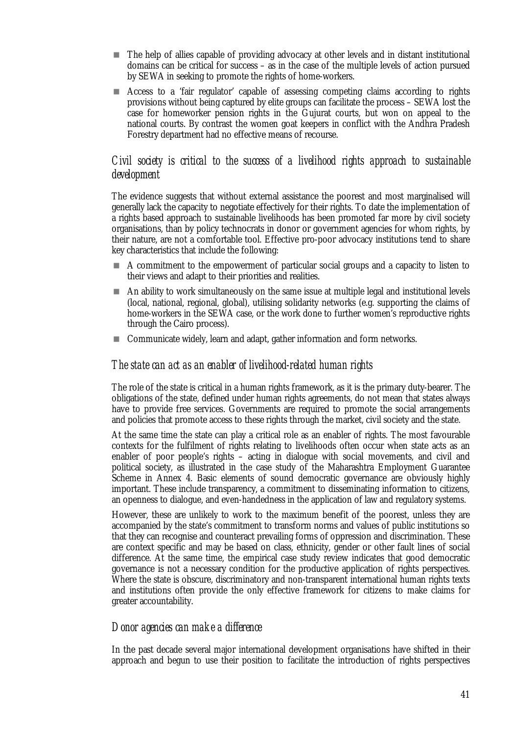- The help of allies capable of providing advocacy at other levels and in distant institutional domains can be critical for success – as in the case of the multiple levels of action pursued by SEWA in seeking to promote the rights of home-workers.
- Access to a 'fair regulator' capable of assessing competing claims according to rights provisions without being captured by elite groups can facilitate the process – SEWA lost the case for homeworker pension rights in the Gujurat courts, but won on appeal to the national courts. By contrast the women goat keepers in conflict with the Andhra Pradesh Forestry department had no effective means of recourse.

### *Civil society is critical to the success of a livelihood rights approach to sustainable development*

The evidence suggests that without external assistance the poorest and most marginalised will generally lack the capacity to negotiate effectively for their rights. To date the implementation of a rights based approach to sustainable livelihoods has been promoted far more by civil society organisations, than by policy technocrats in donor or government agencies for whom rights, by their nature, are not a comfortable tool. Effective pro-poor advocacy institutions tend to share key characteristics that include the following:

- A commitment to the empowerment of particular social groups and a capacity to listen to their views and adapt to their priorities and realities.
- An ability to work simultaneously on the same issue at multiple legal and institutional levels (local, national, regional, global), utilising solidarity networks (e.g. supporting the claims of home-workers in the SEWA case, or the work done to further women's reproductive rights through the Cairo process).
- Communicate widely, learn and adapt, gather information and form networks.

### *The state can act as an enabler of livelihood-related human rights*

The role of the state is critical in a human rights framework, as it is the primary duty-bearer. The obligations of the state, defined under human rights agreements, do not mean that states always have to provide free services. Governments are required to promote the social arrangements and policies that promote access to these rights through the market, civil society and the state.

At the same time the state can play a critical role as an enabler of rights. The most favourable contexts for the fulfilment of rights relating to livelihoods often occur when state acts as an enabler of poor people's rights – acting in dialogue with social movements, and civil and political society, as illustrated in the case study of the Maharashtra Employment Guarantee Scheme in Annex 4. Basic elements of sound democratic governance are obviously highly important. These include transparency, a commitment to disseminating information to citizens, an openness to dialogue, and even-handedness in the application of law and regulatory systems.

However, these are unlikely to work to the maximum benefit of the poorest, unless they are accompanied by the state's commitment to transform norms and values of public institutions so that they can recognise and counteract prevailing forms of oppression and discrimination. These are context specific and may be based on class, ethnicity, gender or other fault lines of social difference. At the same time, the empirical case study review indicates that good democratic governance is not a necessary condition for the productive application of rights perspectives. Where the state is obscure, discriminatory and non-transparent international human rights texts and institutions often provide the only effective framework for citizens to make claims for greater accountability.

### *Donor agencies can make a difference*

In the past decade several major international development organisations have shifted in their approach and begun to use their position to facilitate the introduction of rights perspectives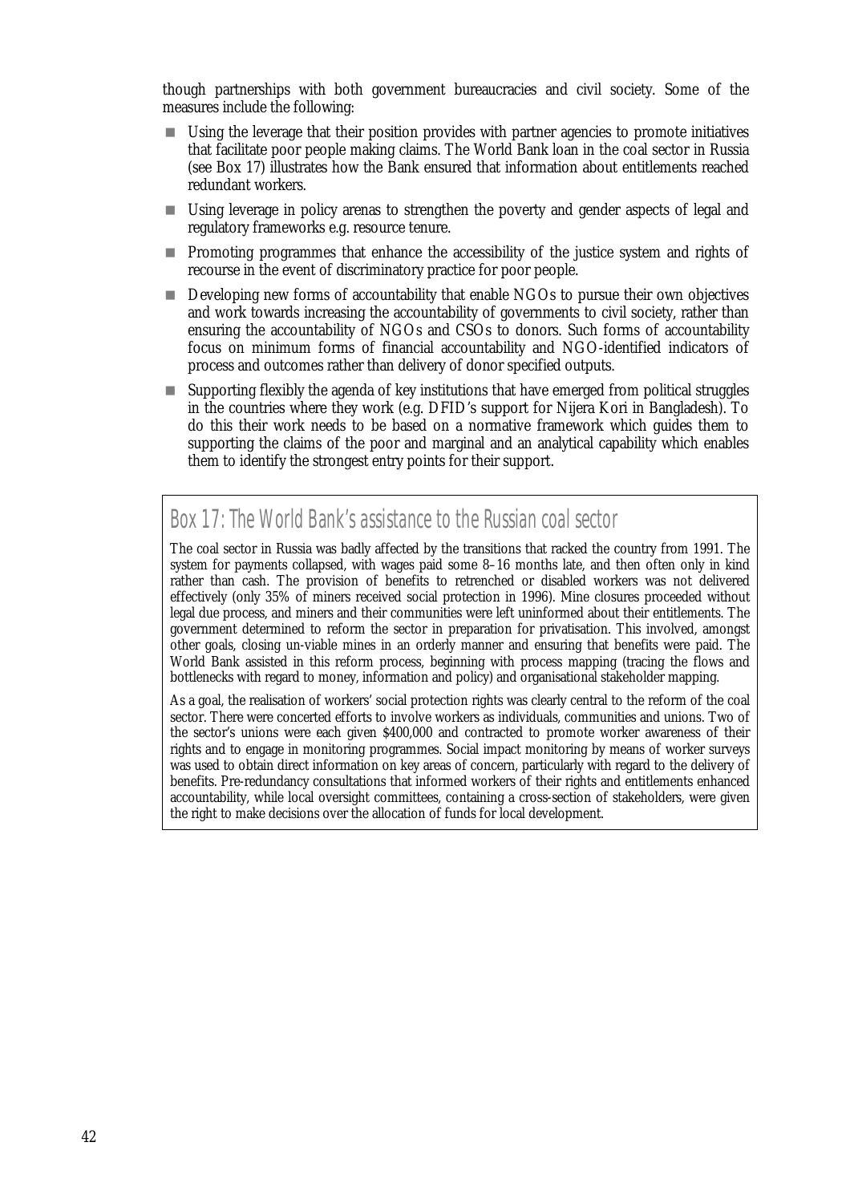though partnerships with both government bureaucracies and civil society. Some of the measures include the following:

- Using the leverage that their position provides with partner agencies to promote initiatives that facilitate poor people making claims. The World Bank loan in the coal sector in Russia (see Box 17) illustrates how the Bank ensured that information about entitlements reached redundant workers.
- Using leverage in policy arenas to strengthen the poverty and gender aspects of legal and regulatory frameworks e.g. resource tenure.
- Promoting programmes that enhance the accessibility of the justice system and rights of recourse in the event of discriminatory practice for poor people.
- Developing new forms of accountability that enable NGOs to pursue their own objectives and work towards increasing the accountability of governments to civil society, rather than ensuring the accountability of NGOs and CSOs to donors. Such forms of accountability focus on minimum forms of financial accountability and NGO-identified indicators of process and outcomes rather than delivery of donor specified outputs.
- Supporting flexibly the agenda of key institutions that have emerged from political struggles in the countries where they work (e.g. DFID's support for Nijera Kori in Bangladesh). To do this their work needs to be based on a normative framework which guides them to supporting the claims of the poor and marginal and an analytical capability which enables them to identify the strongest entry points for their support.

## Box 17: The World Bank's assistance to the Russian coal sector

The coal sector in Russia was badly affected by the transitions that racked the country from 1991. The system for payments collapsed, with wages paid some 8–16 months late, and then often only in kind rather than cash. The provision of benefits to retrenched or disabled workers was not delivered effectively (only 35% of miners received social protection in 1996). Mine closures proceeded without legal due process, and miners and their communities were left uninformed about their entitlements. The government determined to reform the sector in preparation for privatisation. This involved, amongst other goals, closing un-viable mines in an orderly manner and ensuring that benefits were paid. The World Bank assisted in this reform process, beginning with process mapping (tracing the flows and bottlenecks with regard to money, information and policy) and organisational stakeholder mapping.

As a goal, the realisation of workers' social protection rights was clearly central to the reform of the coal sector. There were concerted efforts to involve workers as individuals, communities and unions. Two of the sector's unions were each given $400,000 and contracted to promote worker awareness of their rights and to engage in monitoring programmes. Social impact monitoring by means of worker surveys was used to obtain direct information on key areas of concern, particularly with regard to the delivery of benefits. Pre-redundancy consultations that informed workers of their rights and entitlements enhanced accountability, while local oversight committees, containing a cross-section of stakeholders, were given the right to make decisions over the allocation of funds for local development.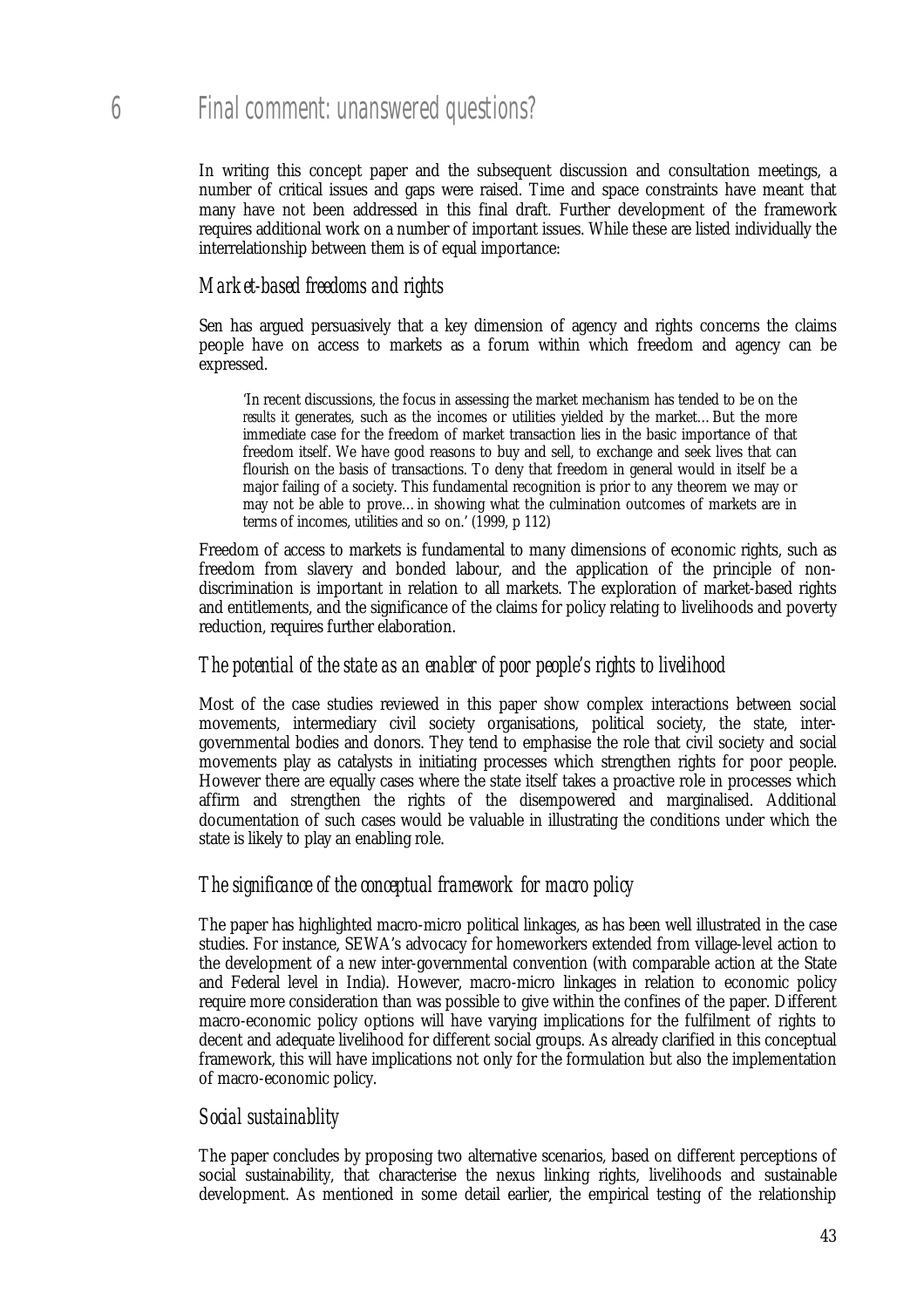# 6 Final comment: unanswered questions?

In writing this concept paper and the subsequent discussion and consultation meetings, a number of critical issues and gaps were raised. Time and space constraints have meant that many have not been addressed in this final draft. Further development of the framework requires additional work on a number of important issues. While these are listed individually the interrelationship between them is of equal importance:

### *Market-based freedoms and rights*

Sen has argued persuasively that a key dimension of agency and rights concerns the claims people have on access to markets as a forum within which freedom and agency can be expressed.

> 'In recent discussions, the focus in assessing the market mechanism has tended to be on the *results* it generates, such as the incomes or utilities yielded by the market…But the more immediate case for the freedom of market transaction lies in the basic importance of that freedom itself. We have good reasons to buy and sell, to exchange and seek lives that can flourish on the basis of transactions. To deny that freedom in general would in itself be a major failing of a society. This fundamental recognition is prior to any theorem we may or may not be able to prove…in showing what the culmination outcomes of markets are in terms of incomes, utilities and so on.' (1999, p 112)

Freedom of access to markets is fundamental to many dimensions of economic rights, such as freedom from slavery and bonded labour, and the application of the principle of non-discrimination is important in relation to all markets. The exploration of market-based rights and entitlements, and the significance of the claims for policy relating to livelihoods and poverty reduction, requires further elaboration.

### *The potential of the state as an enabler of poor people's rights to livelihood*

Most of the case studies reviewed in this paper show complex interactions between social movements, intermediary civil society organisations, political society, the state, inter-governmental bodies and donors. They tend to emphasise the role that civil society and social movements play as catalysts in initiating processes which strengthen rights for poor people. However there are equally cases where the state itself takes a proactive role in processes which affirm and strengthen the rights of the disempowered and marginalised. Additional documentation of such cases would be valuable in illustrating the conditions under which the state is likely to play an enabling role.

### *The significance of the conceptual framework for macro policy*

The paper has highlighted macro-micro political linkages, as has been well illustrated in the case studies. For instance, SEWA's advocacy for homeworkers extended from village-level action to the development of a new inter-governmental convention (with comparable action at the State and Federal level in India). However, macro-micro linkages in relation to economic policy require more consideration than was possible to give within the confines of the paper. Different macro-economic policy options will have varying implications for the fulfilment of rights to decent and adequate livelihood for different social groups. As already clarified in this conceptual framework, this will have implications not only for the formulation but also the implementation of macro-economic policy.

### *Social sustainablity*

The paper concludes by proposing two alternative scenarios, based on different perceptions of social sustainability, that characterise the nexus linking rights, livelihoods and sustainable development. As mentioned in some detail earlier, the empirical testing of the relationship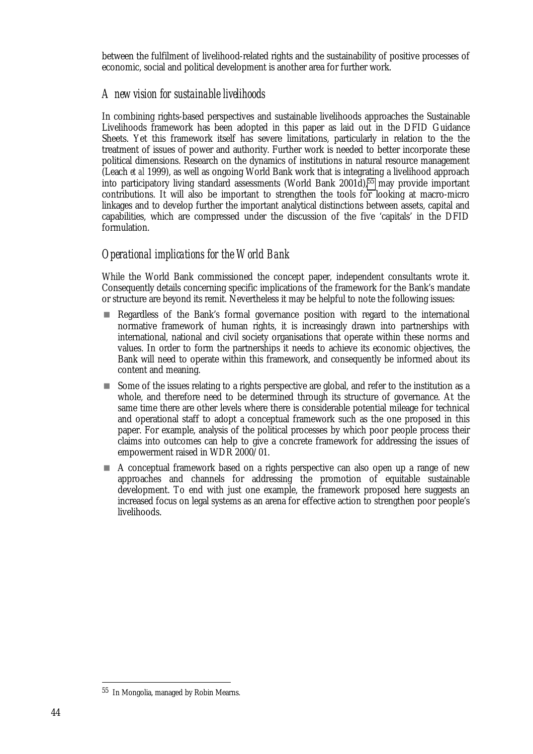between the fulfilment of livelihood-related rights and the sustainability of positive processes of economic, social and political development is another area for further work.

### *A new vision for sustainable livelihoods*

In combining rights-based perspectives and sustainable livelihoods approaches the Sustainable Livelihoods framework has been adopted in this paper as laid out in the DFID Guidance Sheets. Yet this framework itself has severe limitations, particularly in relation to the the treatment of issues of power and authority. Further work is needed to better incorporate these political dimensions. Research on the dynamics of institutions in natural resource management (Leach *et al* 1999), as well as ongoing World Bank work that is integrating a livelihood approach into participatory living standard assessments (World Bank 2001d),[55] may provide important contributions. It will also be important to strengthen the tools for looking at macro-micro linkages and to develop further the important analytical distinctions between assets, capital and capabilities, which are compressed under the discussion of the five 'capitals' in the DFID formulation.

### *Operational implications for the World Bank*

While the World Bank commissioned the concept paper, independent consultants wrote it. Consequently details concerning specific implications of the framework for the Bank's mandate or structure are beyond its remit. Nevertheless it may be helpful to note the following issues:

- Regardless of the Bank's formal governance position with regard to the international normative framework of human rights, it is increasingly drawn into partnerships with international, national and civil society organisations that operate within these norms and values. In order to form the partnerships it needs to achieve its economic objectives, the Bank will need to operate within this framework, and consequently be informed about its content and meaning.
- Some of the issues relating to a rights perspective are global, and refer to the institution as a whole, and therefore need to be determined through its structure of governance. At the same time there are other levels where there is considerable potential mileage for technical and operational staff to adopt a conceptual framework such as the one proposed in this paper. For example, analysis of the political processes by which poor people process their claims into outcomes can help to give a concrete framework for addressing the issues of empowerment raised in WDR 2000/01.
- A conceptual framework based on a rights perspective can also open up a range of new approaches and channels for addressing the promotion of equitable sustainable development. To end with just one example, the framework proposed here suggests an increased focus on legal systems as an arena for effective action to strengthen poor people's livelihoods.

---

[55] In Mongolia, managed by Robin Mearns.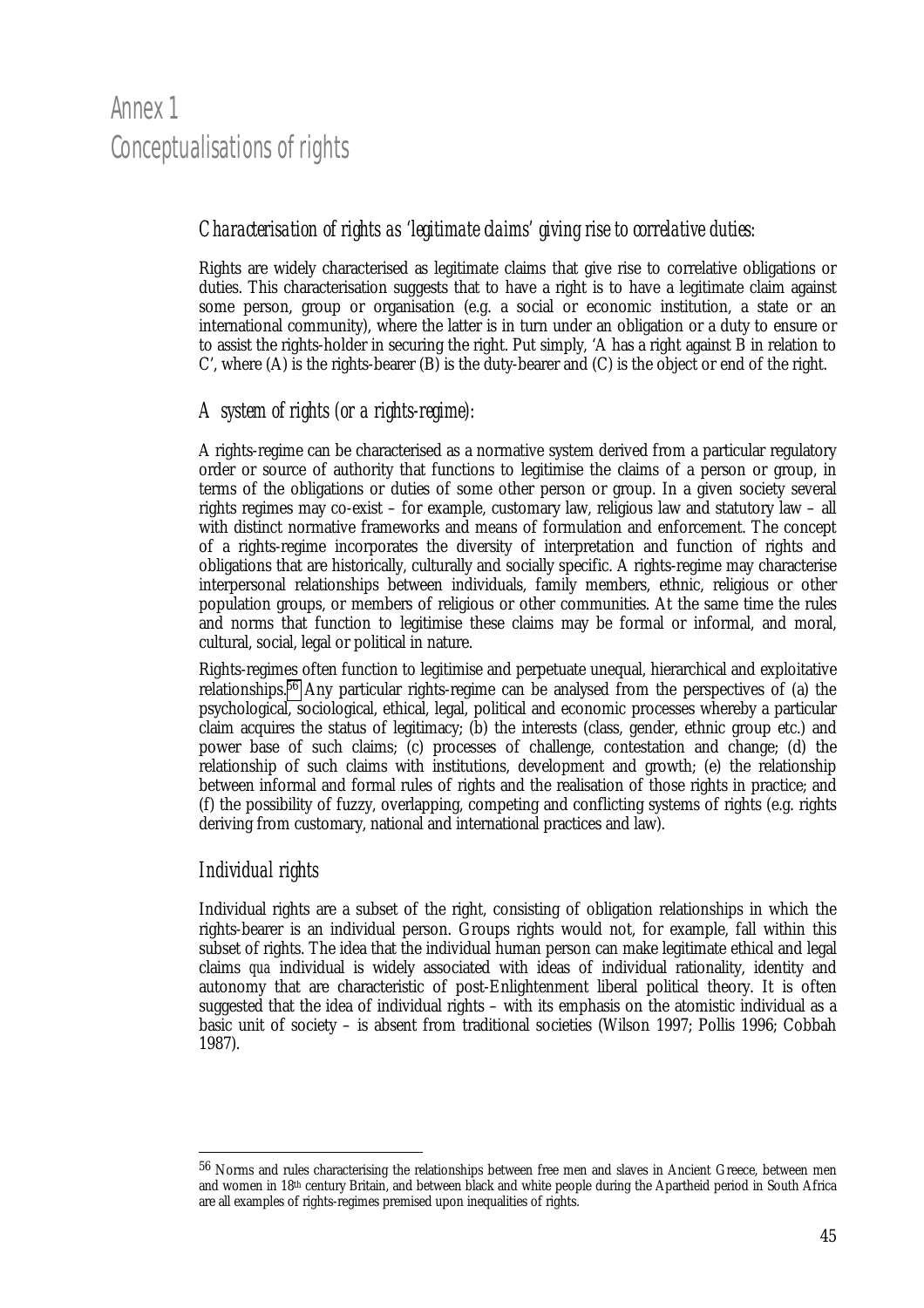# Annex 1
# Conceptualisations of rights

### *Characterisation of rights as 'legitimate claims' giving rise to correlative duties:*

Rights are widely characterised as legitimate claims that give rise to correlative obligations or duties. This characterisation suggests that to have a right is to have a legitimate claim against some person, group or organisation (e.g. a social or economic institution, a state or an international community), where the latter is in turn under an obligation or a duty to ensure or to assist the rights-holder in securing the right. Put simply, 'A has a right against B in relation to C', where (A) is the rights-bearer (B) is the duty-bearer and (C) is the object or end of the right.

### *A system of rights (or a rights-regime):*

A rights-regime can be characterised as a normative system derived from a particular regulatory order or source of authority that functions to legitimise the claims of a person or group, in terms of the obligations or duties of some other person or group. In a given society several rights regimes may co-exist – for example, customary law, religious law and statutory law – all with distinct normative frameworks and means of formulation and enforcement. The concept of a rights-regime incorporates the diversity of interpretation and function of rights and obligations that are historically, culturally and socially specific. A rights-regime may characterise interpersonal relationships between individuals, family members, ethnic, religious or other population groups, or members of religious or other communities. At the same time the rules and norms that function to legitimise these claims may be formal or informal, and moral, cultural, social, legal or political in nature.

Rights-regimes often function to legitimise and perpetuate unequal, hierarchical and exploitative relationships.[56] Any particular rights-regime can be analysed from the perspectives of (a) the psychological, sociological, ethical, legal, political and economic processes whereby a particular claim acquires the status of legitimacy; (b) the interests (class, gender, ethnic group etc.) and power base of such claims; (c) processes of challenge, contestation and change; (d) the relationship of such claims with institutions, development and growth; (e) the relationship between informal and formal rules of rights and the realisation of those rights in practice; and (f) the possibility of fuzzy, overlapping, competing and conflicting systems of rights (e.g. rights deriving from customary, national and international practices and law).

### *Individual rights*

Individual rights are a subset of the right, consisting of obligation relationships in which the rights-bearer is an individual person. Groups rights would not, for example, fall within this subset of rights. The idea that the individual human person can make legitimate ethical and legal claims *qua* individual is widely associated with ideas of individual rationality, identity and autonomy that are characteristic of post-Enlightenment liberal political theory. It is often suggested that the idea of individual rights – with its emphasis on the atomistic individual as a basic unit of society – is absent from traditional societies (Wilson 1997; Pollis 1996; Cobbah 1987).

---

[56] Norms and rules characterising the relationships between free men and slaves in Ancient Greece, between men and women in 18th century Britain, and between black and white people during the Apartheid period in South Africa are all examples of rights-regimes premised upon inequalities of rights.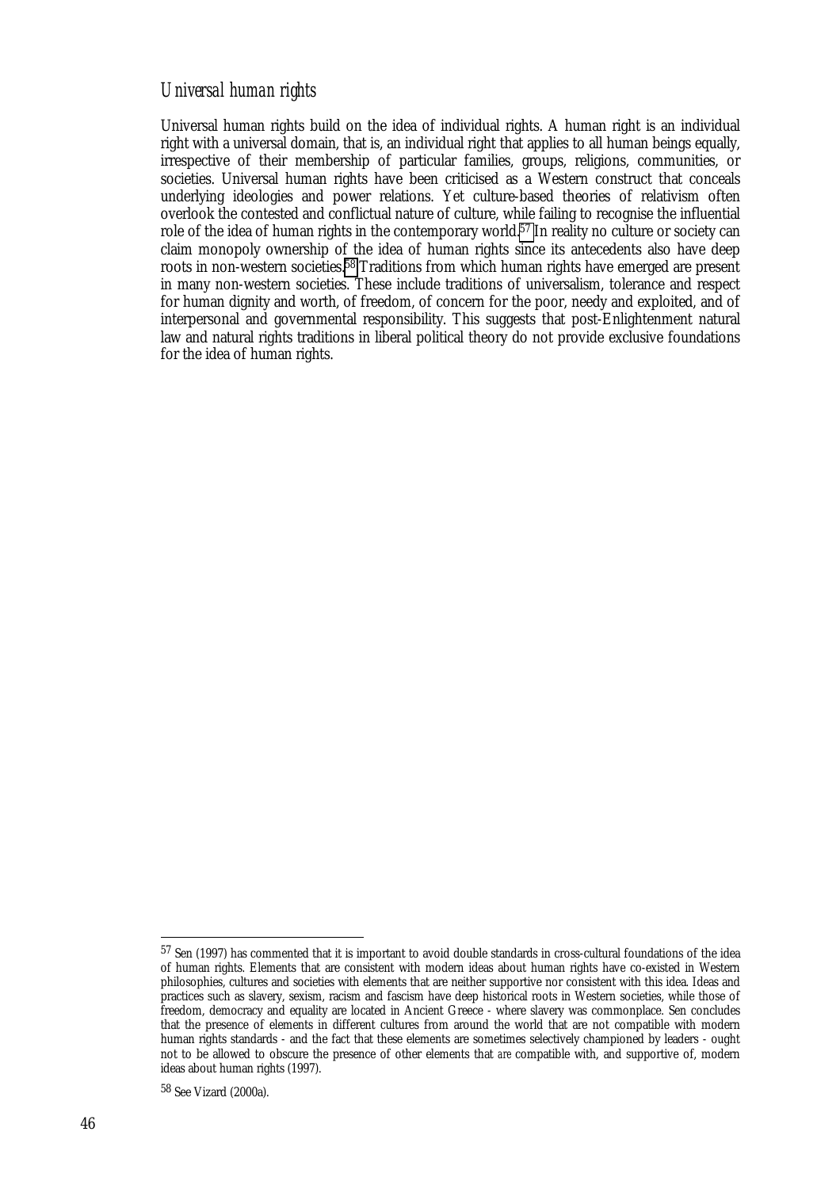### *Universal human rights*

Universal human rights build on the idea of individual rights. A human right is an individual right with a universal domain, that is, an individual right that applies to all human beings equally, irrespective of their membership of particular families, groups, religions, communities, or societies. Universal human rights have been criticised as a Western construct that conceals underlying ideologies and power relations. Yet culture-based theories of relativism often overlook the contested and conflictual nature of culture, while failing to recognise the influential role of the idea of human rights in the contemporary world.[57] In reality no culture or society can claim monopoly ownership of the idea of human rights since its antecedents also have deep roots in non-western societies.[58] Traditions from which human rights have emerged are present in many non-western societies. These include traditions of universalism, tolerance and respect for human dignity and worth, of freedom, of concern for the poor, needy and exploited, and of interpersonal and governmental responsibility. This suggests that post-Enlightenment natural law and natural rights traditions in liberal political theory do not provide exclusive foundations for the idea of human rights.

---

[57] Sen (1997) has commented that it is important to avoid double standards in cross-cultural foundations of the idea of human rights. Elements that are consistent with modern ideas about human rights have co-existed in Western philosophies, cultures and societies with elements that are neither supportive nor consistent with this idea. Ideas and practices such as slavery, sexism, racism and fascism have deep historical roots in Western societies, while those of freedom, democracy and equality are located in Ancient Greece - where slavery was commonplace. Sen concludes that the presence of elements in different cultures from around the world that are not compatible with modern human rights standards - and the fact that these elements are sometimes selectively championed by leaders - ought not to be allowed to obscure the presence of other elements that *are* compatible with, and supportive of, modern ideas about human rights (1997).

[58] See Vizard (2000a).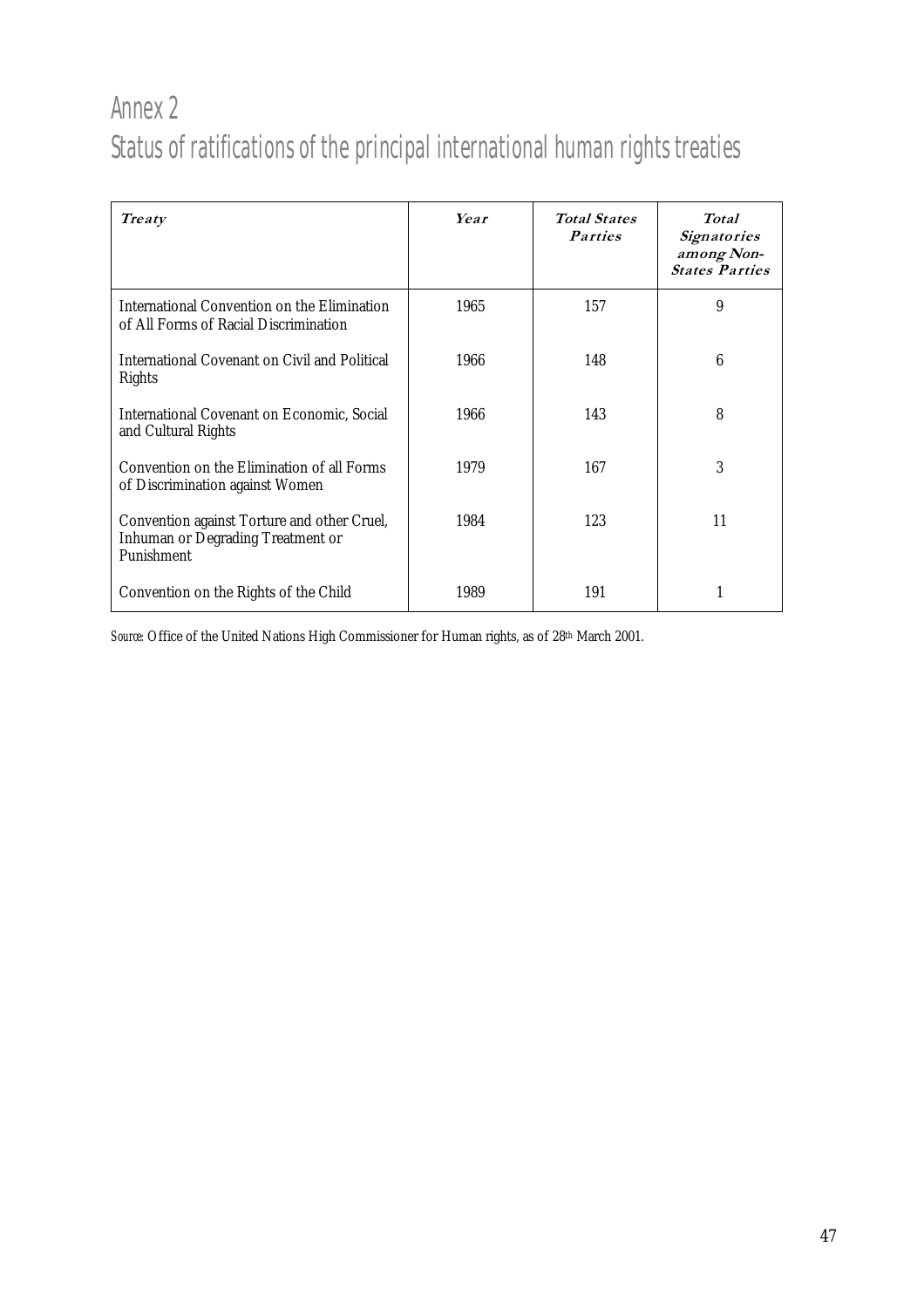# Annex 2

## Status of ratifications of the principal international human rights treaties

| *Treaty* | *Year* | *Total States Parties* | *Total Signatories among Non-States Parties* |
|---|---|---|---|
| International Convention on the Elimination of All Forms of Racial Discrimination | 1965 | 157 | 9 |
| International Covenant on Civil and Political Rights | 1966 | 148 | 6 |
| International Covenant on Economic, Social and Cultural Rights | 1966 | 143 | 8 |
| Convention on the Elimination of all Forms of Discrimination against Women | 1979 | 167 | 3 |
| Convention against Torture and other Cruel, Inhuman or Degrading Treatment or Punishment | 1984 | 123 | 11 |
| Convention on the Rights of the Child | 1989 | 191 | 1 |

*Source:* Office of the United Nations High Commissioner for Human rights, as of 28th March 2001.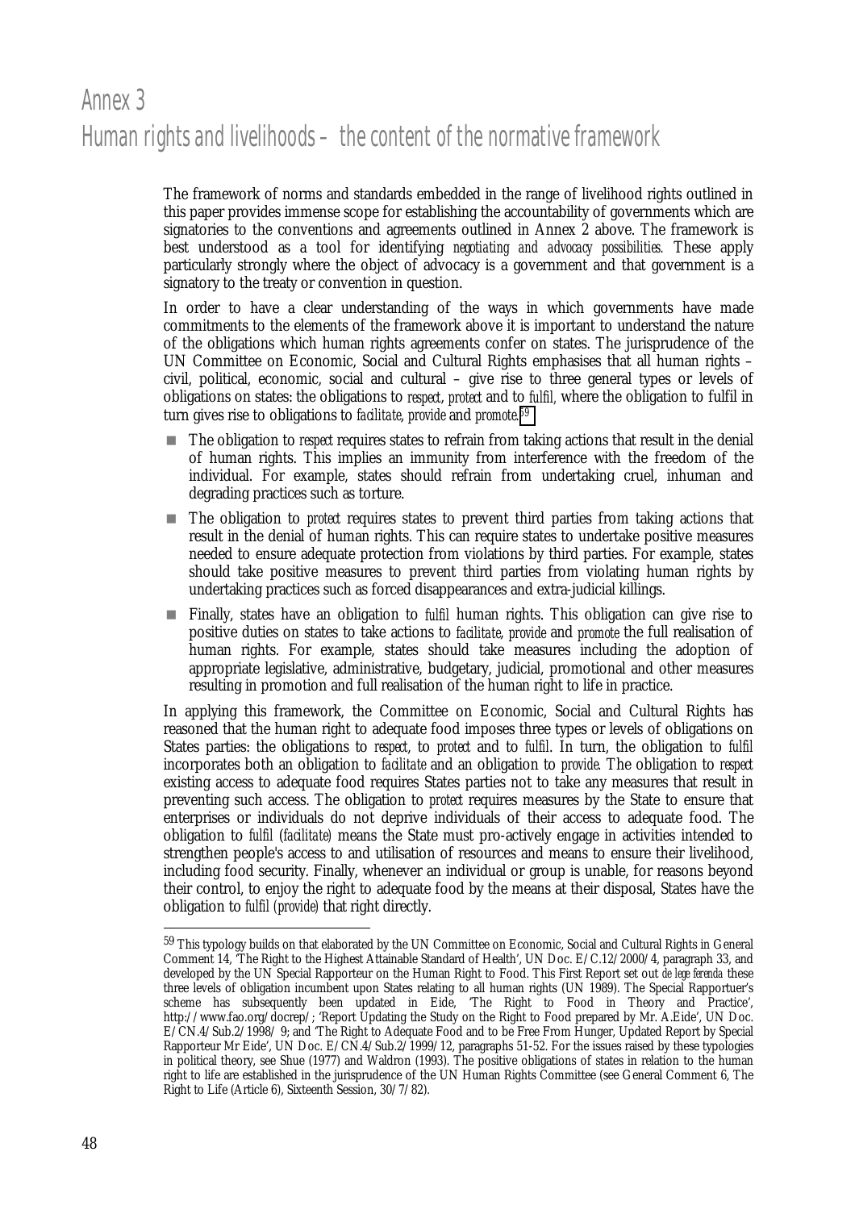# Annex 3
# Human rights and livelihoods – the content of the normative framework

The framework of norms and standards embedded in the range of livelihood rights outlined in this paper provides immense scope for establishing the accountability of governments which are signatories to the conventions and agreements outlined in Annex 2 above. The framework is best understood as a tool for identifying *negotiating and advocacy possibilities.* These apply particularly strongly where the object of advocacy is a government and that government is a signatory to the treaty or convention in question.

In order to have a clear understanding of the ways in which governments have made commitments to the elements of the framework above it is important to understand the nature of the obligations which human rights agreements confer on states. The jurisprudence of the UN Committee on Economic, Social and Cultural Rights emphasises that all human rights – civil, political, economic, social and cultural – give rise to three general types or levels of obligations on states: the obligations to *respect*, *protect* and to *fulfil*, where the obligation to fulfil in turn gives rise to obligations to *facilitate*, *provide* and *promote*.[59]

- The obligation to *respect* requires states to refrain from taking actions that result in the denial of human rights. This implies an immunity from interference with the freedom of the individual. For example, states should refrain from undertaking cruel, inhuman and degrading practices such as torture.
- The obligation to *protect* requires states to prevent third parties from taking actions that result in the denial of human rights. This can require states to undertake positive measures needed to ensure adequate protection from violations by third parties. For example, states should take positive measures to prevent third parties from violating human rights by undertaking practices such as forced disappearances and extra-judicial killings.
- Finally, states have an obligation to *fulfil* human rights. This obligation can give rise to positive duties on states to take actions to *facilitate*, *provide* and *promote* the full realisation of human rights. For example, states should take measures including the adoption of appropriate legislative, administrative, budgetary, judicial, promotional and other measures resulting in promotion and full realisation of the human right to life in practice.

In applying this framework, the Committee on Economic, Social and Cultural Rights has reasoned that the human right to adequate food imposes three types or levels of obligations on States parties: the obligations to *respect*, to *protect* and to *fulfil*. In turn, the obligation to *fulfil* incorporates both an obligation to *facilitate* and an obligation to *provide*. The obligation to *respect* existing access to adequate food requires States parties not to take any measures that result in preventing such access. The obligation to *protect* requires measures by the State to ensure that enterprises or individuals do not deprive individuals of their access to adequate food. The obligation to *fulfil* (*facilitate*) means the State must pro-actively engage in activities intended to strengthen people's access to and utilisation of resources and means to ensure their livelihood, including food security. Finally, whenever an individual or group is unable, for reasons beyond their control, to enjoy the right to adequate food by the means at their disposal, States have the obligation to *fulfil (provide)* that right directly.

---

[59] This typology builds on that elaborated by the UN Committee on Economic, Social and Cultural Rights in General Comment 14, 'The Right to the Highest Attainable Standard of Health', UN Doc. E/C.12/2000/4, paragraph 33, and developed by the UN Special Rapporteur on the Human Right to Food. This First Report set out *de lege ferenda* these three levels of obligation incumbent upon States relating to all human rights (UN 1989). The Special Rapportuer's scheme has subsequently been updated in Eide, 'The Right to Food in Theory and Practice', http://www.fao.org/docrep/; 'Report Updating the Study on the Right to Food prepared by Mr. A.Eide', UN Doc. E/CN.4/Sub.2/1998/ 9; and 'The Right to Adequate Food and to be Free From Hunger, Updated Report by Special Rapporteur Mr Eide', UN Doc. E/CN.4/Sub.2/1999/12, paragraphs 51-52. For the issues raised by these typologies in political theory, see Shue (1977) and Waldron (1993). The positive obligations of states in relation to the human right to life are established in the jurisprudence of the UN Human Rights Committee (see General Comment 6, The Right to Life (Article 6), Sixteenth Session, 30/7/82).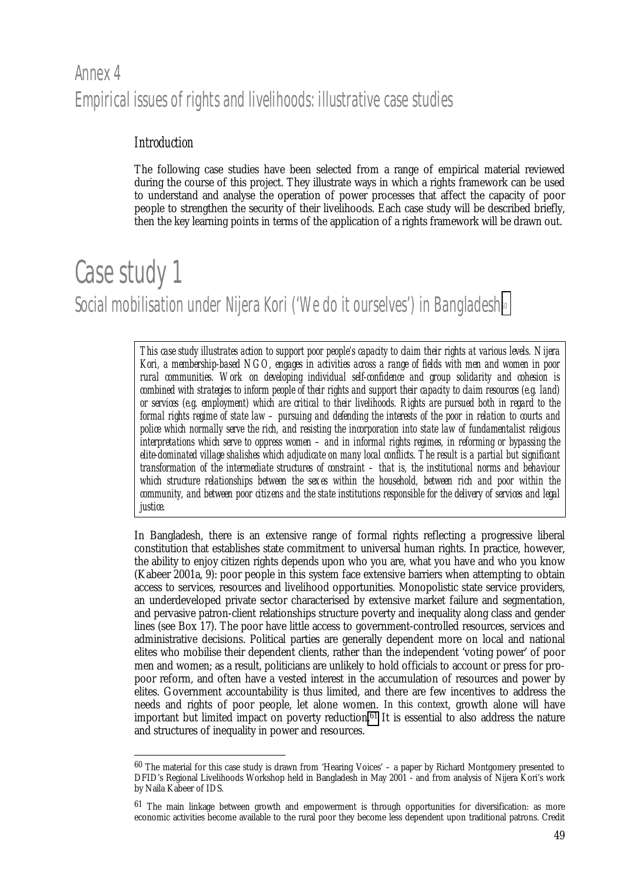# Annex 4

## Empirical issues of rights and livelihoods: illustrative case studies

### Introduction

The following case studies have been selected from a range of empirical material reviewed during the course of this project. They illustrate ways in which a rights framework can be used to understand and analyse the operation of power processes that affect the capacity of poor people to strengthen the security of their livelihoods. Each case study will be described briefly, then the key learning points in terms of the application of a rights framework will be drawn out.

# Case study 1

## Social mobilisation under Nijera Kori ('We do it ourselves') in Bangladesh[60]

*This case study illustrates action to support poor people's capacity to claim their rights at various levels. Nijera Kori, a membership-based NGO, engages in activities across a range of fields with men and women in poor rural communities. Work on developing individual self-confidence and group solidarity and cohesion is combined with strategies to inform people of their rights and support their capacity to claim resources (e.g. land) or services (e.g. employment) which are critical to their livelihoods. Rights are pursued both in regard to the formal rights regime of state law – pursuing and defending the interests of the poor in relation to courts and police which normally serve the rich, and resisting the incorporation into state law of fundamentalist religious interpretations which serve to oppress women – and in informal rights regimes, in reforming or bypassing the elite-dominated village shalishes which adjudicate on many local conflicts. The result is a partial but significant transformation of the intermediate structures of constraint – that is, the institutional norms and behaviour which structure relationships between the sexes within the household, between rich and poor within the community, and between poor citizens and the state institutions responsible for the delivery of services and legal justice.*

In Bangladesh, there is an extensive range of formal rights reflecting a progressive liberal constitution that establishes state commitment to universal human rights. In practice, however, the ability to enjoy citizen rights depends upon who you are, what you have and who you know (Kabeer 2001a, 9): poor people in this system face extensive barriers when attempting to obtain access to services, resources and livelihood opportunities. Monopolistic state service providers, an underdeveloped private sector characterised by extensive market failure and segmentation, and pervasive patron-client relationships structure poverty and inequality along class and gender lines (see Box 17). The poor have little access to government-controlled resources, services and administrative decisions. Political parties are generally dependent more on local and national elites who mobilise their dependent clients, rather than the independent 'voting power' of poor men and women; as a result, politicians are unlikely to hold officials to account or press for pro-poor reform, and often have a vested interest in the accumulation of resources and power by elites. Government accountability is thus limited, and there are few incentives to address the needs and rights of poor people, let alone women. In this context, growth alone will have important but limited impact on poverty reduction.[61] It is essential to also address the nature and structures of inequality in power and resources.

---

[60] The material for this case study is drawn from 'Hearing Voices' – a paper by Richard Montgomery presented to DFID's Regional Livelihoods Workshop held in Bangladesh in May 2001 - and from analysis of Nijera Kori's work by Naila Kabeer of IDS.

[61] The main linkage between growth and empowerment is through opportunities for diversification: as more economic activities become available to the rural poor they become less dependent upon traditional patrons. Credit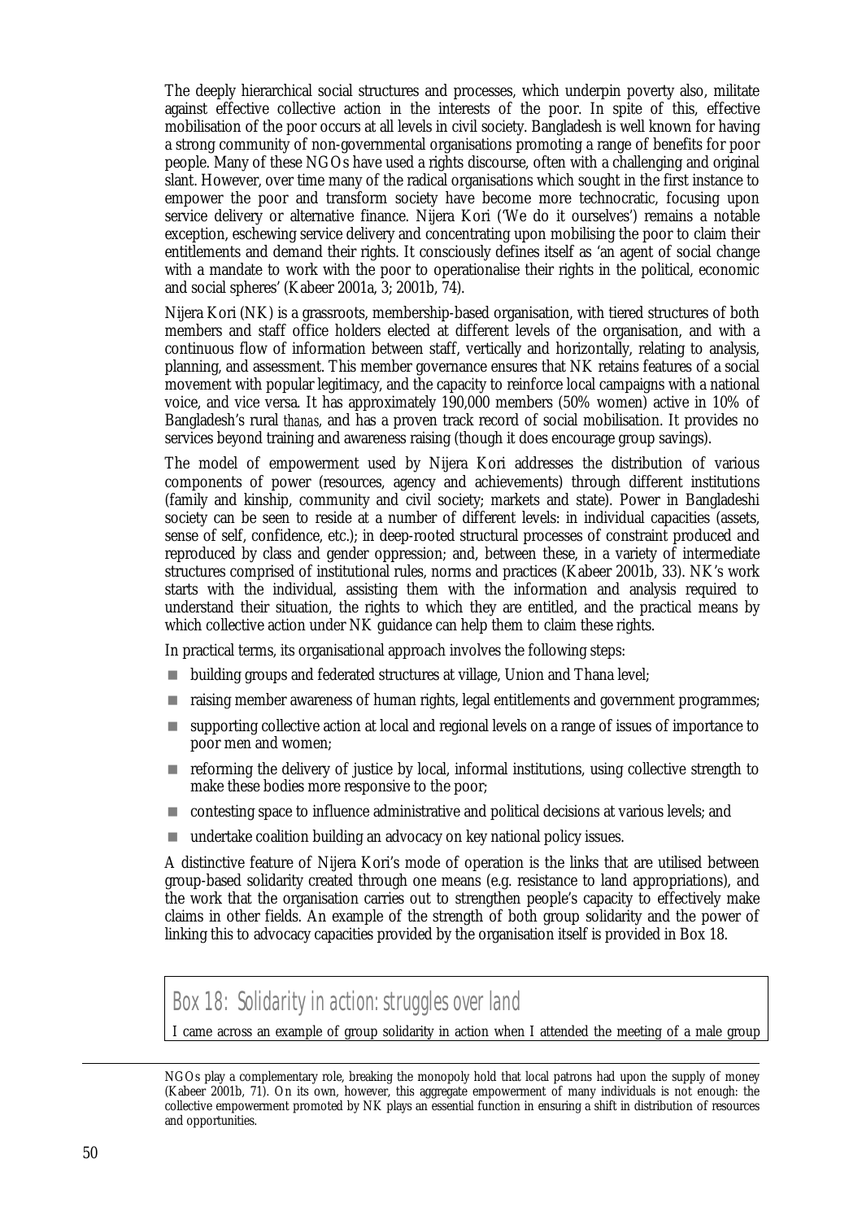The deeply hierarchical social structures and processes, which underpin poverty also, militate against effective collective action in the interests of the poor. In spite of this, effective mobilisation of the poor occurs at all levels in civil society. Bangladesh is well known for having a strong community of non-governmental organisations promoting a range of benefits for poor people. Many of these NGOs have used a rights discourse, often with a challenging and original slant. However, over time many of the radical organisations which sought in the first instance to empower the poor and transform society have become more technocratic, focusing upon service delivery or alternative finance. Nijera Kori ('We do it ourselves') remains a notable exception, eschewing service delivery and concentrating upon mobilising the poor to claim their entitlements and demand their rights. It consciously defines itself as 'an agent of social change with a mandate to work with the poor to operationalise their rights in the political, economic and social spheres' (Kabeer 2001a, 3; 2001b, 74).

Nijera Kori (NK) is a grassroots, membership-based organisation, with tiered structures of both members and staff office holders elected at different levels of the organisation, and with a continuous flow of information between staff, vertically and horizontally, relating to analysis, planning, and assessment. This member governance ensures that NK retains features of a social movement with popular legitimacy, and the capacity to reinforce local campaigns with a national voice, and vice versa. It has approximately 190,000 members (50% women) active in 10% of Bangladesh's rural *thanas*, and has a proven track record of social mobilisation. It provides no services beyond training and awareness raising (though it does encourage group savings).

The model of empowerment used by Nijera Kori addresses the distribution of various components of power (resources, agency and achievements) through different institutions (family and kinship, community and civil society; markets and state). Power in Bangladeshi society can be seen to reside at a number of different levels: in individual capacities (assets, sense of self, confidence, etc.); in deep-rooted structural processes of constraint produced and reproduced by class and gender oppression; and, between these, in a variety of intermediate structures comprised of institutional rules, norms and practices (Kabeer 2001b, 33). NK's work starts with the individual, assisting them with the information and analysis required to understand their situation, the rights to which they are entitled, and the practical means by which collective action under NK guidance can help them to claim these rights.

In practical terms, its organisational approach involves the following steps:

- building groups and federated structures at village, Union and Thana level;
- raising member awareness of human rights, legal entitlements and government programmes;
- supporting collective action at local and regional levels on a range of issues of importance to poor men and women;
- reforming the delivery of justice by local, informal institutions, using collective strength to make these bodies more responsive to the poor;
- contesting space to influence administrative and political decisions at various levels; and
- undertake coalition building an advocacy on key national policy issues.

A distinctive feature of Nijera Kori's mode of operation is the links that are utilised between group-based solidarity created through one means (e.g. resistance to land appropriations), and the work that the organisation carries out to strengthen people's capacity to effectively make claims in other fields. An example of the strength of both group solidarity and the power of linking this to advocacy capacities provided by the organisation itself is provided in Box 18.

## Box 18: Solidarity in action: struggles over land

I came across an example of group solidarity in action when I attended the meeting of a male group

---

NGOs play a complementary role, breaking the monopoly hold that local patrons had upon the supply of money (Kabeer 2001b, 71). On its own, however, this aggregate empowerment of many individuals is not enough: the collective empowerment promoted by NK plays an essential function in ensuring a shift in distribution of resources and opportunities.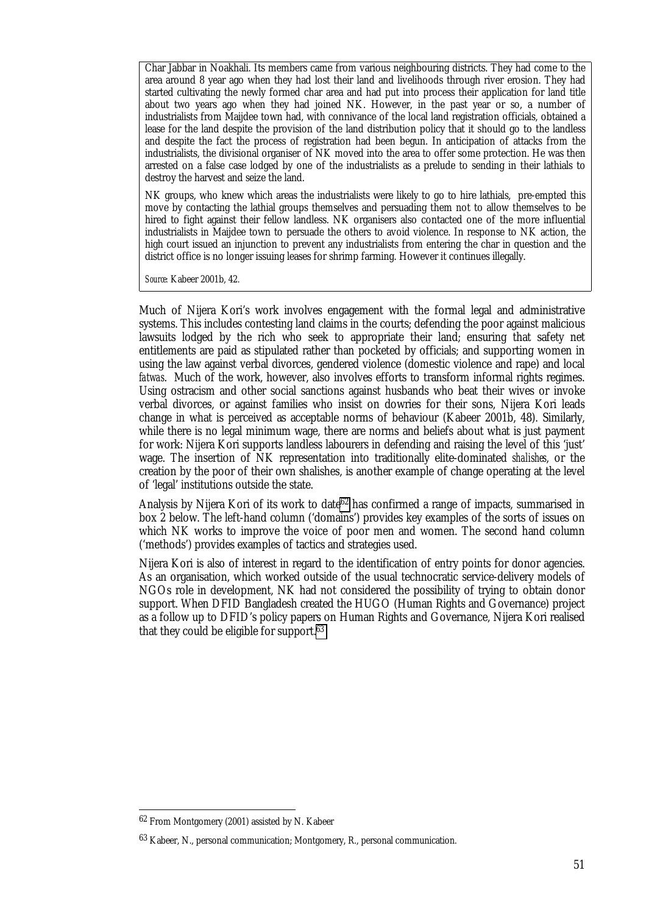Char Jabbar in Noakhali. Its members came from various neighbouring districts. They had come to the area around 8 year ago when they had lost their land and livelihoods through river erosion. They had started cultivating the newly formed char area and had put into process their application for land title about two years ago when they had joined NK. However, in the past year or so, a number of industrialists from Maijdee town had, with connivance of the local land registration officials, obtained a lease for the land despite the provision of the land distribution policy that it should go to the landless and despite the fact the process of registration had been begun. In anticipation of attacks from the industrialists, the divisional organiser of NK moved into the area to offer some protection. He was then arrested on a false case lodged by one of the industrialists as a prelude to sending in their lathials to destroy the harvest and seize the land.

NK groups, who knew which areas the industrialists were likely to go to hire lathials, pre-empted this move by contacting the lathial groups themselves and persuading them not to allow themselves to be hired to fight against their fellow landless. NK organisers also contacted one of the more influential industrialists in Maijdee town to persuade the others to avoid violence. In response to NK action, the high court issued an injunction to prevent any industrialists from entering the char in question and the district office is no longer issuing leases for shrimp farming. However it continues illegally.

*Source:* Kabeer 2001b, 42.

Much of Nijera Kori's work involves engagement with the formal legal and administrative systems. This includes contesting land claims in the courts; defending the poor against malicious lawsuits lodged by the rich who seek to appropriate their land; ensuring that safety net entitlements are paid as stipulated rather than pocketed by officials; and supporting women in using the law against verbal divorces, gendered violence (domestic violence and rape) and local *fatwas*. Much of the work, however, also involves efforts to transform informal rights regimes. Using ostracism and other social sanctions against husbands who beat their wives or invoke verbal divorces, or against families who insist on dowries for their sons, Nijera Kori leads change in what is perceived as acceptable norms of behaviour (Kabeer 2001b, 48). Similarly, while there is no legal minimum wage, there are norms and beliefs about what is just payment for work: Nijera Kori supports landless labourers in defending and raising the level of this 'just' wage. The insertion of NK representation into traditionally elite-dominated *shalishes*, or the creation by the poor of their own shalishes, is another example of change operating at the level of 'legal' institutions outside the state.

Analysis by Nijera Kori of its work to date[62] has confirmed a range of impacts, summarised in box 2 below. The left-hand column ('domains') provides key examples of the sorts of issues on which NK works to improve the voice of poor men and women. The second hand column ('methods') provides examples of tactics and strategies used.

Nijera Kori is also of interest in regard to the identification of entry points for donor agencies. As an organisation, which worked outside of the usual technocratic service-delivery models of NGOs role in development, NK had not considered the possibility of trying to obtain donor support. When DFID Bangladesh created the HUGO (Human Rights and Governance) project as a follow up to DFID's policy papers on Human Rights and Governance, Nijera Kori realised that they could be eligible for support.[63]

---

[62] From Montgomery (2001) assisted by N. Kabeer

[63] Kabeer, N., personal communication; Montgomery, R., personal communication.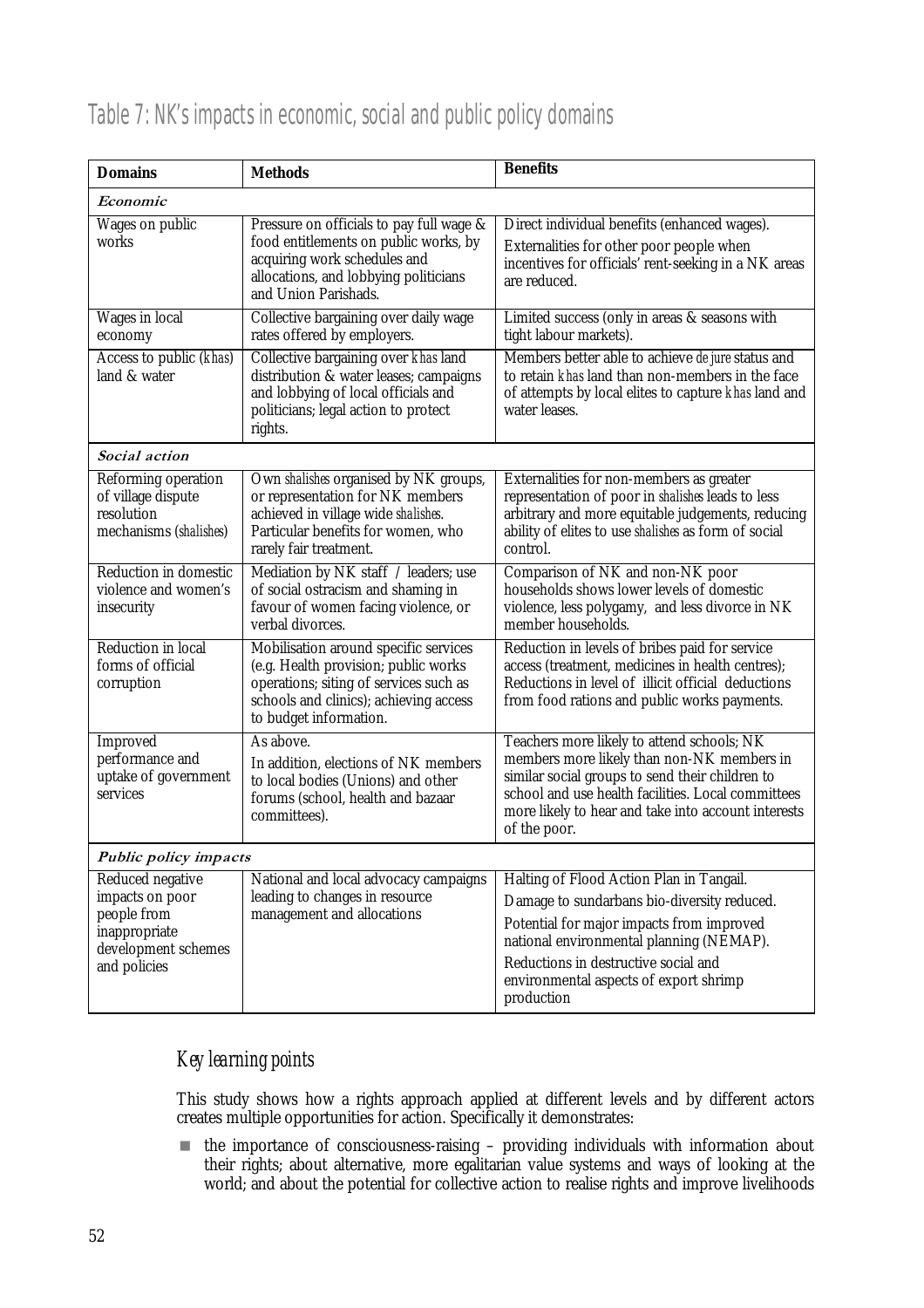## Table 7: NK's impacts in economic, social and public policy domains

| Domains | Methods | Benefits |
|---|---|---|
| ***Economic*** | | |
| Wages on public works | Pressure on officials to pay full wage & food entitlements on public works, by acquiring work schedules and allocations, and lobbying politicians and Union Parishads. | Direct individual benefits (enhanced wages). Externalities for other poor people when incentives for officials' rent-seeking in a NK areas are reduced. |
| Wages in local economy | Collective bargaining over daily wage rates offered by employers. | Limited success (only in areas & seasons with tight labour markets). |
| Access to public (*khas*) land & water | Collective bargaining over *khas* land distribution & water leases; campaigns and lobbying of local officials and politicians; legal action to protect rights. | Members better able to achieve *de jure* status and to retain *khas* land than non-members in the face of attempts by local elites to capture *khas* land and water leases. |
| ***Social action*** | | |
| Reforming operation of village dispute resolution mechanisms (*shalishes*) | Own *shalishes* organised by NK groups, or representation for NK members achieved in village wide *shalishes*. Particular benefits for women, who rarely fair treatment. | Externalities for non-members as greater representation of poor in *shalishes* leads to less arbitrary and more equitable judgements, reducing ability of elites to use *shalishes* as form of social control. |
| Reduction in domestic violence and women's insecurity | Mediation by NK staff / leaders; use of social ostracism and shaming in favour of women facing violence, or verbal divorces. | Comparison of NK and non-NK poor households shows lower levels of domestic violence, less polygamy, and less divorce in NK member households. |
| Reduction in local forms of official corruption | Mobilisation around specific services (e.g. Health provision; public works operations; siting of services such as schools and clinics); achieving access to budget information. | Reduction in levels of bribes paid for service access (treatment, medicines in health centres); Reductions in level of illicit official deductions from food rations and public works payments. |
| Improved performance and uptake of government services | As above. In addition, elections of NK members to local bodies (Unions) and other forums (school, health and bazaar committees). | Teachers more likely to attend schools; NK members more likely than non-NK members in similar social groups to send their children to school and use health facilities. Local committees more likely to hear and take into account interests of the poor. |
| ***Public policy impacts*** | | |
| Reduced negative impacts on poor people from inappropriate development schemes and policies | National and local advocacy campaigns leading to changes in resource management and allocations | Halting of Flood Action Plan in Tangail. Damage to sundarbans bio-diversity reduced. Potential for major impacts from improved national environmental planning (NEMAP). Reductions in destructive social and environmental aspects of export shrimp production |

### *Key learning points*

This study shows how a rights approach applied at different levels and by different actors creates multiple opportunities for action. Specifically it demonstrates:

- the importance of consciousness-raising – providing individuals with information about their rights; about alternative, more egalitarian value systems and ways of looking at the world; and about the potential for collective action to realise rights and improve livelihoods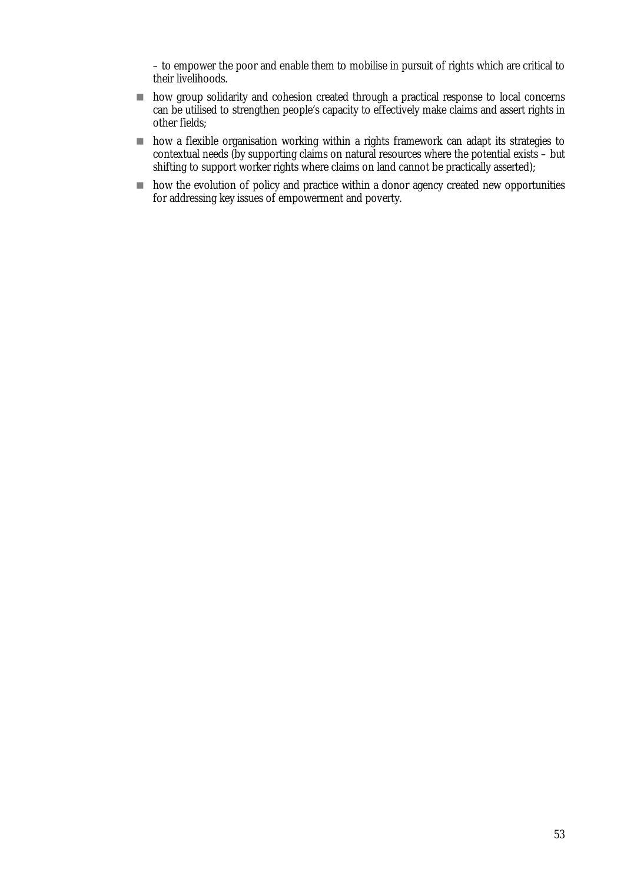– to empower the poor and enable them to mobilise in pursuit of rights which are critical to their livelihoods.

- how group solidarity and cohesion created through a practical response to local concerns can be utilised to strengthen people's capacity to effectively make claims and assert rights in other fields;
- how a flexible organisation working within a rights framework can adapt its strategies to contextual needs (by supporting claims on natural resources where the potential exists – but shifting to support worker rights where claims on land cannot be practically asserted);
- how the evolution of policy and practice within a donor agency created new opportunities for addressing key issues of empowerment and poverty.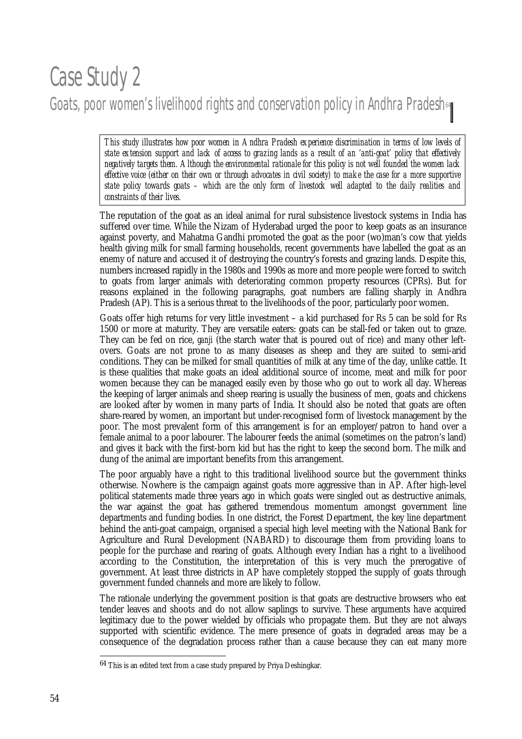# Case Study 2

## Goats, poor women's livelihood rights and conservation policy in Andhra Pradesh[64]

*This study illustrates how poor women in Andhra Pradesh experience discrimination in terms of low levels of state extension support and lack of access to grazing lands as a result of an 'anti-goat' policy that effectively negatively targets them. Although the environmental rationale for this policy is not well founded the women lack effective voice (either on their own or through advocates in civil society) to make the case for a more supportive state policy towards goats – which are the only form of livestock well adapted to the daily realities and constraints of their lives.*

The reputation of the goat as an ideal animal for rural subsistence livestock systems in India has suffered over time. While the Nizam of Hyderabad urged the poor to keep goats as an insurance against poverty, and Mahatma Gandhi promoted the goat as the poor (wo)man's cow that yields health giving milk for small farming households, recent governments have labelled the goat as an enemy of nature and accused it of destroying the country's forests and grazing lands. Despite this, numbers increased rapidly in the 1980s and 1990s as more and more people were forced to switch to goats from larger animals with deteriorating common property resources (CPRs). But for reasons explained in the following paragraphs, goat numbers are falling sharply in Andhra Pradesh (AP). This is a serious threat to the livelihoods of the poor, particularly poor women.

Goats offer high returns for very little investment – a kid purchased for Rs 5 can be sold for Rs 1500 or more at maturity. They are versatile eaters: goats can be stall-fed or taken out to graze. They can be fed on rice, *ganji* (the starch water that is poured out of rice) and many other left-overs. Goats are not prone to as many diseases as sheep and they are suited to semi-arid conditions. They can be milked for small quantities of milk at any time of the day, unlike cattle. It is these qualities that make goats an ideal additional source of income, meat and milk for poor women because they can be managed easily even by those who go out to work all day. Whereas the keeping of larger animals and sheep rearing is usually the business of men, goats and chickens are looked after by women in many parts of India. It should also be noted that goats are often share-reared by women, an important but under-recognised form of livestock management by the poor. The most prevalent form of this arrangement is for an employer/patron to hand over a female animal to a poor labourer. The labourer feeds the animal (sometimes on the patron's land) and gives it back with the first-born kid but has the right to keep the second born. The milk and dung of the animal are important benefits from this arrangement.

The poor arguably have a right to this traditional livelihood source but the government thinks otherwise. Nowhere is the campaign against goats more aggressive than in AP. After high-level political statements made three years ago in which goats were singled out as destructive animals, the war against the goat has gathered tremendous momentum amongst government line departments and funding bodies. In one district, the Forest Department, the key line department behind the anti-goat campaign, organised a special high level meeting with the National Bank for Agriculture and Rural Development (NABARD) to discourage them from providing loans to people for the purchase and rearing of goats. Although every Indian has a right to a livelihood according to the Constitution, the interpretation of this is very much the prerogative of government. At least three districts in AP have completely stopped the supply of goats through government funded channels and more are likely to follow.

The rationale underlying the government position is that goats are destructive browsers who eat tender leaves and shoots and do not allow saplings to survive. These arguments have acquired legitimacy due to the power wielded by officials who propagate them. But they are not always supported with scientific evidence. The mere presence of goats in degraded areas may be a consequence of the degradation process rather than a cause because they can eat many more

[64] This is an edited text from a case study prepared by Priya Deshingkar.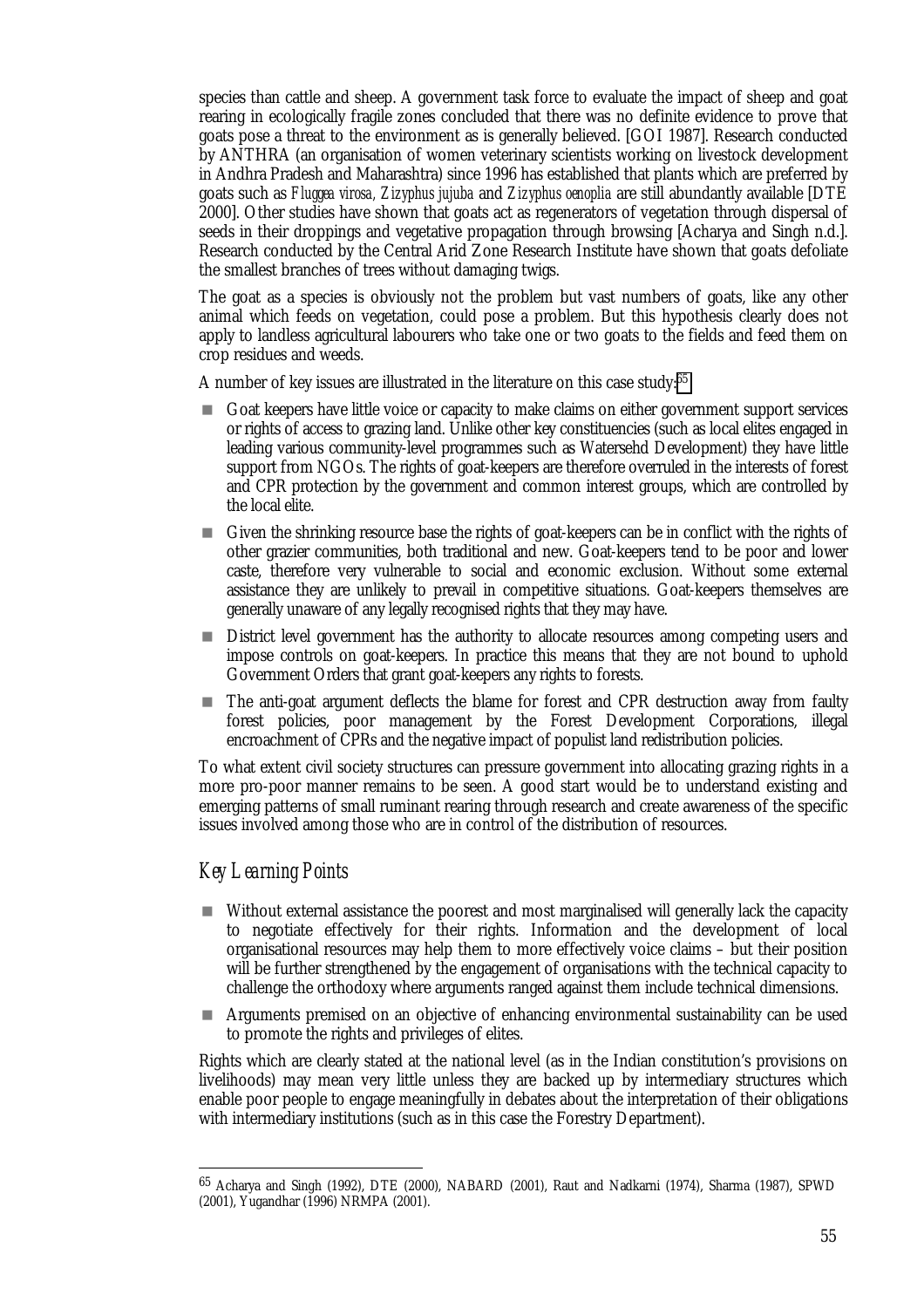species than cattle and sheep. A government task force to evaluate the impact of sheep and goat rearing in ecologically fragile zones concluded that there was no definite evidence to prove that goats pose a threat to the environment as is generally believed. [GOI 1987]. Research conducted by ANTHRA (an organisation of women veterinary scientists working on livestock development in Andhra Pradesh and Maharashtra) since 1996 has established that plants which are preferred by goats such as *Fluggea virosa*, *Zizyphus jujuba* and *Zizyphus oenoplia* are still abundantly available [DTE 2000]. Other studies have shown that goats act as regenerators of vegetation through dispersal of seeds in their droppings and vegetative propagation through browsing [Acharya and Singh n.d.]. Research conducted by the Central Arid Zone Research Institute have shown that goats defoliate the smallest branches of trees without damaging twigs.

The goat as a species is obviously not the problem but vast numbers of goats, like any other animal which feeds on vegetation, could pose a problem. But this hypothesis clearly does not apply to landless agricultural labourers who take one or two goats to the fields and feed them on crop residues and weeds.

A number of key issues are illustrated in the literature on this case study:[65]

- Goat keepers have little voice or capacity to make claims on either government support services or rights of access to grazing land. Unlike other key constituencies (such as local elites engaged in leading various community-level programmes such as Watersehd Development) they have little support from NGOs. The rights of goat-keepers are therefore overruled in the interests of forest and CPR protection by the government and common interest groups, which are controlled by the local elite.
- Given the shrinking resource base the rights of goat-keepers can be in conflict with the rights of other grazier communities, both traditional and new. Goat-keepers tend to be poor and lower caste, therefore very vulnerable to social and economic exclusion. Without some external assistance they are unlikely to prevail in competitive situations. Goat-keepers themselves are generally unaware of any legally recognised rights that they may have.
- District level government has the authority to allocate resources among competing users and impose controls on goat-keepers. In practice this means that they are not bound to uphold Government Orders that grant goat-keepers any rights to forests.
- The anti-goat argument deflects the blame for forest and CPR destruction away from faulty forest policies, poor management by the Forest Development Corporations, illegal encroachment of CPRs and the negative impact of populist land redistribution policies.

To what extent civil society structures can pressure government into allocating grazing rights in a more pro-poor manner remains to be seen. A good start would be to understand existing and emerging patterns of small ruminant rearing through research and create awareness of the specific issues involved among those who are in control of the distribution of resources.

## *Key Learning Points*

- Without external assistance the poorest and most marginalised will generally lack the capacity to negotiate effectively for their rights. Information and the development of local organisational resources may help them to more effectively voice claims – but their position will be further strengthened by the engagement of organisations with the technical capacity to challenge the orthodoxy where arguments ranged against them include technical dimensions.
- Arguments premised on an objective of enhancing environmental sustainability can be used to promote the rights and privileges of elites.

Rights which are clearly stated at the national level (as in the Indian constitution's provisions on livelihoods) may mean very little unless they are backed up by intermediary structures which enable poor people to engage meaningfully in debates about the interpretation of their obligations with intermediary institutions (such as in this case the Forestry Department).

---

[65] Acharya and Singh (1992), DTE (2000), NABARD (2001), Raut and Nadkarni (1974), Sharma (1987), SPWD (2001), Yugandhar (1996) NRMPA (2001).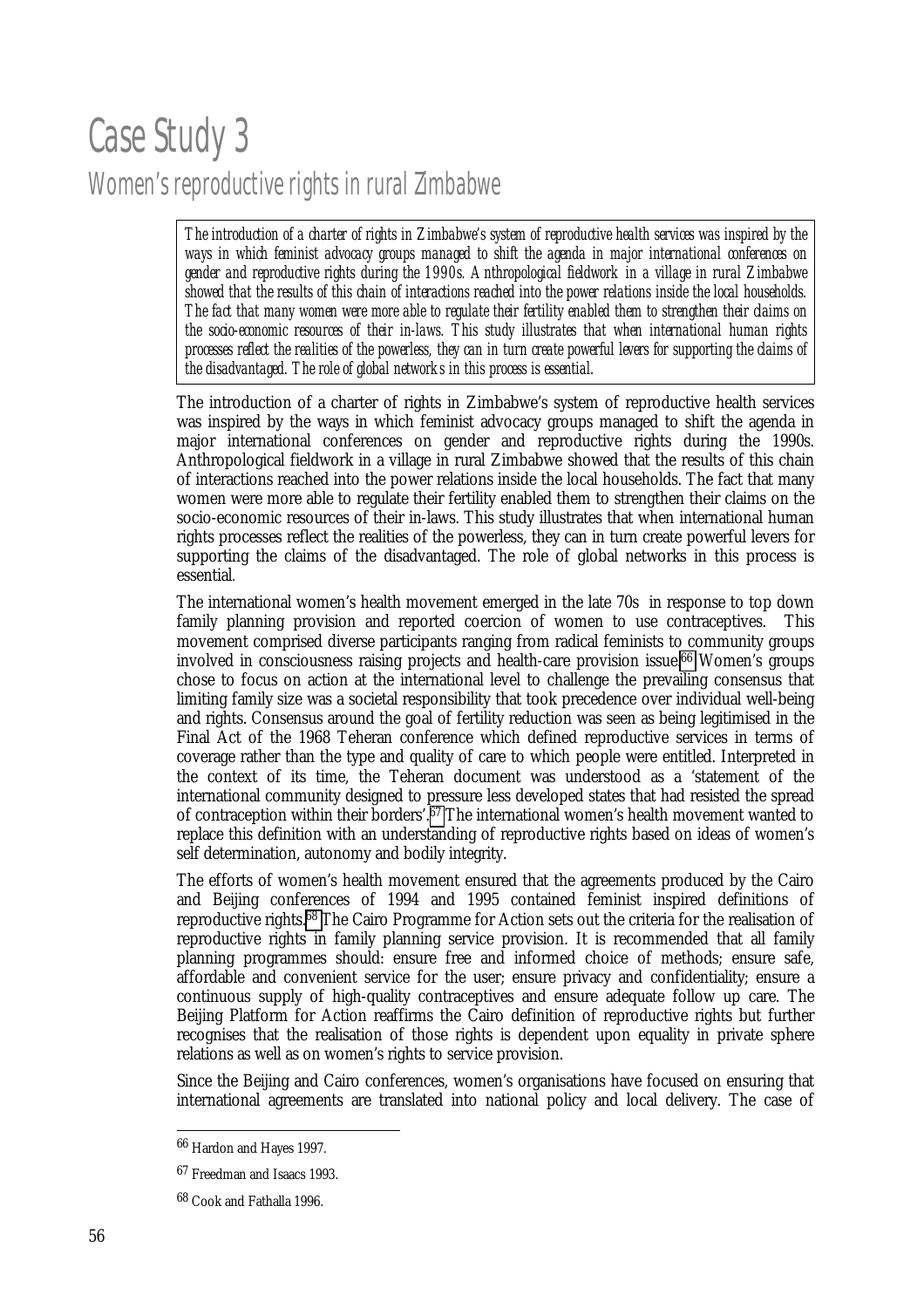# Case Study 3

## Women's reproductive rights in rural Zimbabwe

> *The introduction of a charter of rights in Zimbabwe's system of reproductive health services was inspired by the ways in which feminist advocacy groups managed to shift the agenda in major international conferences on gender and reproductive rights during the 1990s. Anthropological fieldwork in a village in rural Zimbabwe showed that the results of this chain of interactions reached into the power relations inside the local households. The fact that many women were more able to regulate their fertility enabled them to strengthen their claims on the socio-economic resources of their in-laws. This study illustrates that when international human rights processes reflect the realities of the powerless, they can in turn create powerful levers for supporting the claims of the disadvantaged. The role of global networks in this process is essential.*

The introduction of a charter of rights in Zimbabwe's system of reproductive health services was inspired by the ways in which feminist advocacy groups managed to shift the agenda in major international conferences on gender and reproductive rights during the 1990s. Anthropological fieldwork in a village in rural Zimbabwe showed that the results of this chain of interactions reached into the power relations inside the local households. The fact that many women were more able to regulate their fertility enabled them to strengthen their claims on the socio-economic resources of their in-laws. This study illustrates that when international human rights processes reflect the realities of the powerless, they can in turn create powerful levers for supporting the claims of the disadvantaged. The role of global networks in this process is essential.

The international women's health movement emerged in the late 70s in response to top down family planning provision and reported coercion of women to use contraceptives. This movement comprised diverse participants ranging from radical feminists to community groups involved in consciousness raising projects and health-care provision issue.[66] Women's groups chose to focus on action at the international level to challenge the prevailing consensus that limiting family size was a societal responsibility that took precedence over individual well-being and rights. Consensus around the goal of fertility reduction was seen as being legitimised in the Final Act of the 1968 Teheran conference which defined reproductive services in terms of coverage rather than the type and quality of care to which people were entitled. Interpreted in the context of its time, the Teheran document was understood as a 'statement of the international community designed to pressure less developed states that had resisted the spread of contraception within their borders'.[67] The international women's health movement wanted to replace this definition with an understanding of reproductive rights based on ideas of women's self determination, autonomy and bodily integrity.

The efforts of women's health movement ensured that the agreements produced by the Cairo and Beijing conferences of 1994 and 1995 contained feminist inspired definitions of reproductive rights.[68] The Cairo Programme for Action sets out the criteria for the realisation of reproductive rights in family planning service provision. It is recommended that all family planning programmes should: ensure free and informed choice of methods; ensure safe, affordable and convenient service for the user; ensure privacy and confidentiality; ensure a continuous supply of high-quality contraceptives and ensure adequate follow up care. The Beijing Platform for Action reaffirms the Cairo definition of reproductive rights but further recognises that the realisation of those rights is dependent upon equality in private sphere relations as well as on women's rights to service provision.

Since the Beijing and Cairo conferences, women's organisations have focused on ensuring that international agreements are translated into national policy and local delivery. The case of

---

[66] Hardon and Hayes 1997.

[67] Freedman and Isaacs 1993.

[68] Cook and Fathalla 1996.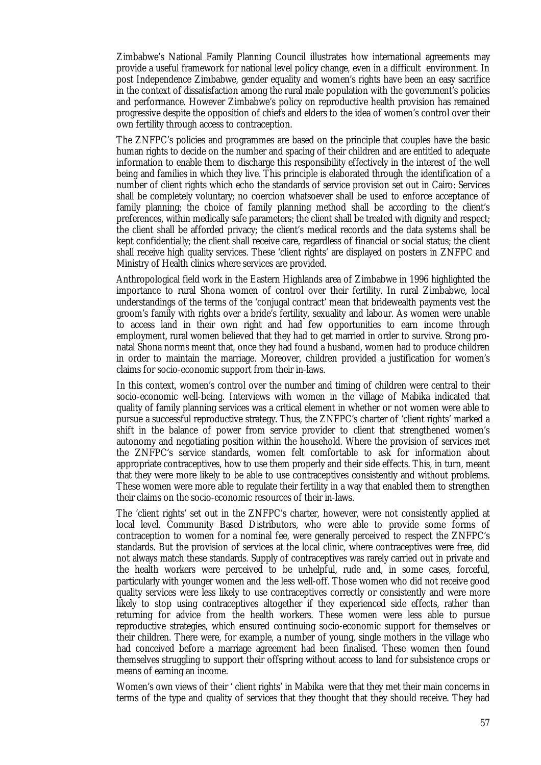Zimbabwe's National Family Planning Council illustrates how international agreements may provide a useful framework for national level policy change, even in a difficult environment. In post Independence Zimbabwe, gender equality and women's rights have been an easy sacrifice in the context of dissatisfaction among the rural male population with the government's policies and performance. However Zimbabwe's policy on reproductive health provision has remained progressive despite the opposition of chiefs and elders to the idea of women's control over their own fertility through access to contraception.

The ZNFPC's policies and programmes are based on the principle that couples have the basic human rights to decide on the number and spacing of their children and are entitled to adequate information to enable them to discharge this responsibility effectively in the interest of the well being and families in which they live. This principle is elaborated through the identification of a number of client rights which echo the standards of service provision set out in Cairo: Services shall be completely voluntary; no coercion whatsoever shall be used to enforce acceptance of family planning; the choice of family planning method shall be according to the client's preferences, within medically safe parameters; the client shall be treated with dignity and respect; the client shall be afforded privacy; the client's medical records and the data systems shall be kept confidentially; the client shall receive care, regardless of financial or social status; the client shall receive high quality services. These 'client rights' are displayed on posters in ZNFPC and Ministry of Health clinics where services are provided.

Anthropological field work in the Eastern Highlands area of Zimbabwe in 1996 highlighted the importance to rural Shona women of control over their fertility. In rural Zimbabwe, local understandings of the terms of the 'conjugal contract' mean that bridewealth payments vest the groom's family with rights over a bride's fertility, sexuality and labour. As women were unable to access land in their own right and had few opportunities to earn income through employment, rural women believed that they had to get married in order to survive. Strong pro-natal Shona norms meant that, once they had found a husband, women had to produce children in order to maintain the marriage. Moreover, children provided a justification for women's claims for socio-economic support from their in-laws.

In this context, women's control over the number and timing of children were central to their socio-economic well-being. Interviews with women in the village of Mabika indicated that quality of family planning services was a critical element in whether or not women were able to pursue a successful reproductive strategy. Thus, the ZNFPC's charter of 'client rights' marked a shift in the balance of power from service provider to client that strengthened women's autonomy and negotiating position within the household. Where the provision of services met the ZNFPC's service standards, women felt comfortable to ask for information about appropriate contraceptives, how to use them properly and their side effects. This, in turn, meant that they were more likely to be able to use contraceptives consistently and without problems. These women were more able to regulate their fertility in a way that enabled them to strengthen their claims on the socio-economic resources of their in-laws.

The 'client rights' set out in the ZNFPC's charter, however, were not consistently applied at local level. Community Based Distributors, who were able to provide some forms of contraception to women for a nominal fee, were generally perceived to respect the ZNFPC's standards. But the provision of services at the local clinic, where contraceptives were free, did not always match these standards. Supply of contraceptives was rarely carried out in private and the health workers were perceived to be unhelpful, rude and, in some cases, forceful, particularly with younger women and the less well-off. Those women who did not receive good quality services were less likely to use contraceptives correctly or consistently and were more likely to stop using contraceptives altogether if they experienced side effects, rather than returning for advice from the health workers. These women were less able to pursue reproductive strategies, which ensured continuing socio-economic support for themselves or their children. There were, for example, a number of young, single mothers in the village who had conceived before a marriage agreement had been finalised. These women then found themselves struggling to support their offspring without access to land for subsistence crops or means of earning an income.

Women's own views of their ' client rights' in Mabika were that they met their main concerns in terms of the type and quality of services that they thought that they should receive. They had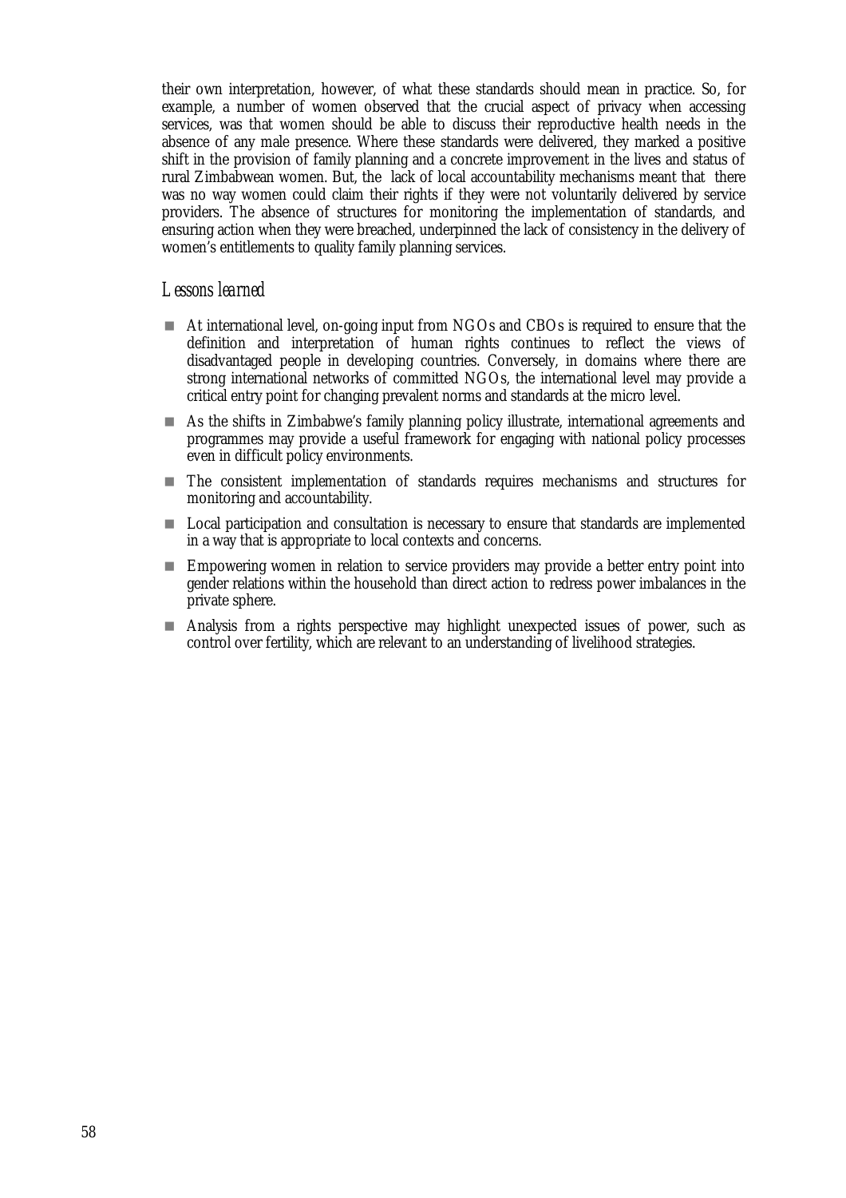their own interpretation, however, of what these standards should mean in practice. So, for example, a number of women observed that the crucial aspect of privacy when accessing services, was that women should be able to discuss their reproductive health needs in the absence of any male presence. Where these standards were delivered, they marked a positive shift in the provision of family planning and a concrete improvement in the lives and status of rural Zimbabwean women. But, the lack of local accountability mechanisms meant that there was no way women could claim their rights if they were not voluntarily delivered by service providers. The absence of structures for monitoring the implementation of standards, and ensuring action when they were breached, underpinned the lack of consistency in the delivery of women's entitlements to quality family planning services.

### *Lessons learned*

- At international level, on-going input from NGOs and CBOs is required to ensure that the definition and interpretation of human rights continues to reflect the views of disadvantaged people in developing countries. Conversely, in domains where there are strong international networks of committed NGOs, the international level may provide a critical entry point for changing prevalent norms and standards at the micro level.
- As the shifts in Zimbabwe's family planning policy illustrate, international agreements and programmes may provide a useful framework for engaging with national policy processes even in difficult policy environments.
- The consistent implementation of standards requires mechanisms and structures for monitoring and accountability.
- Local participation and consultation is necessary to ensure that standards are implemented in a way that is appropriate to local contexts and concerns.
- Empowering women in relation to service providers may provide a better entry point into gender relations within the household than direct action to redress power imbalances in the private sphere.
- Analysis from a rights perspective may highlight unexpected issues of power, such as control over fertility, which are relevant to an understanding of livelihood strategies.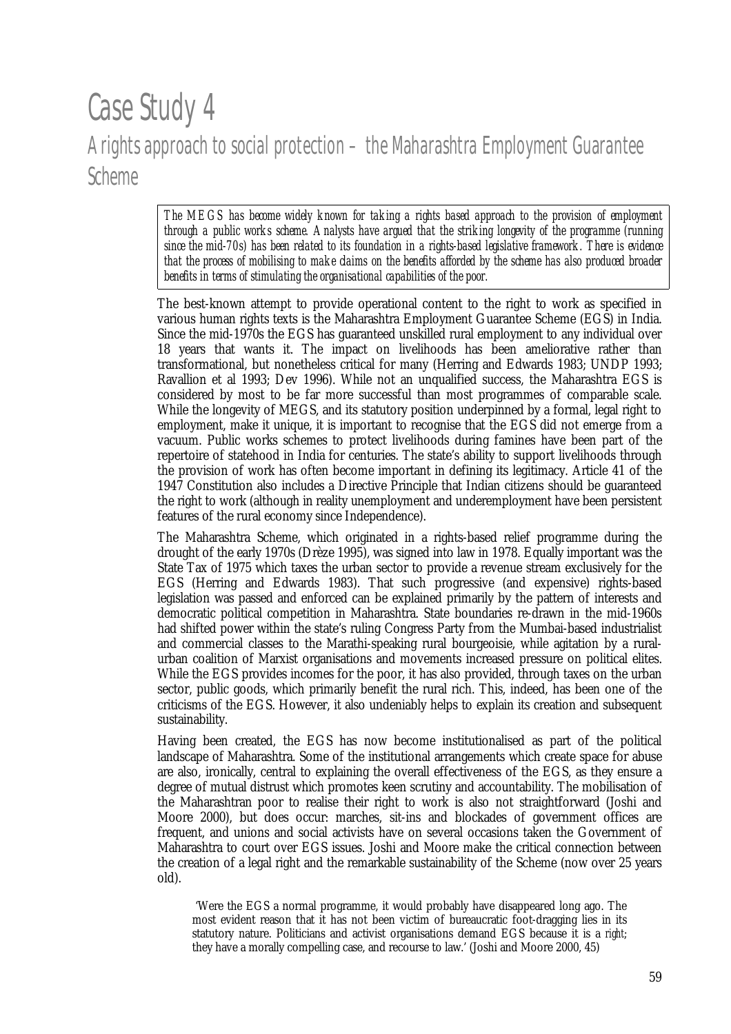# Case Study 4

## A rights approach to social protection – the Maharashtra Employment Guarantee Scheme

*The MEGS has become widely known for taking a rights based approach to the provision of employment through a public works scheme. Analysts have argued that the striking longevity of the programme (running since the mid-70s) has been related to its foundation in a rights-based legislative framework. There is evidence that the process of mobilising to make claims on the benefits afforded by the scheme has also produced broader benefits in terms of stimulating the organisational capabilities of the poor.*

The best-known attempt to provide operational content to the right to work as specified in various human rights texts is the Maharashtra Employment Guarantee Scheme (EGS) in India. Since the mid-1970s the EGS has guaranteed unskilled rural employment to any individual over 18 years that wants it. The impact on livelihoods has been ameliorative rather than transformational, but nonetheless critical for many (Herring and Edwards 1983; UNDP 1993; Ravallion et al 1993; Dev 1996). While not an unqualified success, the Maharashtra EGS is considered by most to be far more successful than most programmes of comparable scale. While the longevity of MEGS, and its statutory position underpinned by a formal, legal right to employment, make it unique, it is important to recognise that the EGS did not emerge from a vacuum. Public works schemes to protect livelihoods during famines have been part of the repertoire of statehood in India for centuries. The state's ability to support livelihoods through the provision of work has often become important in defining its legitimacy. Article 41 of the 1947 Constitution also includes a Directive Principle that Indian citizens should be guaranteed the right to work (although in reality unemployment and underemployment have been persistent features of the rural economy since Independence).

The Maharashtra Scheme, which originated in a rights-based relief programme during the drought of the early 1970s (Drèze 1995), was signed into law in 1978. Equally important was the State Tax of 1975 which taxes the urban sector to provide a revenue stream exclusively for the EGS (Herring and Edwards 1983). That such progressive (and expensive) rights-based legislation was passed and enforced can be explained primarily by the pattern of interests and democratic political competition in Maharashtra. State boundaries re-drawn in the mid-1960s had shifted power within the state's ruling Congress Party from the Mumbai-based industrialist and commercial classes to the Marathi-speaking rural bourgeoisie, while agitation by a rural-urban coalition of Marxist organisations and movements increased pressure on political elites. While the EGS provides incomes for the poor, it has also provided, through taxes on the urban sector, public goods, which primarily benefit the rural rich. This, indeed, has been one of the criticisms of the EGS. However, it also undeniably helps to explain its creation and subsequent sustainability.

Having been created, the EGS has now become institutionalised as part of the political landscape of Maharashtra. Some of the institutional arrangements which create space for abuse are also, ironically, central to explaining the overall effectiveness of the EGS, as they ensure a degree of mutual distrust which promotes keen scrutiny and accountability. The mobilisation of the Maharashtran poor to realise their right to work is also not straightforward (Joshi and Moore 2000), but does occur: marches, sit-ins and blockades of government offices are frequent, and unions and social activists have on several occasions taken the Government of Maharashtra to court over EGS issues. Joshi and Moore make the critical connection between the creation of a legal right and the remarkable sustainability of the Scheme (now over 25 years old).

> 'Were the EGS a normal programme, it would probably have disappeared long ago. The most evident reason that it has not been victim of bureaucratic foot-dragging lies in its statutory nature. Politicians and activist organisations demand EGS because it is a *right*; they have a morally compelling case, and recourse to law.' (Joshi and Moore 2000, 45)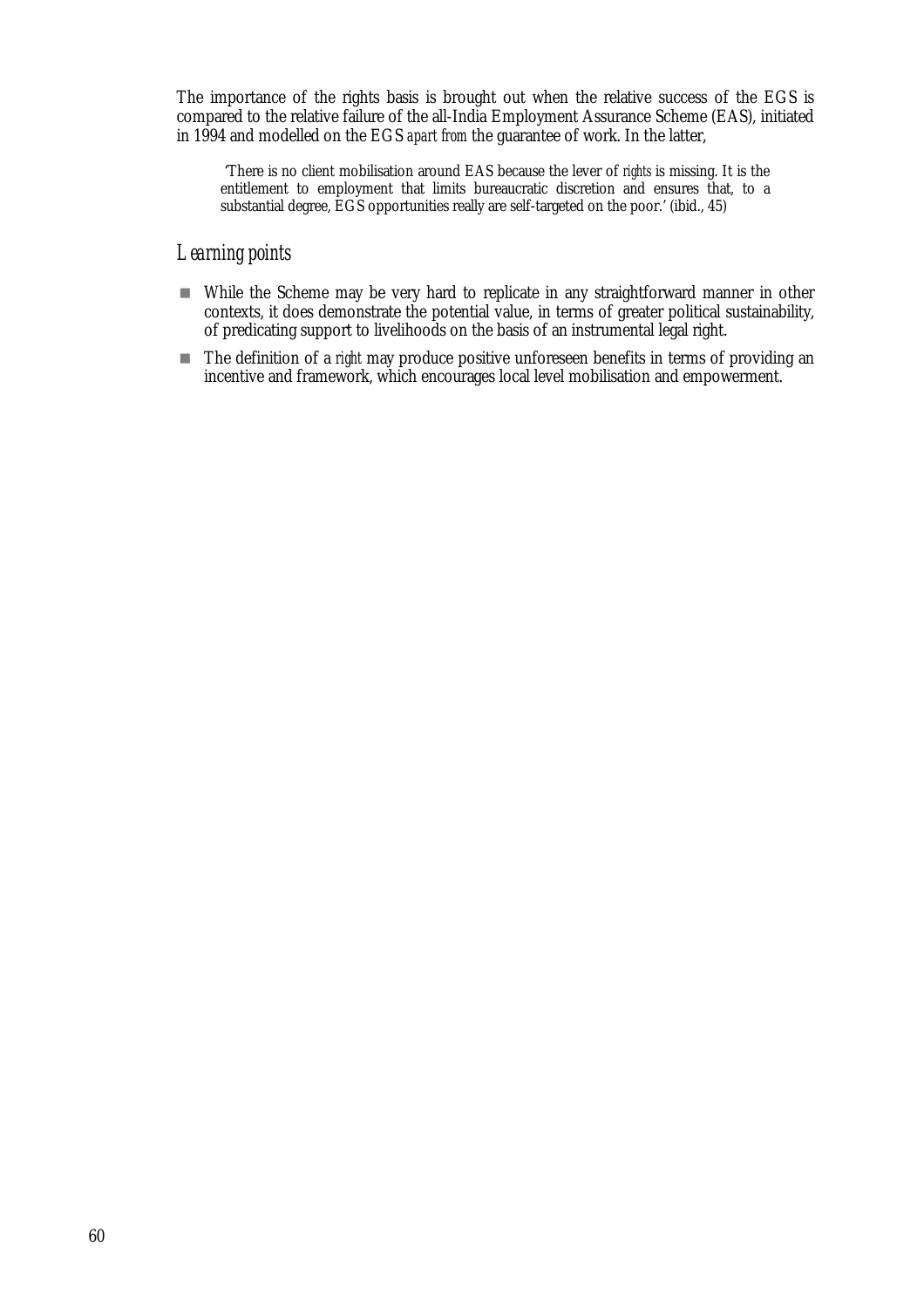The importance of the rights basis is brought out when the relative success of the EGS is compared to the relative failure of the all-India Employment Assurance Scheme (EAS), initiated in 1994 and modelled on the EGS *apart from* the guarantee of work. In the latter,

> 'There is no client mobilisation around EAS because the lever of *rights* is missing. It is the entitlement to employment that limits bureaucratic discretion and ensures that, to a substantial degree, EGS opportunities really are self-targeted on the poor.' (ibid., 45)

## *Learning points*

- While the Scheme may be very hard to replicate in any straightforward manner in other contexts, it does demonstrate the potential value, in terms of greater political sustainability, of predicating support to livelihoods on the basis of an instrumental legal right.
- The definition of a *right* may produce positive unforeseen benefits in terms of providing an incentive and framework, which encourages local level mobilisation and empowerment.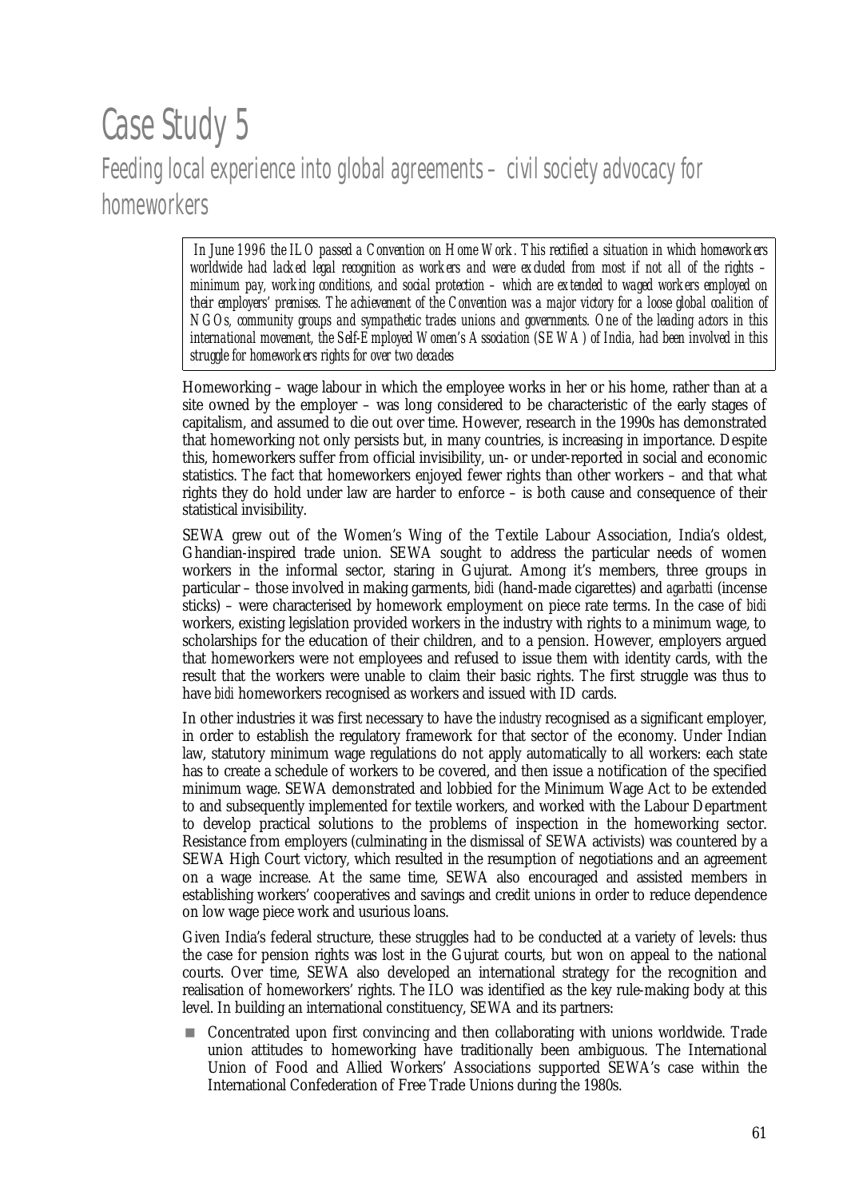# Case Study 5

## Feeding local experience into global agreements – civil society advocacy for homeworkers

*In June 1996 the ILO passed a Convention on Home Work. This rectified a situation in which homeworkers worldwide had lacked legal recognition as workers and were excluded from most if not all of the rights – minimum pay, working conditions, and social protection – which are extended to waged workers employed on their employers' premises. The achievement of the Convention was a major victory for a loose global coalition of NGOs, community groups and sympathetic trades unions and governments. One of the leading actors in this international movement, the Self-Employed Women's Association (SEWA) of India, had been involved in this struggle for homeworkers rights for over two decades*

Homeworking – wage labour in which the employee works in her or his home, rather than at a site owned by the employer – was long considered to be characteristic of the early stages of capitalism, and assumed to die out over time. However, research in the 1990s has demonstrated that homeworking not only persists but, in many countries, is increasing in importance. Despite this, homeworkers suffer from official invisibility, un- or under-reported in social and economic statistics. The fact that homeworkers enjoyed fewer rights than other workers – and that what rights they do hold under law are harder to enforce – is both cause and consequence of their statistical invisibility.

SEWA grew out of the Women's Wing of the Textile Labour Association, India's oldest, Ghandian-inspired trade union. SEWA sought to address the particular needs of women workers in the informal sector, staring in Gujurat. Among it's members, three groups in particular – those involved in making garments, *bidi* (hand-made cigarettes) and *agarbatti* (incense sticks) – were characterised by homework employment on piece rate terms. In the case of *bidi* workers, existing legislation provided workers in the industry with rights to a minimum wage, to scholarships for the education of their children, and to a pension. However, employers argued that homeworkers were not employees and refused to issue them with identity cards, with the result that the workers were unable to claim their basic rights. The first struggle was thus to have *bidi* homeworkers recognised as workers and issued with ID cards.

In other industries it was first necessary to have the *industry* recognised as a significant employer, in order to establish the regulatory framework for that sector of the economy. Under Indian law, statutory minimum wage regulations do not apply automatically to all workers: each state has to create a schedule of workers to be covered, and then issue a notification of the specified minimum wage. SEWA demonstrated and lobbied for the Minimum Wage Act to be extended to and subsequently implemented for textile workers, and worked with the Labour Department to develop practical solutions to the problems of inspection in the homeworking sector. Resistance from employers (culminating in the dismissal of SEWA activists) was countered by a SEWA High Court victory, which resulted in the resumption of negotiations and an agreement on a wage increase. At the same time, SEWA also encouraged and assisted members in establishing workers' cooperatives and savings and credit unions in order to reduce dependence on low wage piece work and usurious loans.

Given India's federal structure, these struggles had to be conducted at a variety of levels: thus the case for pension rights was lost in the Gujurat courts, but won on appeal to the national courts. Over time, SEWA also developed an international strategy for the recognition and realisation of homeworkers' rights. The ILO was identified as the key rule-making body at this level. In building an international constituency, SEWA and its partners:

- Concentrated upon first convincing and then collaborating with unions worldwide. Trade union attitudes to homeworking have traditionally been ambiguous. The International Union of Food and Allied Workers' Associations supported SEWA's case within the International Confederation of Free Trade Unions during the 1980s.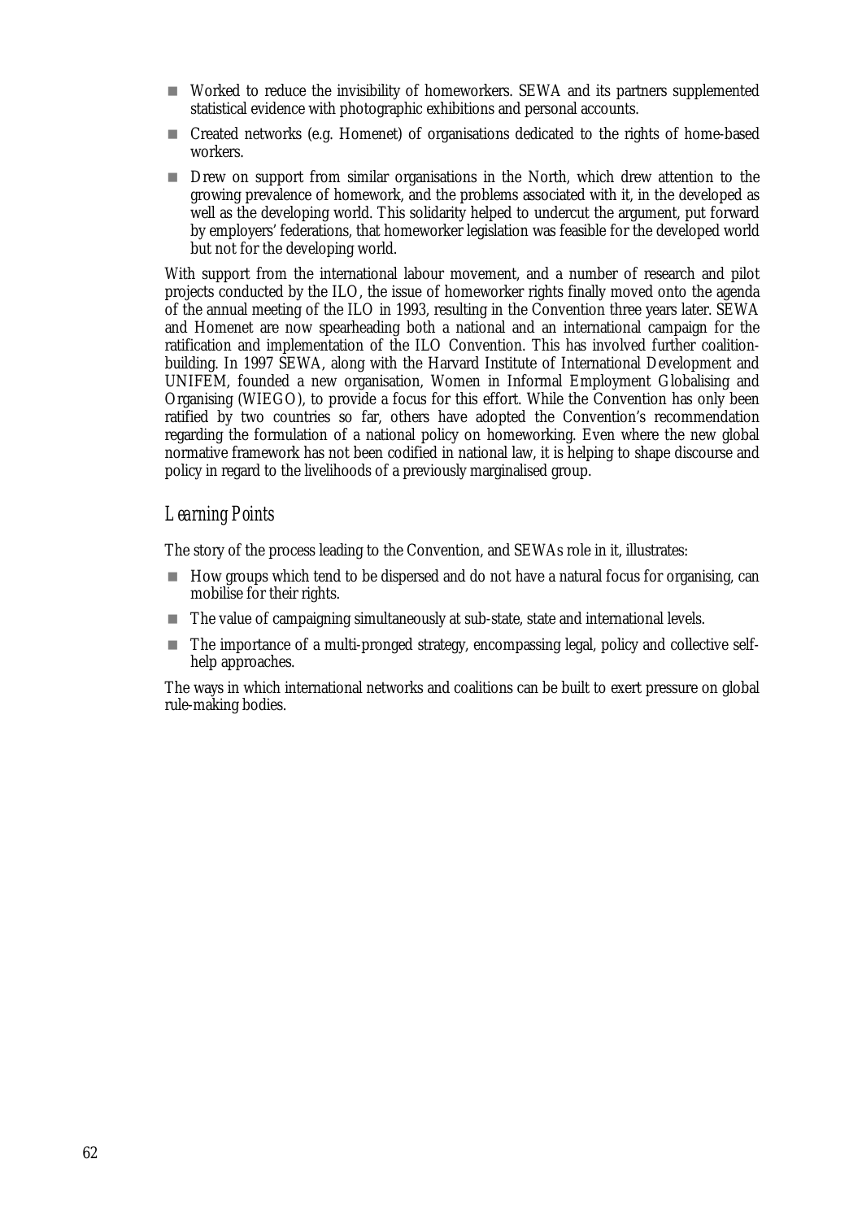- Worked to reduce the invisibility of homeworkers. SEWA and its partners supplemented statistical evidence with photographic exhibitions and personal accounts.
- Created networks (e.g. Homenet) of organisations dedicated to the rights of home-based workers.
- Drew on support from similar organisations in the North, which drew attention to the growing prevalence of homework, and the problems associated with it, in the developed as well as the developing world. This solidarity helped to undercut the argument, put forward by employers' federations, that homeworker legislation was feasible for the developed world but not for the developing world.

With support from the international labour movement, and a number of research and pilot projects conducted by the ILO, the issue of homeworker rights finally moved onto the agenda of the annual meeting of the ILO in 1993, resulting in the Convention three years later. SEWA and Homenet are now spearheading both a national and an international campaign for the ratification and implementation of the ILO Convention. This has involved further coalition-building. In 1997 SEWA, along with the Harvard Institute of International Development and UNIFEM, founded a new organisation, Women in Informal Employment Globalising and Organising (WIEGO), to provide a focus for this effort. While the Convention has only been ratified by two countries so far, others have adopted the Convention's recommendation regarding the formulation of a national policy on homeworking. Even where the new global normative framework has not been codified in national law, it is helping to shape discourse and policy in regard to the livelihoods of a previously marginalised group.

## *Learning Points*

The story of the process leading to the Convention, and SEWAs role in it, illustrates:

- How groups which tend to be dispersed and do not have a natural focus for organising, can mobilise for their rights.
- The value of campaigning simultaneously at sub-state, state and international levels.
- The importance of a multi-pronged strategy, encompassing legal, policy and collective self-help approaches.

The ways in which international networks and coalitions can be built to exert pressure on global rule-making bodies.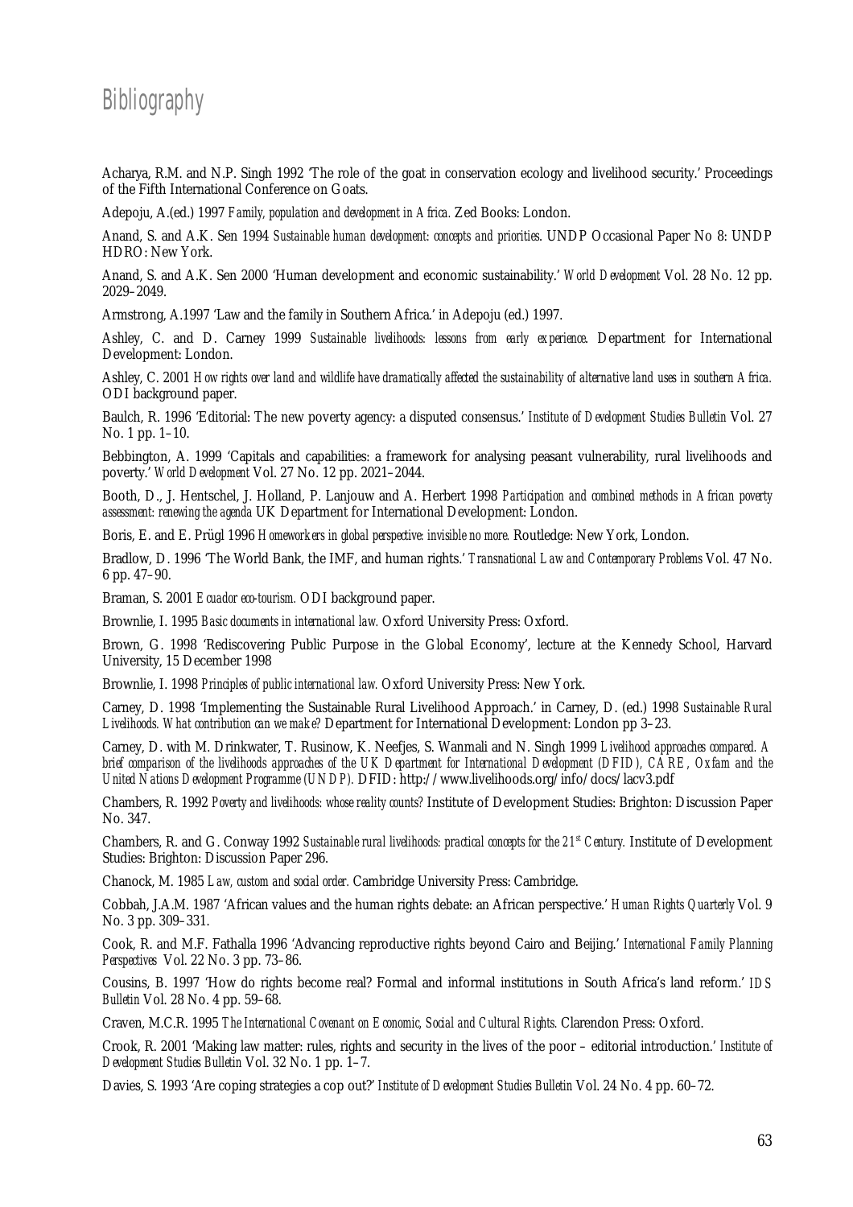# Bibliography

Acharya, R.M. and N.P. Singh 1992 'The role of the goat in conservation ecology and livelihood security.' Proceedings of the Fifth International Conference on Goats.

Adepoju, A.(ed.) 1997 *Family, population and development in Africa.* Zed Books: London.

Anand, S. and A.K. Sen 1994 *Sustainable human development: concepts and priorities.* UNDP Occasional Paper No 8: UNDP HDRO: New York.

Anand, S. and A.K. Sen 2000 'Human development and economic sustainability.' *World Development* Vol. 28 No. 12 pp. 2029–2049.

Armstrong, A.1997 'Law and the family in Southern Africa.' in Adepoju (ed.) 1997.

Ashley, C. and D. Carney 1999 *Sustainable livelihoods: lessons from early experience.* Department for International Development: London.

Ashley, C. 2001 *How rights over land and wildlife have dramatically affected the sustainability of alternative land uses in southern Africa.* ODI background paper.

Baulch, R. 1996 'Editorial: The new poverty agency: a disputed consensus.' *Institute of Development Studies Bulletin* Vol. 27 No. 1 pp. 1–10.

Bebbington, A. 1999 'Capitals and capabilities: a framework for analysing peasant vulnerability, rural livelihoods and poverty.' *World Development* Vol. 27 No. 12 pp. 2021–2044.

Booth, D., J. Hentschel, J. Holland, P. Lanjouw and A. Herbert 1998 *Participation and combined methods in African poverty assessment: renewing the agenda* UK Department for International Development: London.

Boris, E. and E. Prügl 1996 *Homeworkers in global perspective: invisible no more.* Routledge: New York, London.

Bradlow, D. 1996 'The World Bank, the IMF, and human rights.' *Transnational Law and Contemporary Problems* Vol. 47 No. 6 pp. 47–90.

Braman, S. 2001 *Ecuador eco-tourism.* ODI background paper.

Brownlie, I. 1995 *Basic documents in international law.* Oxford University Press: Oxford.

Brown, G. 1998 'Rediscovering Public Purpose in the Global Economy', lecture at the Kennedy School, Harvard University, 15 December 1998

Brownlie, I. 1998 *Principles of public international law.* Oxford University Press: New York.

Carney, D. 1998 'Implementing the Sustainable Rural Livelihood Approach.' in Carney, D. (ed.) 1998 *Sustainable Rural Livelihoods. What contribution can we make?* Department for International Development: London pp 3–23.

Carney, D. with M. Drinkwater, T. Rusinow, K. Neefjes, S. Wanmali and N. Singh 1999 *Livelihood approaches compared. A brief comparison of the livelihoods approaches of the UK Department for International Development (DFID), CARE, Oxfam and the United Nations Development Programme (UNDP).* DFID: http://www.livelihoods.org/info/docs/lacv3.pdf

Chambers, R. 1992 *Poverty and livelihoods: whose reality counts?* Institute of Development Studies: Brighton: Discussion Paper No. 347.

Chambers, R. and G. Conway 1992 *Sustainable rural livelihoods: practical concepts for the 21st Century.* Institute of Development Studies: Brighton: Discussion Paper 296.

Chanock, M. 1985 *Law, custom and social order.* Cambridge University Press: Cambridge.

Cobbah, J.A.M. 1987 'African values and the human rights debate: an African perspective.' *Human Rights Quarterly* Vol. 9 No. 3 pp. 309–331.

Cook, R. and M.F. Fathalla 1996 'Advancing reproductive rights beyond Cairo and Beijing.' *International Family Planning Perspectives* Vol. 22 No. 3 pp. 73–86.

Cousins, B. 1997 'How do rights become real? Formal and informal institutions in South Africa's land reform.' *IDS Bulletin* Vol. 28 No. 4 pp. 59–68.

Craven, M.C.R. 1995 *The International Covenant on Economic, Social and Cultural Rights.* Clarendon Press: Oxford.

Crook, R. 2001 'Making law matter: rules, rights and security in the lives of the poor – editorial introduction.' *Institute of Development Studies Bulletin* Vol. 32 No. 1 pp. 1–7.

Davies, S. 1993 'Are coping strategies a cop out?' *Institute of Development Studies Bulletin* Vol. 24 No. 4 pp. 60–72.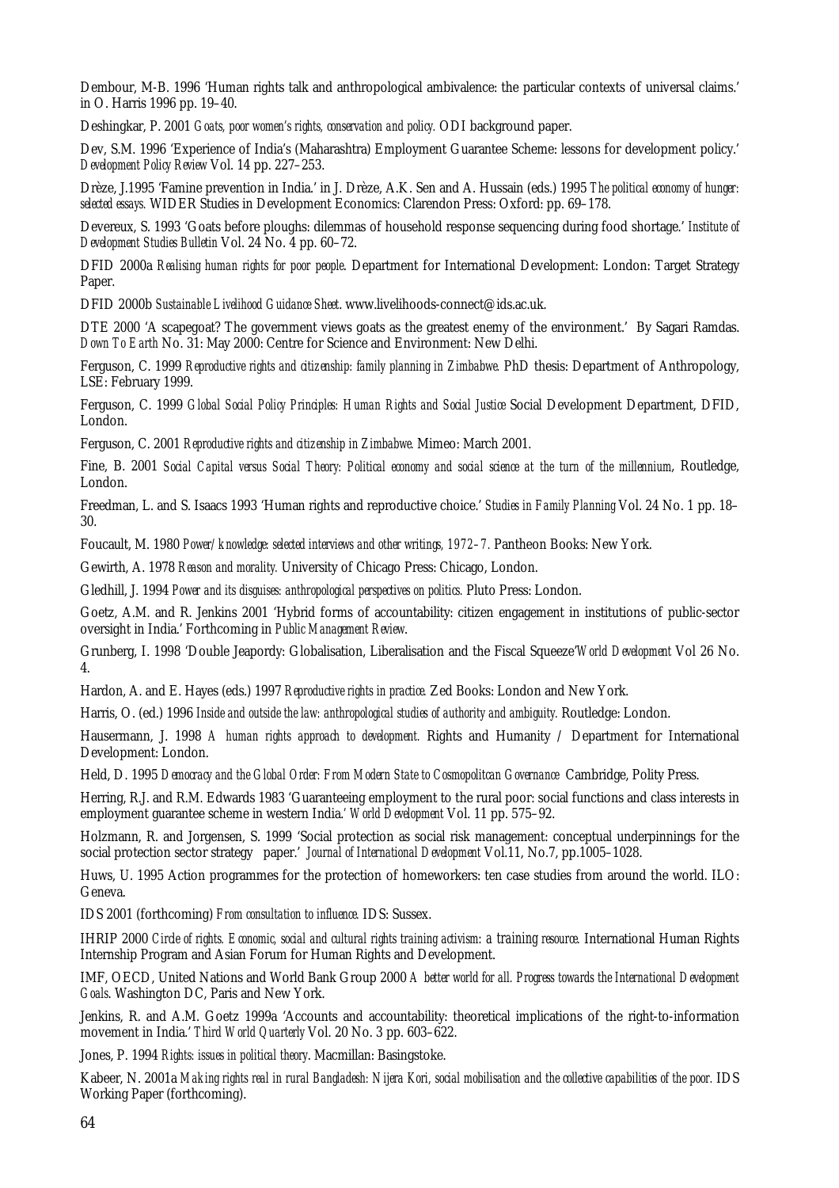Dembour, M-B. 1996 'Human rights talk and anthropological ambivalence: the particular contexts of universal claims.' in O. Harris 1996 pp. 19–40.

Deshingkar, P. 2001 *Goats, poor women's rights, conservation and policy.* ODI background paper.

Dev, S.M. 1996 'Experience of India's (Maharashtra) Employment Guarantee Scheme: lessons for development policy.' *Development Policy Review* Vol. 14 pp. 227–253.

Drèze, J.1995 'Famine prevention in India.' in J. Drèze, A.K. Sen and A. Hussain (eds.) 1995 *The political economy of hunger: selected essays.* WIDER Studies in Development Economics: Clarendon Press: Oxford: pp. 69–178.

Devereux, S. 1993 'Goats before ploughs: dilemmas of household response sequencing during food shortage.' *Institute of Development Studies Bulletin* Vol. 24 No. 4 pp. 60–72.

DFID 2000a *Realising human rights for poor people.* Department for International Development: London: Target Strategy Paper.

DFID 2000b *Sustainable Livelihood Guidance Sheet.* www.livelihoods-connect@ids.ac.uk.

DTE 2000 'A scapegoat? The government views goats as the greatest enemy of the environment.' By Sagari Ramdas. *Down To Earth* No. 31: May 2000: Centre for Science and Environment: New Delhi.

Ferguson, C. 1999 *Reproductive rights and citizenship: family planning in Zimbabwe.* PhD thesis: Department of Anthropology, LSE: February 1999.

Ferguson, C. 1999 *Global Social Policy Principles: Human Rights and Social Justice* Social Development Department, DFID, London.

Ferguson, C. 2001 *Reproductive rights and citizenship in Zimbabwe.* Mimeo: March 2001.

Fine, B. 2001 *Social Capital versus Social Theory: Political economy and social science at the turn of the millennium,* Routledge, London.

Freedman, L. and S. Isaacs 1993 'Human rights and reproductive choice.' *Studies in Family Planning* Vol. 24 No. 1 pp. 18–30.

Foucault, M. 1980 *Power/knowledge: selected interviews and other writings, 1972–7.* Pantheon Books: New York.

Gewirth, A. 1978 *Reason and morality.* University of Chicago Press: Chicago, London.

Gledhill, J. 1994 *Power and its disguises: anthropological perspectives on politics.* Pluto Press: London.

Goetz, A.M. and R. Jenkins 2001 'Hybrid forms of accountability: citizen engagement in institutions of public-sector oversight in India.' Forthcoming in *Public Management Review.*

Grunberg, I. 1998 'Double Jeapordy: Globalisation, Liberalisation and the Fiscal Squeeze'*World Development* Vol 26 No. 4.

Hardon, A. and E. Hayes (eds.) 1997 *Reproductive rights in practice.* Zed Books: London and New York.

Harris, O. (ed.) 1996 *Inside and outside the law: anthropological studies of authority and ambiguity.* Routledge: London.

Hausermann, J. 1998 *A human rights approach to development.* Rights and Humanity / Department for International Development: London.

Held, D. 1995 *Democracy and the Global Order: From Modern State to Cosmopolitcan Governance* Cambridge, Polity Press.

Herring, R.J. and R.M. Edwards 1983 'Guaranteeing employment to the rural poor: social functions and class interests in employment guarantee scheme in western India.' *World Development* Vol. 11 pp. 575–92.

Holzmann, R. and Jorgensen, S. 1999 'Social protection as social risk management: conceptual underpinnings for the social protection sector strategy paper.' *Journal of International Development* Vol.11, No.7, pp.1005–1028.

Huws, U. 1995 Action programmes for the protection of homeworkers: ten case studies from around the world. ILO: Geneva.

IDS 2001 (forthcoming) *From consultation to influence.* IDS: Sussex.

IHRIP 2000 *Circle of rights. Economic, social and cultural rights training activism: a training resource.* International Human Rights Internship Program and Asian Forum for Human Rights and Development.

IMF, OECD, United Nations and World Bank Group 2000 *A better world for all. Progress towards the International Development Goals.* Washington DC, Paris and New York.

Jenkins, R. and A.M. Goetz 1999a 'Accounts and accountability: theoretical implications of the right-to-information movement in India.' *Third World Quarterly* Vol. 20 No. 3 pp. 603–622.

Jones, P. 1994 *Rights: issues in political theory.* Macmillan: Basingstoke.

Kabeer, N. 2001a *Making rights real in rural Bangladesh: Nijera Kori, social mobilisation and the collective capabilities of the poor.* IDS Working Paper (forthcoming).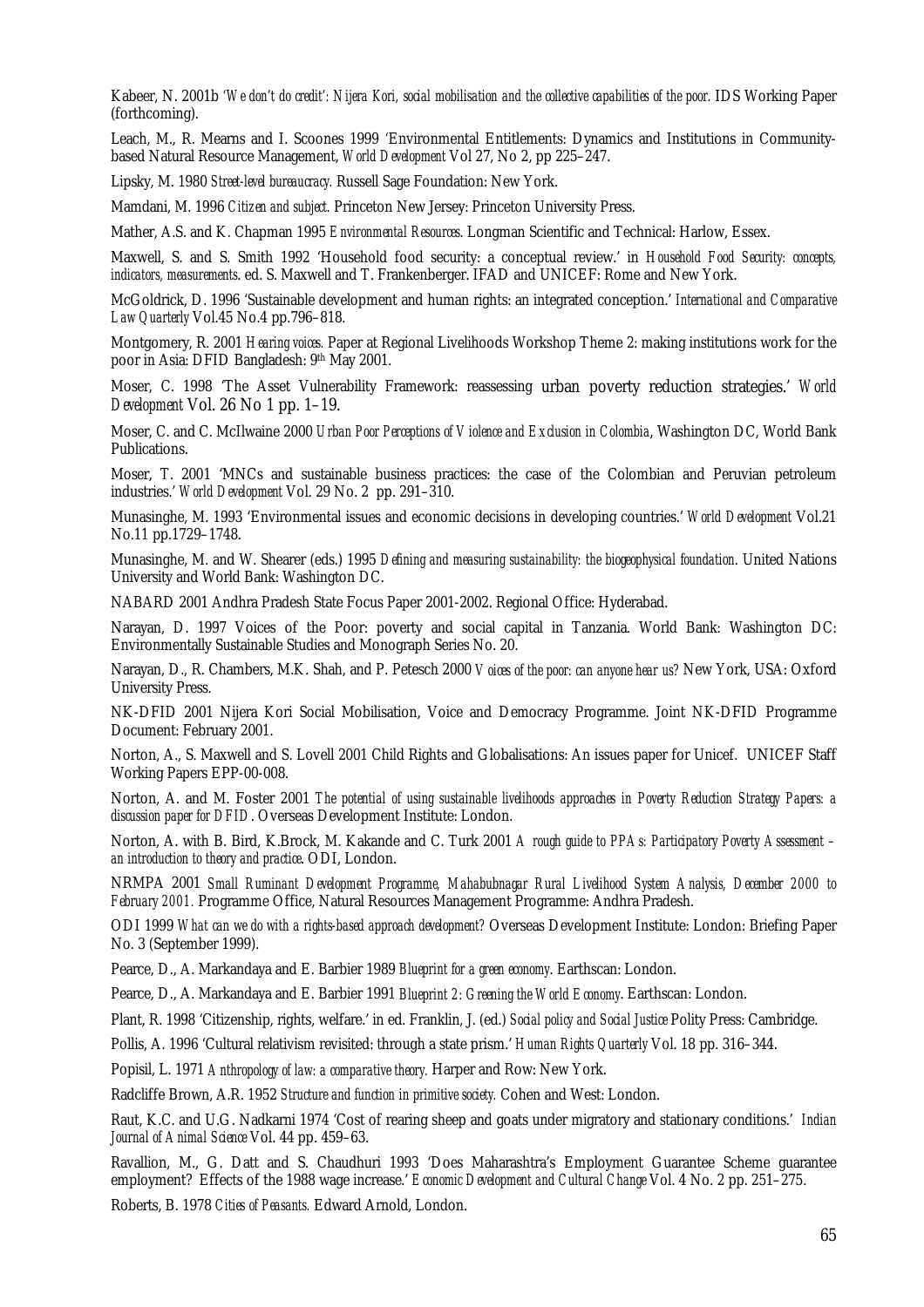Kabeer, N. 2001b *'We don't do credit': Nijera Kori, social mobilisation and the collective capabilities of the poor.* IDS Working Paper (forthcoming).

Leach, M., R. Mearns and I. Scoones 1999 'Environmental Entitlements: Dynamics and Institutions in Community-based Natural Resource Management, *World Development* Vol 27, No 2, pp 225–247.

Lipsky, M. 1980 *Street-level bureaucracy.* Russell Sage Foundation: New York.

Mamdani, M. 1996 *Citizen and subject.* Princeton New Jersey: Princeton University Press.

Mather, A.S. and K. Chapman 1995 *Environmental Resources.* Longman Scientific and Technical: Harlow, Essex.

Maxwell, S. and S. Smith 1992 'Household food security: a conceptual review.' in *Household Food Security: concepts, indicators, measurements.* ed. S. Maxwell and T. Frankenberger. IFAD and UNICEF: Rome and New York.

McGoldrick, D. 1996 'Sustainable development and human rights: an integrated conception.' *International and Comparative Law Quarterly* Vol.45 No.4 pp.796–818.

Montgomery, R. 2001 *Hearing voices.* Paper at Regional Livelihoods Workshop Theme 2: making institutions work for the poor in Asia: DFID Bangladesh: 9th May 2001.

Moser, C. 1998 'The Asset Vulnerability Framework: reassessing urban poverty reduction strategies.' *World Development* Vol. 26 No 1 pp. 1–19.

Moser, C. and C. McIlwaine 2000 *Urban Poor Perceptions of Violence and Exclusion in Colombia*, Washington DC, World Bank Publications.

Moser, T. 2001 'MNCs and sustainable business practices: the case of the Colombian and Peruvian petroleum industries.' *World Development* Vol. 29 No. 2 pp. 291–310.

Munasinghe, M. 1993 'Environmental issues and economic decisions in developing countries.' *World Development* Vol.21 No.11 pp.1729–1748.

Munasinghe, M. and W. Shearer (eds.) 1995 *Defining and measuring sustainability: the biogeophysical foundation*. United Nations University and World Bank: Washington DC.

NABARD 2001 Andhra Pradesh State Focus Paper 2001-2002. Regional Office: Hyderabad.

Narayan, D. 1997 Voices of the Poor: poverty and social capital in Tanzania. World Bank: Washington DC: Environmentally Sustainable Studies and Monograph Series No. 20.

Narayan, D., R. Chambers, M.K. Shah, and P. Petesch 2000 *Voices of the poor: can anyone hear us?* New York, USA: Oxford University Press.

NK-DFID 2001 Nijera Kori Social Mobilisation, Voice and Democracy Programme. Joint NK-DFID Programme Document: February 2001.

Norton, A., S. Maxwell and S. Lovell 2001 Child Rights and Globalisations: An issues paper for Unicef. UNICEF Staff Working Papers EPP-00-008.

Norton, A. and M. Foster 2001 *The potential of using sustainable livelihoods approaches in Poverty Reduction Strategy Papers: a discussion paper for DFID*. Overseas Development Institute: London.

Norton, A. with B. Bird, K.Brock, M. Kakande and C. Turk 2001 *A rough guide to PPAs: Participatory Poverty Assessment – an introduction to theory and practice.* ODI, London.

NRMPA 2001 *Small Ruminant Development Programme, Mahabubnagar Rural Livelihood System Analysis, December 2000 to February 2001.* Programme Office, Natural Resources Management Programme: Andhra Pradesh.

ODI 1999 *What can we do with a rights-based approach development?* Overseas Development Institute: London: Briefing Paper No. 3 (September 1999).

Pearce, D., A. Markandaya and E. Barbier 1989 *Blueprint for a green economy.* Earthscan: London.

Pearce, D., A. Markandaya and E. Barbier 1991 *Blueprint 2: Greening the World Economy.* Earthscan: London.

Plant, R. 1998 'Citizenship, rights, welfare.' in ed. Franklin, J. (ed.) *Social policy and Social Justice* Polity Press: Cambridge.

Pollis, A. 1996 'Cultural relativism revisited: through a state prism.' *Human Rights Quarterly* Vol. 18 pp. 316–344.

Popisil, L. 1971 *Anthropology of law: a comparative theory.* Harper and Row: New York.

Radcliffe Brown, A.R. 1952 *Structure and function in primitive society.* Cohen and West: London.

Raut, K.C. and U.G. Nadkarni 1974 'Cost of rearing sheep and goats under migratory and stationary conditions.' *Indian Journal of Animal Science* Vol. 44 pp. 459–63.

Ravallion, M., G. Datt and S. Chaudhuri 1993 'Does Maharashtra's Employment Guarantee Scheme guarantee employment? Effects of the 1988 wage increase.' *Economic Development and Cultural Change* Vol. 4 No. 2 pp. 251–275.

Roberts, B. 1978 *Cities of Peasants.* Edward Arnold, London.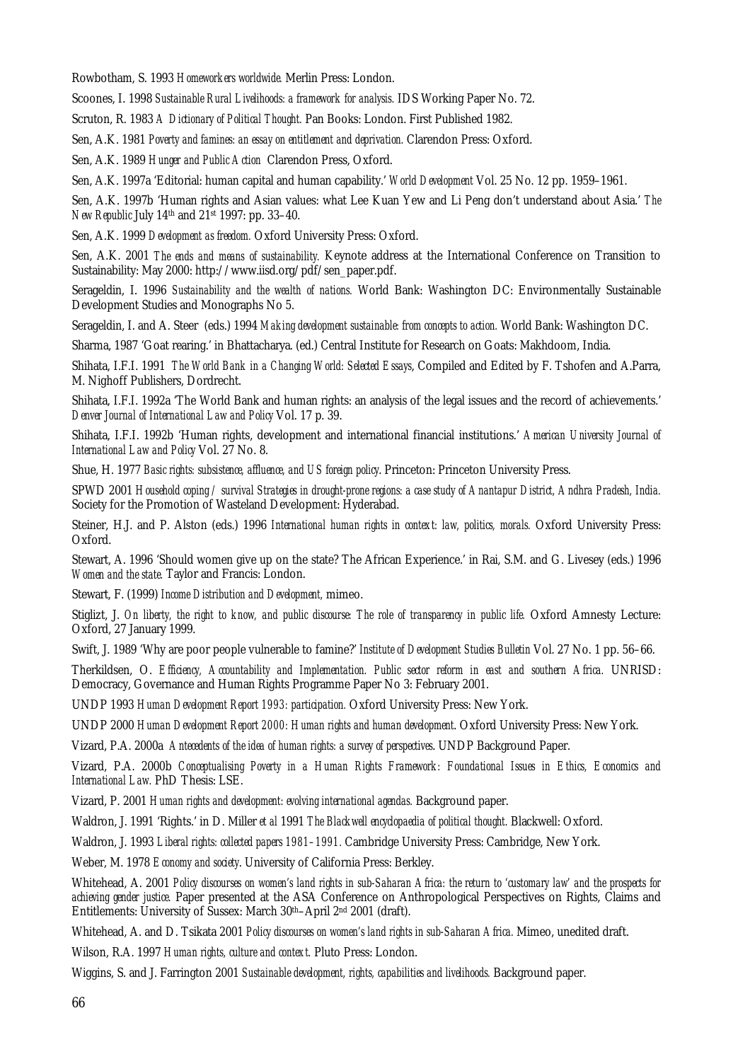Rowbotham, S. 1993 *Homeworkers worldwide.* Merlin Press: London.

Scoones, I. 1998 *Sustainable Rural Livelihoods: a framework for analysis.* IDS Working Paper No. 72.

Scruton, R. 1983 *A Dictionary of Political Thought.* Pan Books: London. First Published 1982.

Sen, A.K. 1981 *Poverty and famines: an essay on entitlement and deprivation.* Clarendon Press: Oxford.

Sen, A.K. 1989 *Hunger and Public Action* Clarendon Press, Oxford.

Sen, A.K. 1997a 'Editorial: human capital and human capability.' *World Development* Vol. 25 No. 12 pp. 1959–1961.

Sen, A.K. 1997b 'Human rights and Asian values: what Lee Kuan Yew and Li Peng don't understand about Asia.' *The New Republic* July 14th and 21st 1997: pp. 33–40.

Sen, A.K. 1999 *Development as freedom.* Oxford University Press: Oxford.

Sen, A.K. 2001 *The ends and means of sustainability.* Keynote address at the International Conference on Transition to Sustainability: May 2000: http://www.iisd.org/pdf/sen_paper.pdf.

Serageldin, I. 1996 *Sustainability and the wealth of nations.* World Bank: Washington DC: Environmentally Sustainable Development Studies and Monographs No 5.

Serageldin, I. and A. Steer (eds.) 1994 *Making development sustainable: from concepts to action.* World Bank: Washington DC.

Sharma, 1987 'Goat rearing.' in Bhattacharya. (ed.) Central Institute for Research on Goats: Makhdoom, India.

Shihata, I.F.I. 1991 *The World Bank in a Changing World: Selected Essays*, Compiled and Edited by F. Tshofen and A.Parra, M. Nighoff Publishers, Dordrecht.

Shihata, I.F.I. 1992a 'The World Bank and human rights: an analysis of the legal issues and the record of achievements.' *Denver Journal of International Law and Policy* Vol. 17 p. 39.

Shihata, I.F.I. 1992b 'Human rights, development and international financial institutions.' *American University Journal of International Law and Policy* Vol. 27 No. 8.

Shue, H. 1977 *Basic rights: subsistence, affluence, and US foreign policy*. Princeton: Princeton University Press.

SPWD 2001 *Household coping / survival Strategies in drought-prone regions: a case study of Anantapur District, Andhra Pradesh, India.* Society for the Promotion of Wasteland Development: Hyderabad.

Steiner, H.J. and P. Alston (eds.) 1996 *International human rights in context: law, politics, morals.* Oxford University Press: Oxford.

Stewart, A. 1996 'Should women give up on the state? The African Experience.' in Rai, S.M. and G. Livesey (eds.) 1996 *Women and the state.* Taylor and Francis: London.

Stewart, F. (1999) *Income Distribution and Development,* mimeo.

Stiglizt, J. *On liberty, the right to know, and public discourse: The role of transparency in public life.* Oxford Amnesty Lecture: Oxford, 27 January 1999.

Swift, J. 1989 'Why are poor people vulnerable to famine?' *Institute of Development Studies Bulletin* Vol. 27 No. 1 pp. 56–66.

Therkildsen, O. *Efficiency, Accountability and Implementation. Public sector reform in east and southern Africa.* UNRISD: Democracy, Governance and Human Rights Programme Paper No 3: February 2001.

UNDP 1993 *Human Development Report 1993: participation.* Oxford University Press: New York.

UNDP 2000 *Human Development Report 2000: Human rights and human development*. Oxford University Press: New York.

Vizard, P.A. 2000a *Antecedents of the idea of human rights: a survey of perspectives*. UNDP Background Paper.

Vizard, P.A. 2000b *Conceptualising Poverty in a Human Rights Framework: Foundational Issues in Ethics, Economics and International Law.* PhD Thesis: LSE.

Vizard, P. 2001 *Human rights and development: evolving international agendas.* Background paper.

Waldron, J. 1991 'Rights.' in D. Miller *et al* 1991 *The Blackwell encyclopaedia of political thought.* Blackwell: Oxford.

Waldron, J. 1993 *Liberal rights: collected papers 1981–1991.* Cambridge University Press: Cambridge, New York.

Weber, M. 1978 *Economy and society*. University of California Press: Berkley.

Whitehead, A. 2001 *Policy discourses on women's land rights in sub-Saharan Africa: the return to 'customary law' and the prospects for achieving gender justice.* Paper presented at the ASA Conference on Anthropological Perspectives on Rights, Claims and Entitlements: University of Sussex: March 30th–April 2nd 2001 (draft).

Whitehead, A. and D. Tsikata 2001 *Policy discourses on women's land rights in sub-Saharan Africa.* Mimeo, unedited draft.

Wilson, R.A. 1997 *Human rights, culture and context*. Pluto Press: London.

Wiggins, S. and J. Farrington 2001 *Sustainable development, rights, capabilities and livelihoods.* Background paper.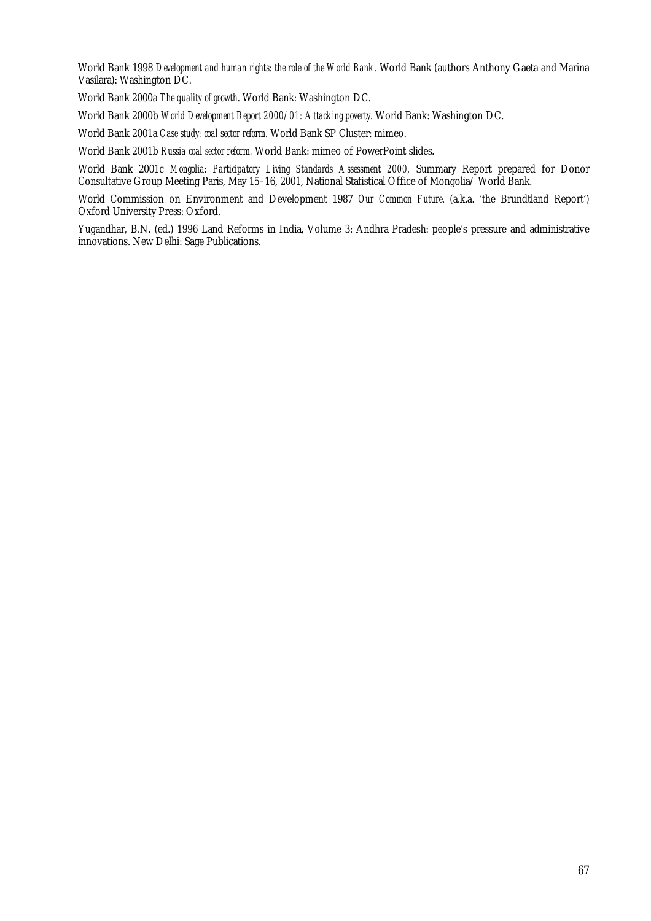World Bank 1998 *Development and human rights: the role of the World Bank.* World Bank (authors Anthony Gaeta and Marina Vasilara): Washington DC.

World Bank 2000a *The quality of growth*. World Bank: Washington DC.

World Bank 2000b *World Development Report 2000/01: Attacking poverty*. World Bank: Washington DC.

World Bank 2001a *Case study: coal sector reform.* World Bank SP Cluster: mimeo.

World Bank 2001b *Russia coal sector reform.* World Bank: mimeo of PowerPoint slides.

World Bank 2001c *Mongolia: Participatory Living Standards Assessment 2000,* Summary Report prepared for Donor Consultative Group Meeting Paris, May 15–16, 2001, National Statistical Office of Mongolia/ World Bank.

World Commission on Environment and Development 1987 *Our Common Future*. (a.k.a. 'the Brundtland Report') Oxford University Press: Oxford.

Yugandhar, B.N. (ed.) 1996 Land Reforms in India, Volume 3: Andhra Pradesh: people's pressure and administrative innovations. New Delhi: Sage Publications.